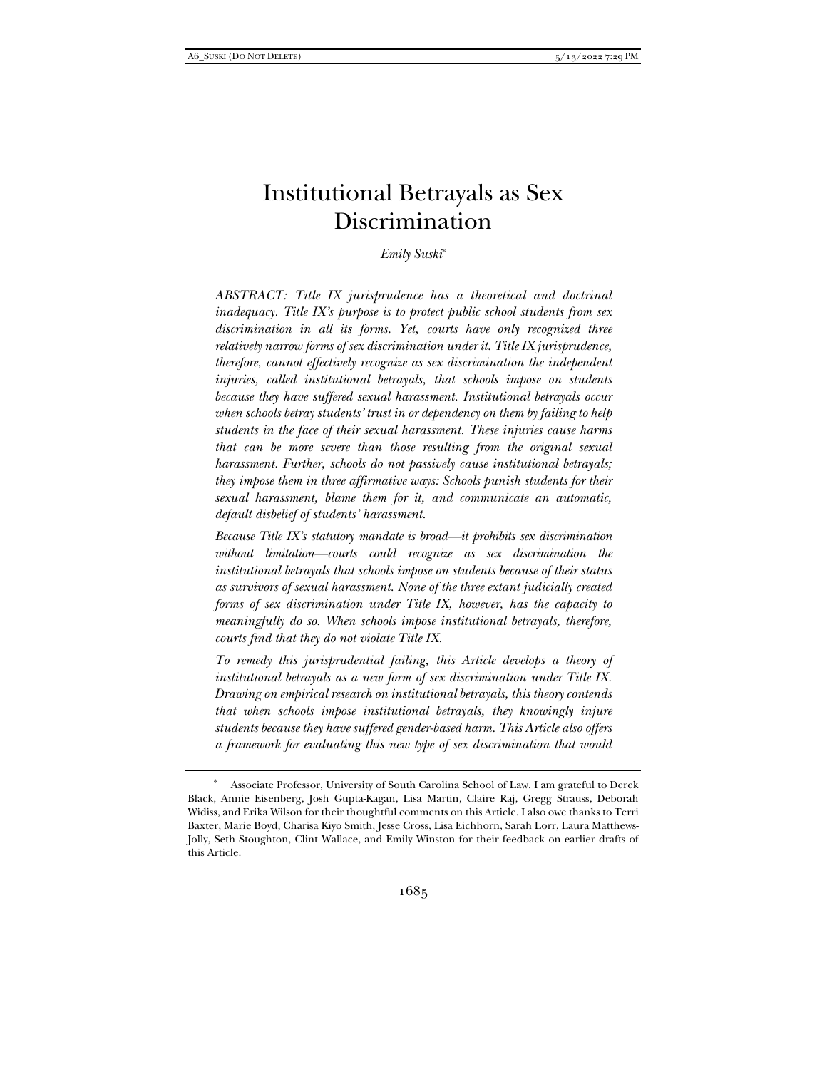# Institutional Betrayals as Sex Discrimination

*Emily Suski*[*]

*ABSTRACT: Title IX jurisprudence has a theoretical and doctrinal inadequacy. Title IX's purpose is to protect public school students from sex discrimination in all its forms. Yet, courts have only recognized three relatively narrow forms of sex discrimination under it. Title IX jurisprudence, therefore, cannot effectively recognize as sex discrimination the independent injuries, called institutional betrayals, that schools impose on students because they have suffered sexual harassment. Institutional betrayals occur when schools betray students' trust in or dependency on them by failing to help students in the face of their sexual harassment. These injuries cause harms that can be more severe than those resulting from the original sexual harassment. Further, schools do not passively cause institutional betrayals; they impose them in three affirmative ways: Schools punish students for their sexual harassment, blame them for it, and communicate an automatic, default disbelief of students' harassment.*

*Because Title IX's statutory mandate is broad—it prohibits sex discrimination without limitation—courts could recognize as sex discrimination the institutional betrayals that schools impose on students because of their status as survivors of sexual harassment. None of the three extant judicially created forms of sex discrimination under Title IX, however, has the capacity to meaningfully do so. When schools impose institutional betrayals, therefore, courts find that they do not violate Title IX.*

*To remedy this jurisprudential failing, this Article develops a theory of institutional betrayals as a new form of sex discrimination under Title IX. Drawing on empirical research on institutional betrayals, this theory contends that when schools impose institutional betrayals, they knowingly injure students because they have suffered gender-based harm. This Article also offers a framework for evaluating this new type of sex discrimination that would*

[*] Associate Professor, University of South Carolina School of Law. I am grateful to Derek Black, Annie Eisenberg, Josh Gupta-Kagan, Lisa Martin, Claire Raj, Gregg Strauss, Deborah Widiss, and Erika Wilson for their thoughtful comments on this Article. I also owe thanks to Terri Baxter, Marie Boyd, Charisa Kiyo Smith, Jesse Cross, Lisa Eichhorn, Sarah Lorr, Laura Matthews-Jolly, Seth Stoughton, Clint Wallace, and Emily Winston for their feedback on earlier drafts of this Article.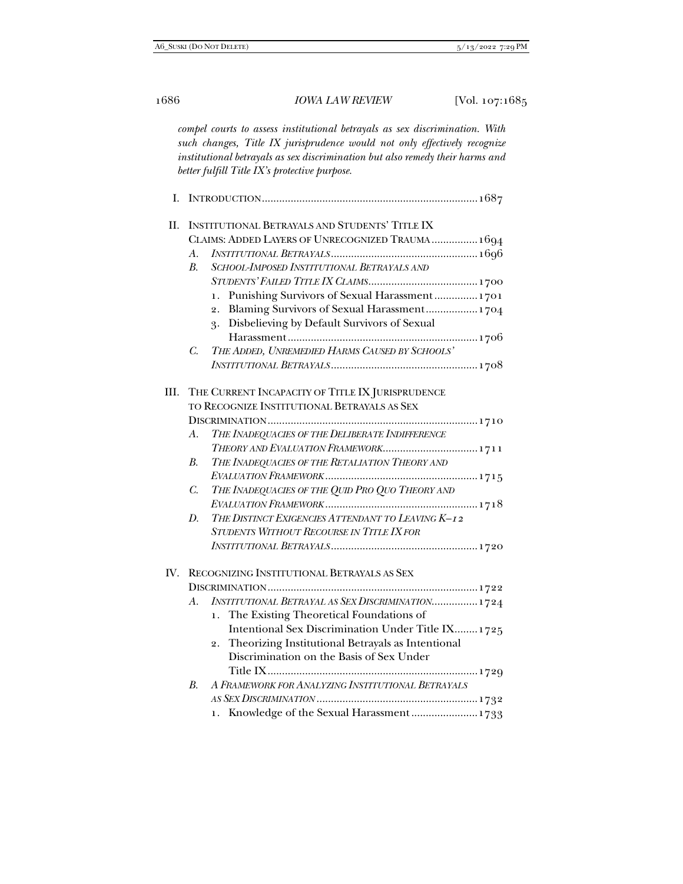*compel courts to assess institutional betrayals as sex discrimination. With such changes, Title IX jurisprudence would not only effectively recognize institutional betrayals as sex discrimination but also remedy their harms and better fulfill Title IX's protective purpose.*

I. INTRODUCTION .......... 1687

II. INSTITUTIONAL BETRAYALS AND STUDENTS' TITLE IX CLAIMS: ADDED LAYERS OF UNRECOGNIZED TRAUMA .......... 1694
   A. *INSTITUTIONAL BETRAYALS* .......... 1696
   B. *SCHOOL-IMPOSED INSTITUTIONAL BETRAYALS AND STUDENTS' FAILED TITLE IX CLAIMS* .......... 1700
      1. Punishing Survivors of Sexual Harassment .......... 1701
      2. Blaming Survivors of Sexual Harassment .......... 1704
      3. Disbelieving by Default Survivors of Sexual Harassment .......... 1706
   C. *THE ADDED, UNREMEDIED HARMS CAUSED BY SCHOOLS' INSTITUTIONAL BETRAYALS* .......... 1708

III. THE CURRENT INCAPACITY OF TITLE IX JURISPRUDENCE TO RECOGNIZE INSTITUTIONAL BETRAYALS AS SEX DISCRIMINATION .......... 1710
   A. *THE INADEQUACIES OF THE DELIBERATE INDIFFERENCE THEORY AND EVALUATION FRAMEWORK* .......... 1711
   B. *THE INADEQUACIES OF THE RETALIATION THEORY AND EVALUATION FRAMEWORK* .......... 1715
   C. *THE INADEQUACIES OF THE QUID PRO QUO THEORY AND EVALUATION FRAMEWORK* .......... 1718
   D. *THE DISTINCT EXIGENCIES ATTENDANT TO LEAVING K–12 STUDENTS WITHOUT RECOURSE IN TITLE IX FOR INSTITUTIONAL BETRAYALS* .......... 1720

IV. RECOGNIZING INSTITUTIONAL BETRAYALS AS SEX DISCRIMINATION .......... 1722
   A. *INSTITUTIONAL BETRAYAL AS SEX DISCRIMINATION* .......... 1724
      1. The Existing Theoretical Foundations of Intentional Sex Discrimination Under Title IX .......... 1725
      2. Theorizing Institutional Betrayals as Intentional Discrimination on the Basis of Sex Under Title IX .......... 1729
   B. *A FRAMEWORK FOR ANALYZING INSTITUTIONAL BETRAYALS AS SEX DISCRIMINATION* .......... 1732
      1. Knowledge of the Sexual Harassment .......... 1733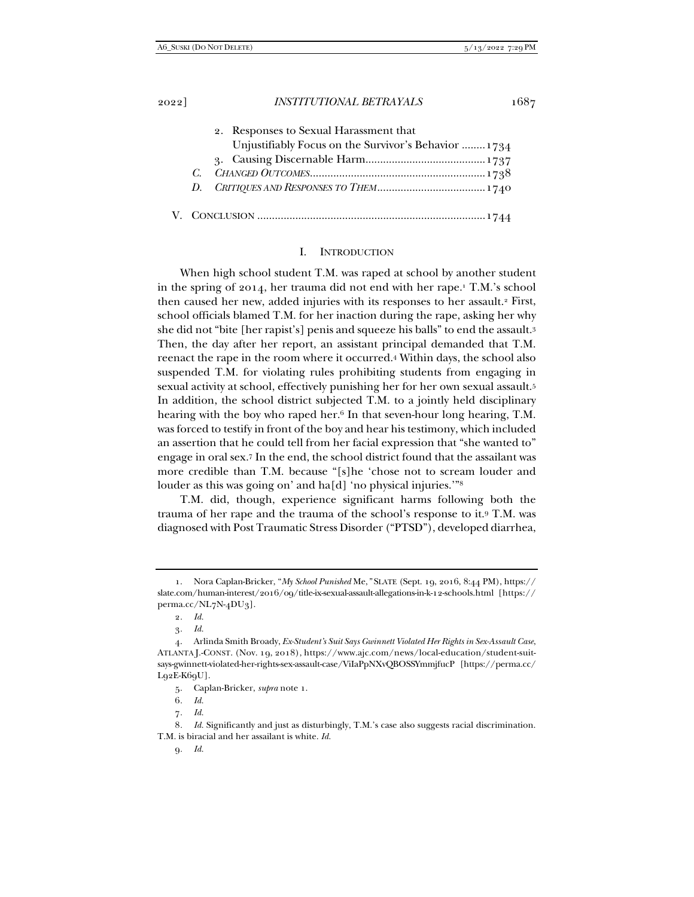2. Responses to Sexual Harassment that Unjustifiably Focus on the Survivor's Behavior ........ 1734
3. Causing Discernable Harm......................................... 1737

C. *CHANGED OUTCOMES*............................................................ 1738

D. *CRITIQUES AND RESPONSES TO THEM*..................................... 1740

V. CONCLUSION ............................................................................. 1744

# I. INTRODUCTION

When high school student T.M. was raped at school by another student in the spring of 2014, her trauma did not end with her rape.[1] T.M.'s school then caused her new, added injuries with its responses to her assault.[2] First, school officials blamed T.M. for her inaction during the rape, asking her why she did not "bite [her rapist's] penis and squeeze his balls" to end the assault.[3] Then, the day after her report, an assistant principal demanded that T.M. reenact the rape in the room where it occurred.[4] Within days, the school also suspended T.M. for violating rules prohibiting students from engaging in sexual activity at school, effectively punishing her for her own sexual assault.[5] In addition, the school district subjected T.M. to a jointly held disciplinary hearing with the boy who raped her.[6] In that seven-hour long hearing, T.M. was forced to testify in front of the boy and hear his testimony, which included an assertion that he could tell from her facial expression that "she wanted to" engage in oral sex.[7] In the end, the school district found that the assailant was more credible than T.M. because "[s]he 'chose not to scream louder and louder as this was going on' and ha[d] 'no physical injuries.'"[8]

T.M. did, though, experience significant harms following both the trauma of her rape and the trauma of the school's response to it.[9] T.M. was diagnosed with Post Traumatic Stress Disorder ("PTSD"), developed diarrhea,

---

1. Nora Caplan-Bricker, "*My School Punished* Me*,*" SLATE (Sept. 19, 2016, 8:44 PM), https://slate.com/human-interest/2016/09/title-ix-sexual-assault-allegations-in-k-12-schools.html [https://perma.cc/NL7N-4DU3].

2. *Id.*

3. *Id.*

4. Arlinda Smith Broady, *Ex-Student's Suit Says Gwinnett Violated Her Rights in Sex-Assault Case*, ATLANTA J.-CONST. (Nov. 19, 2018), https://www.ajc.com/news/local-education/student-suit-says-gwinnett-violated-her-rights-sex-assault-case/ViIaPpNXvQBOSSYmmjfucP [https://perma.cc/L92E-K69U].

5. Caplan-Bricker, *supra* note 1.

6. *Id.*

7. *Id.*

8. *Id.* Significantly and just as disturbingly, T.M.'s case also suggests racial discrimination. T.M. is biracial and her assailant is white. *Id.*

9. *Id.*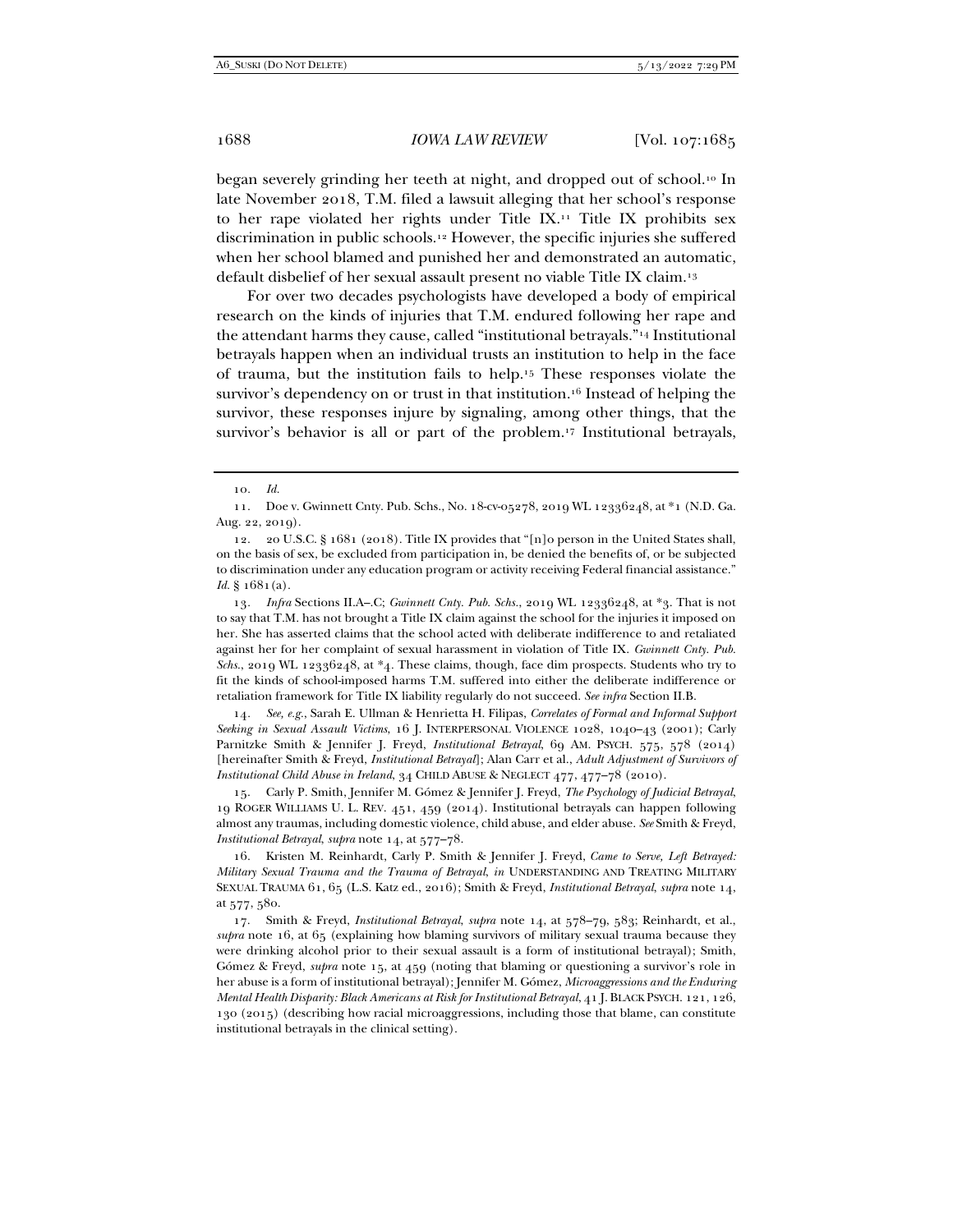began severely grinding her teeth at night, and dropped out of school.[10] In late November 2018, T.M. filed a lawsuit alleging that her school's response to her rape violated her rights under Title IX.[11] Title IX prohibits sex discrimination in public schools.[12] However, the specific injuries she suffered when her school blamed and punished her and demonstrated an automatic, default disbelief of her sexual assault present no viable Title IX claim.[13]

For over two decades psychologists have developed a body of empirical research on the kinds of injuries that T.M. endured following her rape and the attendant harms they cause, called "institutional betrayals."[14] Institutional betrayals happen when an individual trusts an institution to help in the face of trauma, but the institution fails to help.[15] These responses violate the survivor's dependency on or trust in that institution.[16] Instead of helping the survivor, these responses injure by signaling, among other things, that the survivor's behavior is all or part of the problem.[17] Institutional betrayals,

---

10. *Id.*

11. Doe v. Gwinnett Cnty. Pub. Schs., No. 18-cv-05278, 2019 WL 12336248, at *1 (N.D. Ga. Aug. 22, 2019).

12. 20 U.S.C. § 1681 (2018). Title IX provides that "[n]o person in the United States shall, on the basis of sex, be excluded from participation in, be denied the benefits of, or be subjected to discrimination under any education program or activity receiving Federal financial assistance." *Id.* § 1681(a).

13. *Infra* Sections II.A–.C; *Gwinnett Cnty. Pub. Schs.*, 2019 WL 12336248, at *3. That is not to say that T.M. has not brought a Title IX claim against the school for the injuries it imposed on her. She has asserted claims that the school acted with deliberate indifference to and retaliated against her for her complaint of sexual harassment in violation of Title IX. *Gwinnett Cnty. Pub. Schs.*, 2019 WL 12336248, at *4. These claims, though, face dim prospects. Students who try to fit the kinds of school-imposed harms T.M. suffered into either the deliberate indifference or retaliation framework for Title IX liability regularly do not succeed. *See infra* Section II.B.

14. *See, e.g.*, Sarah E. Ullman & Henrietta H. Filipas, *Correlates of Formal and Informal Support Seeking in Sexual Assault Victims*, 16 J. INTERPERSONAL VIOLENCE 1028, 1040–43 (2001); Carly Parnitzke Smith & Jennifer J. Freyd, *Institutional Betrayal*, 69 AM. PSYCH. 575, 578 (2014) [hereinafter Smith & Freyd, *Institutional Betrayal*]; Alan Carr et al., *Adult Adjustment of Survivors of Institutional Child Abuse in Ireland*, 34 CHILD ABUSE & NEGLECT 477, 477–78 (2010).

15. Carly P. Smith, Jennifer M. Gómez & Jennifer J. Freyd, *The Psychology of Judicial Betrayal*, 19 ROGER WILLIAMS U. L. REV. 451, 459 (2014). Institutional betrayals can happen following almost any traumas, including domestic violence, child abuse, and elder abuse. *See* Smith & Freyd, *Institutional Betrayal*, *supra* note 14, at 577–78.

16. Kristen M. Reinhardt, Carly P. Smith & Jennifer J. Freyd, *Came to Serve, Left Betrayed: Military Sexual Trauma and the Trauma of Betrayal*, *in* UNDERSTANDING AND TREATING MILITARY SEXUAL TRAUMA 61, 65 (L.S. Katz ed., 2016); Smith & Freyd, *Institutional Betrayal*, *supra* note 14, at 577, 580.

17. Smith & Freyd, *Institutional Betrayal*, *supra* note 14, at 578–79, 583; Reinhardt, et al., *supra* note 16, at 65 (explaining how blaming survivors of military sexual trauma because they were drinking alcohol prior to their sexual assault is a form of institutional betrayal); Smith, Gómez & Freyd, *supra* note 15, at 459 (noting that blaming or questioning a survivor's role in her abuse is a form of institutional betrayal); Jennifer M. Gómez, *Microaggressions and the Enduring Mental Health Disparity: Black Americans at Risk for Institutional Betrayal*, 41 J. BLACK PSYCH. 121, 126, 130 (2015) (describing how racial microaggressions, including those that blame, can constitute institutional betrayals in the clinical setting).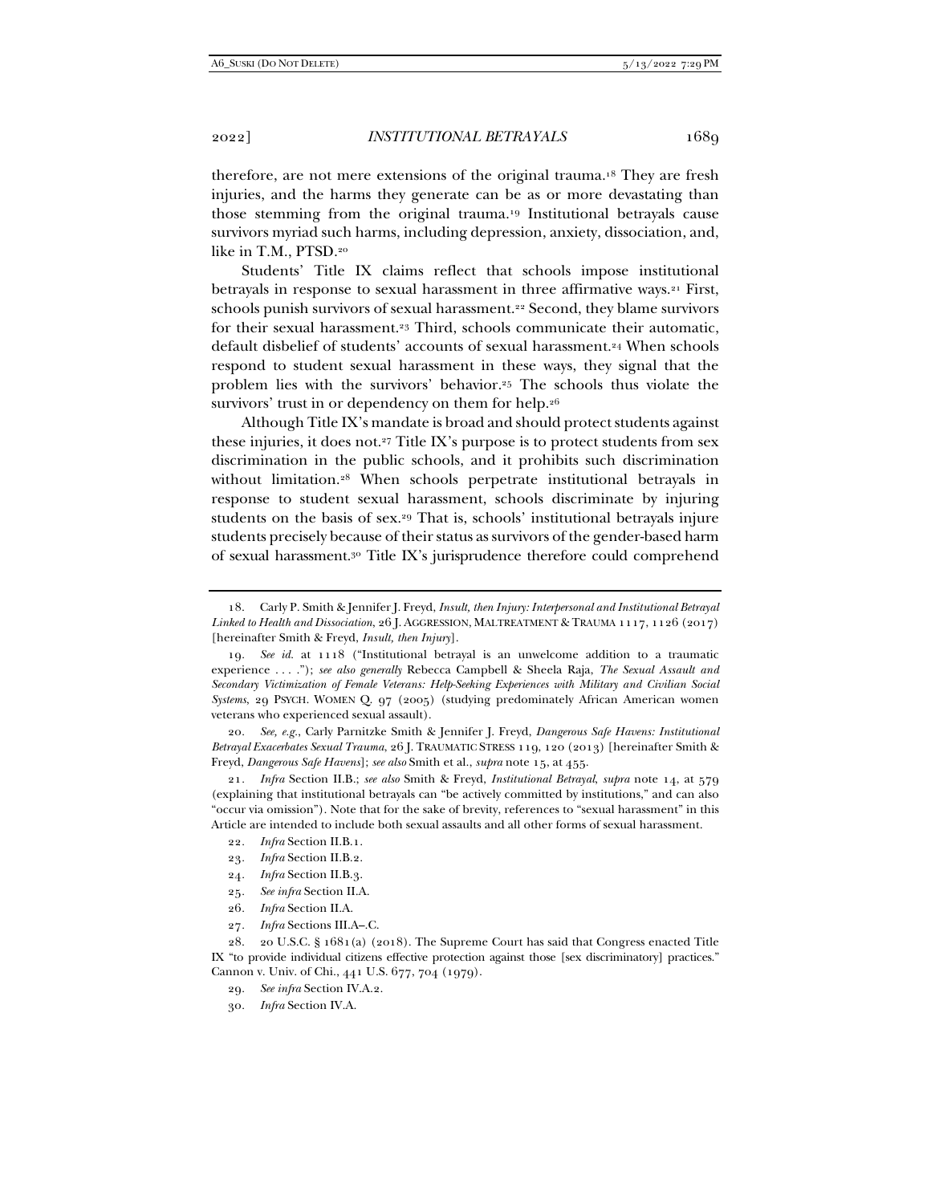therefore, are not mere extensions of the original trauma.[18] They are fresh injuries, and the harms they generate can be as or more devastating than those stemming from the original trauma.[19] Institutional betrayals cause survivors myriad such harms, including depression, anxiety, dissociation, and, like in T.M., PTSD.[20]

Students' Title IX claims reflect that schools impose institutional betrayals in response to sexual harassment in three affirmative ways.[21] First, schools punish survivors of sexual harassment.[22] Second, they blame survivors for their sexual harassment.[23] Third, schools communicate their automatic, default disbelief of students' accounts of sexual harassment.[24] When schools respond to student sexual harassment in these ways, they signal that the problem lies with the survivors' behavior.[25] The schools thus violate the survivors' trust in or dependency on them for help.[26]

Although Title IX's mandate is broad and should protect students against these injuries, it does not.[27] Title IX's purpose is to protect students from sex discrimination in the public schools, and it prohibits such discrimination without limitation.[28] When schools perpetrate institutional betrayals in response to student sexual harassment, schools discriminate by injuring students on the basis of sex.[29] That is, schools' institutional betrayals injure students precisely because of their status as survivors of the gender-based harm of sexual harassment.[30] Title IX's jurisprudence therefore could comprehend

---

18. Carly P. Smith & Jennifer J. Freyd, *Insult, then Injury: Interpersonal and Institutional Betrayal Linked to Health and Dissociation*, 26 J. AGGRESSION, MALTREATMENT & TRAUMA 1117, 1126 (2017) [hereinafter Smith & Freyd, *Insult, then Injury*].

19. *See id.* at 1118 ("Institutional betrayal is an unwelcome addition to a traumatic experience . . . ."); *see also generally* Rebecca Campbell & Sheela Raja, *The Sexual Assault and Secondary Victimization of Female Veterans: Help-Seeking Experiences with Military and Civilian Social Systems*, 29 PSYCH. WOMEN Q. 97 (2005) (studying predominately African American women veterans who experienced sexual assault).

20. *See, e.g.*, Carly Parnitzke Smith & Jennifer J. Freyd, *Dangerous Safe Havens: Institutional Betrayal Exacerbates Sexual Trauma*, 26 J. TRAUMATIC STRESS 119, 120 (2013) [hereinafter Smith & Freyd, *Dangerous Safe Havens*]; *see also* Smith et al., *supra* note 15, at 455.

21. *Infra* Section II.B.; *see also* Smith & Freyd, *Institutional Betrayal*, *supra* note 14, at 579 (explaining that institutional betrayals can "be actively committed by institutions," and can also "occur via omission"). Note that for the sake of brevity, references to "sexual harassment" in this Article are intended to include both sexual assaults and all other forms of sexual harassment.

22. *Infra* Section II.B.1.

23. *Infra* Section II.B.2.

24. *Infra* Section II.B.3.

25. *See infra* Section II.A.

26. *Infra* Section II.A.

27. *Infra* Sections III.A–.C.

28. 20 U.S.C. § 1681(a) (2018). The Supreme Court has said that Congress enacted Title IX "to provide individual citizens effective protection against those [sex discriminatory] practices." Cannon v. Univ. of Chi., 441 U.S. 677, 704 (1979).

29. *See infra* Section IV.A.2.

30. *Infra* Section IV.A.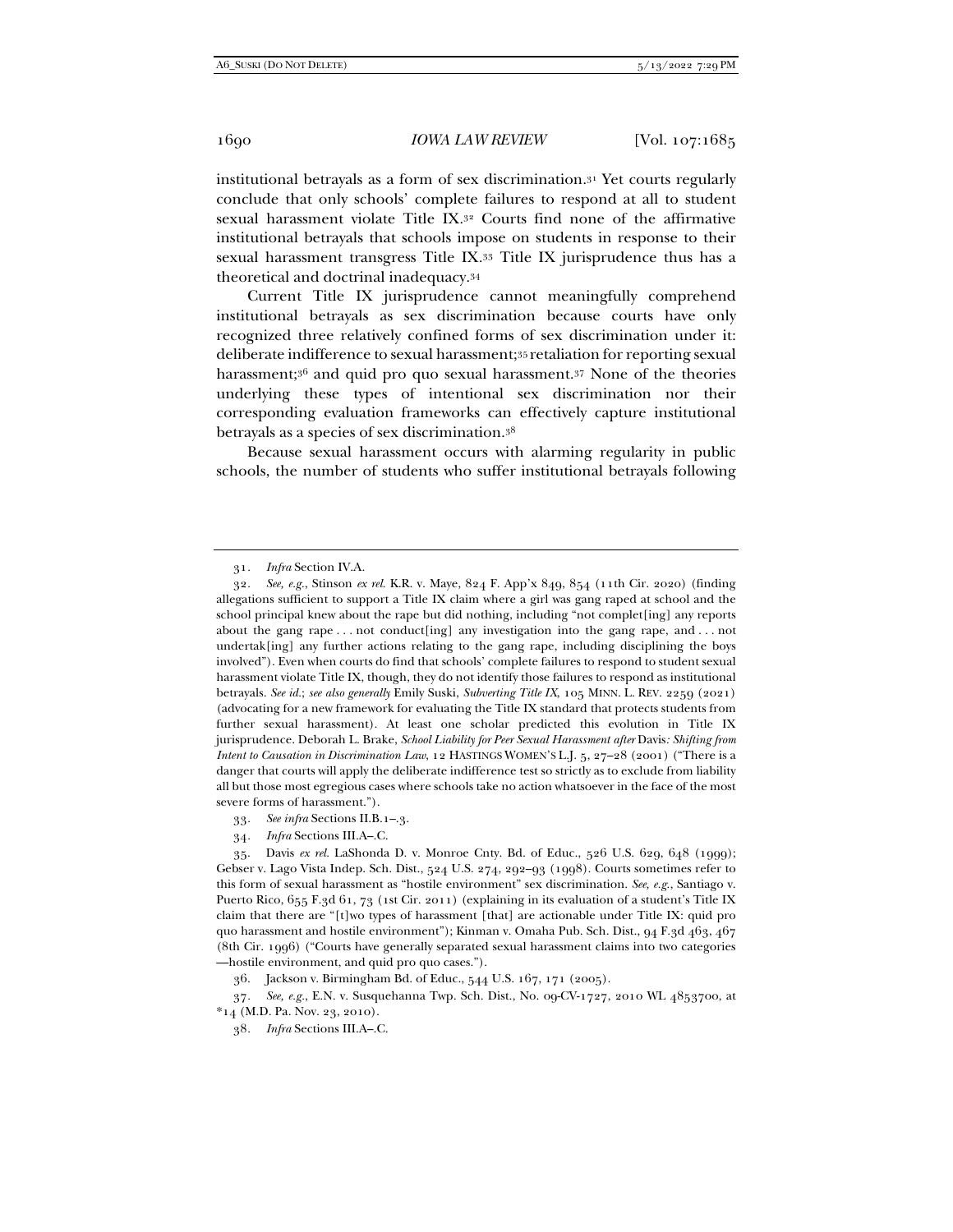institutional betrayals as a form of sex discrimination.[31] Yet courts regularly conclude that only schools' complete failures to respond at all to student sexual harassment violate Title IX.[32] Courts find none of the affirmative institutional betrayals that schools impose on students in response to their sexual harassment transgress Title IX.[33] Title IX jurisprudence thus has a theoretical and doctrinal inadequacy.[34]

Current Title IX jurisprudence cannot meaningfully comprehend institutional betrayals as sex discrimination because courts have only recognized three relatively confined forms of sex discrimination under it: deliberate indifference to sexual harassment;[35] retaliation for reporting sexual harassment;[36] and quid pro quo sexual harassment.[37] None of the theories underlying these types of intentional sex discrimination nor their corresponding evaluation frameworks can effectively capture institutional betrayals as a species of sex discrimination.[38]

Because sexual harassment occurs with alarming regularity in public schools, the number of students who suffer institutional betrayals following

---

31. *Infra* Section IV.A.

32. *See, e.g.*, Stinson *ex rel.* K.R. v. Maye, 824 F. App'x 849, 854 (11th Cir. 2020) (finding allegations sufficient to support a Title IX claim where a girl was gang raped at school and the school principal knew about the rape but did nothing, including "not complet[ing] any reports about the gang rape . . . not conduct[ing] any investigation into the gang rape, and . . . not undertak[ing] any further actions relating to the gang rape, including disciplining the boys involved"). Even when courts do find that schools' complete failures to respond to student sexual harassment violate Title IX, though, they do not identify those failures to respond as institutional betrayals. *See id.*; *see also generally* Emily Suski, *Subverting Title IX*, 105 MINN. L. REV. 2259 (2021) (advocating for a new framework for evaluating the Title IX standard that protects students from further sexual harassment). At least one scholar predicted this evolution in Title IX jurisprudence. Deborah L. Brake, *School Liability for Peer Sexual Harassment after* Davis*: Shifting from Intent to Causation in Discrimination Law*, 12 HASTINGS WOMEN'S L.J. 5, 27–28 (2001) ("There is a danger that courts will apply the deliberate indifference test so strictly as to exclude from liability all but those most egregious cases where schools take no action whatsoever in the face of the most severe forms of harassment.").

33. *See infra* Sections II.B.1–.3.

34. *Infra* Sections III.A–.C.

35. Davis *ex rel.* LaShonda D. v. Monroe Cnty. Bd. of Educ., 526 U.S. 629, 648 (1999); Gebser v. Lago Vista Indep. Sch. Dist., 524 U.S. 274, 292–93 (1998). Courts sometimes refer to this form of sexual harassment as "hostile environment" sex discrimination. *See, e.g.*, Santiago v. Puerto Rico, 655 F.3d 61, 73 (1st Cir. 2011) (explaining in its evaluation of a student's Title IX claim that there are "[t]wo types of harassment [that] are actionable under Title IX: quid pro quo harassment and hostile environment"); Kinman v. Omaha Pub. Sch. Dist., 94 F.3d 463, 467 (8th Cir. 1996) ("Courts have generally separated sexual harassment claims into two categories —hostile environment, and quid pro quo cases.").

36. Jackson v. Birmingham Bd. of Educ., 544 U.S. 167, 171 (2005).

37. *See, e.g.*, E.N. v. Susquehanna Twp. Sch. Dist., No. 09-CV-1727, 2010 WL 4853700, at *14 (M.D. Pa. Nov. 23, 2010).

38. *Infra* Sections III.A–.C.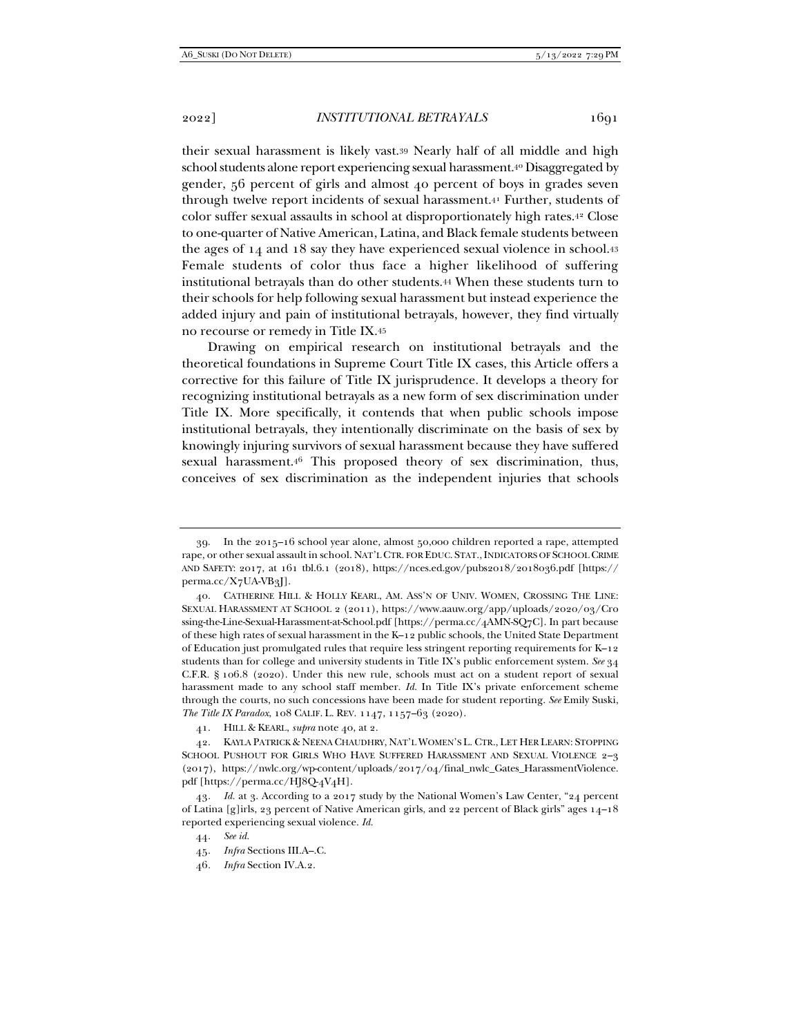their sexual harassment is likely vast.[39] Nearly half of all middle and high school students alone report experiencing sexual harassment.[40] Disaggregated by gender, 56 percent of girls and almost 40 percent of boys in grades seven through twelve report incidents of sexual harassment.[41] Further, students of color suffer sexual assaults in school at disproportionately high rates.[42] Close to one-quarter of Native American, Latina, and Black female students between the ages of 14 and 18 say they have experienced sexual violence in school.[43] Female students of color thus face a higher likelihood of suffering institutional betrayals than do other students.[44] When these students turn to their schools for help following sexual harassment but instead experience the added injury and pain of institutional betrayals, however, they find virtually no recourse or remedy in Title IX.[45]

Drawing on empirical research on institutional betrayals and the theoretical foundations in Supreme Court Title IX cases, this Article offers a corrective for this failure of Title IX jurisprudence. It develops a theory for recognizing institutional betrayals as a new form of sex discrimination under Title IX. More specifically, it contends that when public schools impose institutional betrayals, they intentionally discriminate on the basis of sex by knowingly injuring survivors of sexual harassment because they have suffered sexual harassment.[46] This proposed theory of sex discrimination, thus, conceives of sex discrimination as the independent injuries that schools

---

39. In the 2015–16 school year alone, almost 50,000 children reported a rape, attempted rape, or other sexual assault in school. NAT'L CTR. FOR EDUC. STAT., INDICATORS OF SCHOOL CRIME AND SAFETY: 2017, at 161 tbl.6.1 (2018), https://nces.ed.gov/pubs2018/2018036.pdf [https://perma.cc/X7UA-VB3J].

40. CATHERINE HILL & HOLLY KEARL, AM. ASS'N OF UNIV. WOMEN, CROSSING THE LINE: SEXUAL HARASSMENT AT SCHOOL 2 (2011), https://www.aauw.org/app/uploads/2020/03/Crossing-the-Line-Sexual-Harassment-at-School.pdf [https://perma.cc/4AMN-SQ7C]. In part because of these high rates of sexual harassment in the K–12 public schools, the United State Department of Education just promulgated rules that require less stringent reporting requirements for K–12 students than for college and university students in Title IX's public enforcement system. *See* 34 C.F.R. § 106.8 (2020). Under this new rule, schools must act on a student report of sexual harassment made to any school staff member. *Id.* In Title IX's private enforcement scheme through the courts, no such concessions have been made for student reporting. *See* Emily Suski, *The Title IX Paradox*, 108 CALIF. L. REV. 1147, 1157–63 (2020).

41. HILL & KEARL, *supra* note 40, at 2.

42. KAYLA PATRICK & NEENA CHAUDHRY, NAT'L WOMEN'S L. CTR., LET HER LEARN: STOPPING SCHOOL PUSHOUT FOR GIRLS WHO HAVE SUFFERED HARASSMENT AND SEXUAL VIOLENCE 2–3 (2017), https://nwlc.org/wp-content/uploads/2017/04/final_nwlc_Gates_HarassmentViolence.pdf [https://perma.cc/HJ8Q-4V4H].

43. *Id.* at 3. According to a 2017 study by the National Women's Law Center, "24 percent of Latina [g]irls, 23 percent of Native American girls, and 22 percent of Black girls" ages 14–18 reported experiencing sexual violence. *Id.*

44. *See id.*

45. *Infra* Sections III.A–.C.

46. *Infra* Section IV.A.2.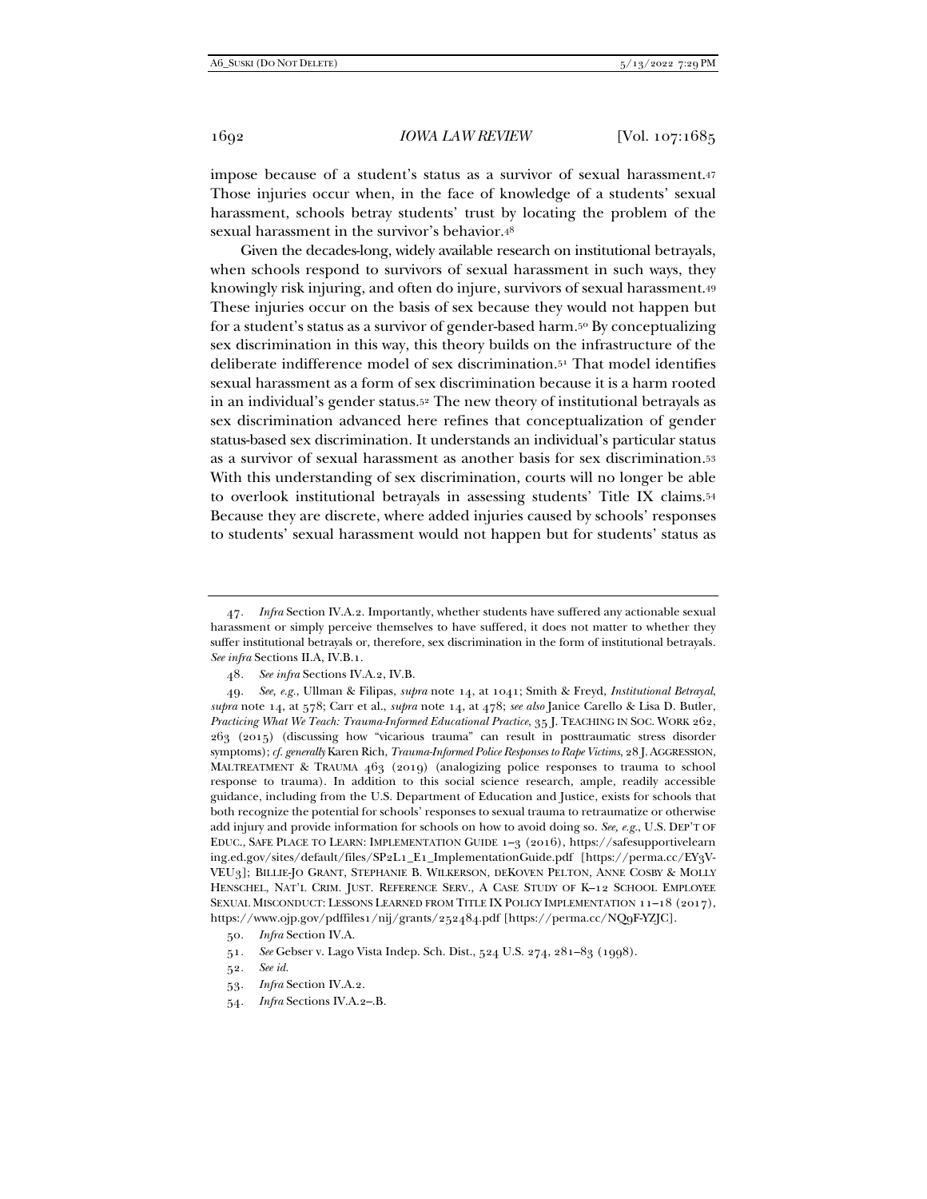impose because of a student's status as a survivor of sexual harassment.[47] Those injuries occur when, in the face of knowledge of a students' sexual harassment, schools betray students' trust by locating the problem of the sexual harassment in the survivor's behavior.[48]

Given the decades-long, widely available research on institutional betrayals, when schools respond to survivors of sexual harassment in such ways, they knowingly risk injuring, and often do injure, survivors of sexual harassment.[49] These injuries occur on the basis of sex because they would not happen but for a student's status as a survivor of gender-based harm.[50] By conceptualizing sex discrimination in this way, this theory builds on the infrastructure of the deliberate indifference model of sex discrimination.[51] That model identifies sexual harassment as a form of sex discrimination because it is a harm rooted in an individual's gender status.[52] The new theory of institutional betrayals as sex discrimination advanced here refines that conceptualization of gender status-based sex discrimination. It understands an individual's particular status as a survivor of sexual harassment as another basis for sex discrimination.[53] With this understanding of sex discrimination, courts will no longer be able to overlook institutional betrayals in assessing students' Title IX claims.[54] Because they are discrete, where added injuries caused by schools' responses to students' sexual harassment would not happen but for students' status as

---

47. *Infra* Section IV.A.2. Importantly, whether students have suffered any actionable sexual harassment or simply perceive themselves to have suffered, it does not matter to whether they suffer institutional betrayals or, therefore, sex discrimination in the form of institutional betrayals. *See infra* Sections II.A, IV.B.1.

48. *See infra* Sections IV.A.2, IV.B.

49. *See, e.g.*, Ullman & Filipas, *supra* note 14, at 1041; Smith & Freyd, *Institutional Betrayal*, *supra* note 14, at 578; Carr et al., *supra* note 14, at 478; *see also* Janice Carello & Lisa D. Butler, *Practicing What We Teach: Trauma-Informed Educational Practice*, 35 J. TEACHING IN SOC. WORK 262, 263 (2015) (discussing how "vicarious trauma" can result in posttraumatic stress disorder symptoms); *cf. generally* Karen Rich, *Trauma-Informed Police Responses to Rape Victims*, 28 J. AGGRESSION, MALTREATMENT & TRAUMA 463 (2019) (analogizing police responses to trauma to school response to trauma). In addition to this social science research, ample, readily accessible guidance, including from the U.S. Department of Education and Justice, exists for schools that both recognize the potential for schools' responses to sexual trauma to retraumatize or otherwise add injury and provide information for schools on how to avoid doing so. *See, e.g.*, U.S. DEP'T OF EDUC., SAFE PLACE TO LEARN: IMPLEMENTATION GUIDE 1–3 (2016), https://safesupportivelearning.ed.gov/sites/default/files/SP2L1_E1_ImplementationGuide.pdf [https://perma.cc/EY3V-VEU3]; BILLIE-JO GRANT, STEPHANIE B. WILKERSON, DEKOVEN PELTON, ANNE COSBY & MOLLY HENSCHEL, NAT'L CRIM. JUST. REFERENCE SERV., A CASE STUDY OF K–12 SCHOOL EMPLOYEE SEXUAL MISCONDUCT: LESSONS LEARNED FROM TITLE IX POLICY IMPLEMENTATION 11–18 (2017), https://www.ojp.gov/pdffiles1/nij/grants/252484.pdf [https://perma.cc/NQ9F-YZJC].

50. *Infra* Section IV.A.

51. *See* Gebser v. Lago Vista Indep. Sch. Dist., 524 U.S. 274, 281–83 (1998).

52. *See id.*

53. *Infra* Section IV.A.2.

54. *Infra* Sections IV.A.2–.B.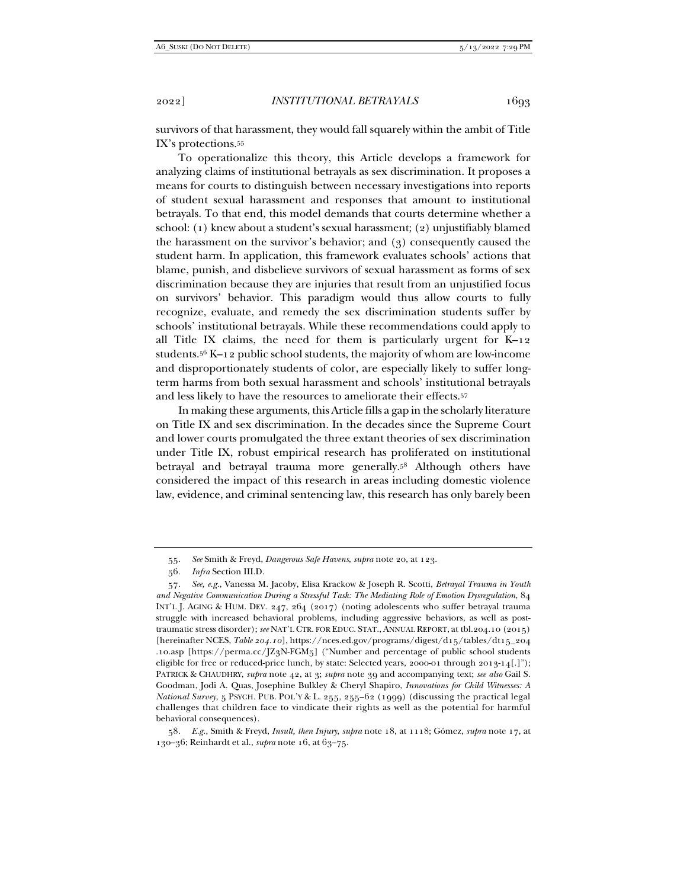survivors of that harassment, they would fall squarely within the ambit of Title IX's protections.[55]

To operationalize this theory, this Article develops a framework for analyzing claims of institutional betrayals as sex discrimination. It proposes a means for courts to distinguish between necessary investigations into reports of student sexual harassment and responses that amount to institutional betrayals. To that end, this model demands that courts determine whether a school: (1) knew about a student's sexual harassment; (2) unjustifiably blamed the harassment on the survivor's behavior; and (3) consequently caused the student harm. In application, this framework evaluates schools' actions that blame, punish, and disbelieve survivors of sexual harassment as forms of sex discrimination because they are injuries that result from an unjustified focus on survivors' behavior. This paradigm would thus allow courts to fully recognize, evaluate, and remedy the sex discrimination students suffer by schools' institutional betrayals. While these recommendations could apply to all Title IX claims, the need for them is particularly urgent for K–12 students.[56] K–12 public school students, the majority of whom are low-income and disproportionately students of color, are especially likely to suffer long-term harms from both sexual harassment and schools' institutional betrayals and less likely to have the resources to ameliorate their effects.[57]

In making these arguments, this Article fills a gap in the scholarly literature on Title IX and sex discrimination. In the decades since the Supreme Court and lower courts promulgated the three extant theories of sex discrimination under Title IX, robust empirical research has proliferated on institutional betrayal and betrayal trauma more generally.[58] Although others have considered the impact of this research in areas including domestic violence law, evidence, and criminal sentencing law, this research has only barely been

---

55. *See* Smith & Freyd, *Dangerous Safe Havens*, *supra* note 20, at 123.

56. *Infra* Section III.D.

57. *See, e.g.*, Vanessa M. Jacoby, Elisa Krackow & Joseph R. Scotti, *Betrayal Trauma in Youth and Negative Communication During a Stressful Task: The Mediating Role of Emotion Dysregulation*, 84 INT'L J. AGING & HUM. DEV. 247, 264 (2017) (noting adolescents who suffer betrayal trauma struggle with increased behavioral problems, including aggressive behaviors, as well as post-traumatic stress disorder); *see* NAT'L CTR. FOR EDUC. STAT., ANNUAL REPORT, at tbl.204.10 (2015) [hereinafter NCES, *Table 204.10*], https://nces.ed.gov/programs/digest/d15/tables/dt15_204.10.asp [https://perma.cc/JZ3N-FGM5] ("Number and percentage of public school students eligible for free or reduced-price lunch, by state: Selected years, 2000-01 through 2013-14[.]"); PATRICK & CHAUDHRY, *supra* note 42, at 3; *supra* note 39 and accompanying text; *see also* Gail S. Goodman, Jodi A. Quas, Josephine Bulkley & Cheryl Shapiro, *Innovations for Child Witnesses: A National Survey*, 5 PSYCH. PUB. POL'Y & L. 255, 255–62 (1999) (discussing the practical legal challenges that children face to vindicate their rights as well as the potential for harmful behavioral consequences).

58. *E.g.*, Smith & Freyd, *Insult, then Injury*, *supra* note 18, at 1118; Gómez, *supra* note 17, at 130–36; Reinhardt et al., *supra* note 16, at 63–75.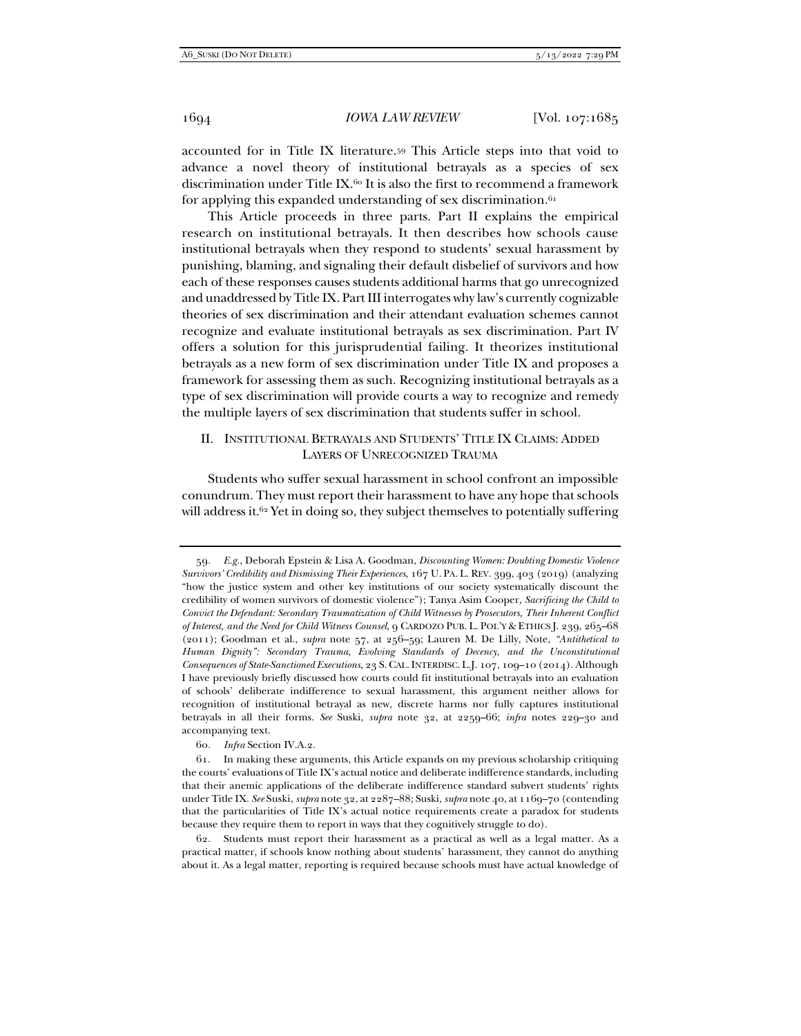accounted for in Title IX literature.[59] This Article steps into that void to advance a novel theory of institutional betrayals as a species of sex discrimination under Title IX.[60] It is also the first to recommend a framework for applying this expanded understanding of sex discrimination.[61]

This Article proceeds in three parts. Part II explains the empirical research on institutional betrayals. It then describes how schools cause institutional betrayals when they respond to students' sexual harassment by punishing, blaming, and signaling their default disbelief of survivors and how each of these responses causes students additional harms that go unrecognized and unaddressed by Title IX. Part III interrogates why law's currently cognizable theories of sex discrimination and their attendant evaluation schemes cannot recognize and evaluate institutional betrayals as sex discrimination. Part IV offers a solution for this jurisprudential failing. It theorizes institutional betrayals as a new form of sex discrimination under Title IX and proposes a framework for assessing them as such. Recognizing institutional betrayals as a type of sex discrimination will provide courts a way to recognize and remedy the multiple layers of sex discrimination that students suffer in school.

## II. INSTITUTIONAL BETRAYALS AND STUDENTS' TITLE IX CLAIMS: ADDED LAYERS OF UNRECOGNIZED TRAUMA

Students who suffer sexual harassment in school confront an impossible conundrum. They must report their harassment to have any hope that schools will address it.[62] Yet in doing so, they subject themselves to potentially suffering

---

59. *E.g.*, Deborah Epstein & Lisa A. Goodman, *Discounting Women: Doubting Domestic Violence Survivors' Credibility and Dismissing Their Experiences*, 167 U. PA. L. REV. 399, 403 (2019) (analyzing "how the justice system and other key institutions of our society systematically discount the credibility of women survivors of domestic violence"); Tanya Asim Cooper, *Sacrificing the Child to Convict the Defendant: Secondary Traumatization of Child Witnesses by Prosecutors, Their Inherent Conflict of Interest, and the Need for Child Witness Counsel*, 9 CARDOZO PUB. L. POL'Y & ETHICS J. 239, 265–68 (2011); Goodman et al., *supra* note 57, at 256–59; Lauren M. De Lilly, Note, *"Antithetical to Human Dignity": Secondary Trauma, Evolving Standards of Decency, and the Unconstitutional Consequences of State-Sanctioned Executions*, 23 S. CAL. INTERDISC. L.J. 107, 109–10 (2014). Although I have previously briefly discussed how courts could fit institutional betrayals into an evaluation of schools' deliberate indifference to sexual harassment, this argument neither allows for recognition of institutional betrayal as new, discrete harms nor fully captures institutional betrayals in all their forms. *See* Suski, *supra* note 32, at 2259–66; *infra* notes 229–30 and accompanying text.

60. *Infra* Section IV.A.2.

61. In making these arguments, this Article expands on my previous scholarship critiquing the courts' evaluations of Title IX's actual notice and deliberate indifference standards, including that their anemic applications of the deliberate indifference standard subvert students' rights under Title IX. *See* Suski, *supra* note 32, at 2287–88; Suski, *supra* note 40, at 1169–70 (contending that the particularities of Title IX's actual notice requirements create a paradox for students because they require them to report in ways that they cognitively struggle to do).

62. Students must report their harassment as a practical as well as a legal matter. As a practical matter, if schools know nothing about students' harassment, they cannot do anything about it. As a legal matter, reporting is required because schools must have actual knowledge of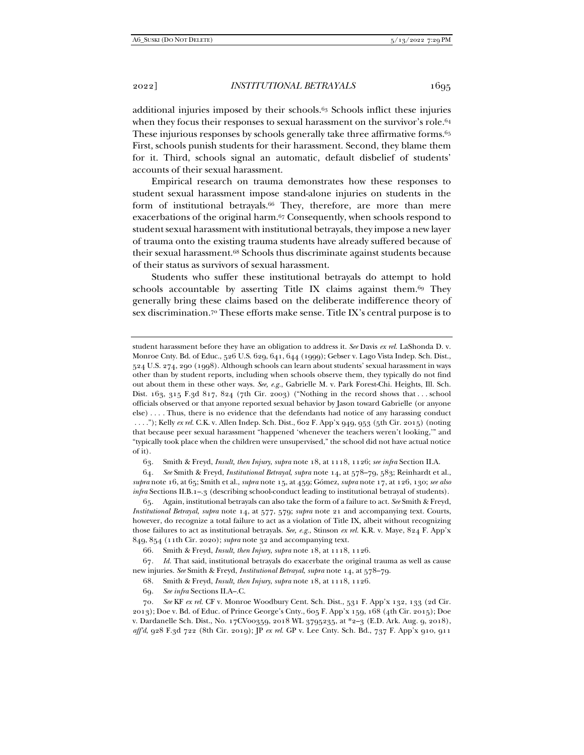additional injuries imposed by their schools.[63] Schools inflict these injuries when they focus their responses to sexual harassment on the survivor's role.[64] These injurious responses by schools generally take three affirmative forms.[65] First, schools punish students for their harassment. Second, they blame them for it. Third, schools signal an automatic, default disbelief of students' accounts of their sexual harassment.

Empirical research on trauma demonstrates how these responses to student sexual harassment impose stand-alone injuries on students in the form of institutional betrayals.[66] They, therefore, are more than mere exacerbations of the original harm.[67] Consequently, when schools respond to student sexual harassment with institutional betrayals, they impose a new layer of trauma onto the existing trauma students have already suffered because of their sexual harassment.[68] Schools thus discriminate against students because of their status as survivors of sexual harassment.

Students who suffer these institutional betrayals do attempt to hold schools accountable by asserting Title IX claims against them.[69] They generally bring these claims based on the deliberate indifference theory of sex discrimination.[70] These efforts make sense. Title IX's central purpose is to

---

student harassment before they have an obligation to address it. *See* Davis *ex rel.* LaShonda D. v. Monroe Cnty. Bd. of Educ., 526 U.S. 629, 641, 644 (1999); Gebser v. Lago Vista Indep. Sch. Dist., 524 U.S. 274, 290 (1998). Although schools can learn about students' sexual harassment in ways other than by student reports, including when schools observe them, they typically do not find out about them in these other ways. *See, e.g.*, Gabrielle M. v. Park Forest-Chi. Heights, Ill. Sch. Dist. 163, 315 F.3d 817, 824 (7th Cir. 2003) ("Nothing in the record shows that . . . school officials observed or that anyone reported sexual behavior by Jason toward Gabrielle (or anyone else) . . . . Thus, there is no evidence that the defendants had notice of any harassing conduct . . . ."); Kelly *ex rel.* C.K. v. Allen Indep. Sch. Dist., 602 F. App'x 949, 953 (5th Cir. 2015) (noting that because peer sexual harassment "happened 'whenever the teachers weren't looking,'" and "typically took place when the children were unsupervised," the school did not have actual notice of it).

63. Smith & Freyd, *Insult, then Injury*, *supra* note 18, at 1118, 1126; *see infra* Section II.A.

64. *See* Smith & Freyd, *Institutional Betrayal*, *supra* note 14, at 578–79, 583; Reinhardt et al., *supra* note 16, at 65; Smith et al., *supra* note 15, at 459; Gómez, *supra* note 17, at 126, 130; *see also infra* Sections II.B.1–.3 (describing school-conduct leading to institutional betrayal of students).

65. Again, institutional betrayals can also take the form of a failure to act. *See* Smith & Freyd, *Institutional Betrayal*, *supra* note 14, at 577, 579; *supra* note 21 and accompanying text. Courts, however, do recognize a total failure to act as a violation of Title IX, albeit without recognizing those failures to act as institutional betrayals. *See, e.g.*, Stinson *ex rel.* K.R. v. Maye, 824 F. App'x 849, 854 (11th Cir. 2020); *supra* note 32 and accompanying text.

66. Smith & Freyd, *Insult, then Injury*, *supra* note 18, at 1118, 1126.

67. *Id.* That said, institutional betrayals do exacerbate the original trauma as well as cause new injuries. *See* Smith & Freyd, *Institutional Betrayal*, *supra* note 14, at 578–79.

68. Smith & Freyd, *Insult, then Injury*, *supra* note 18, at 1118, 1126.

69. *See infra* Sections II.A–.C.

70. *See* KF *ex rel.* CF v. Monroe Woodbury Cent. Sch. Dist., 531 F. App'x 132, 133 (2d Cir. 2013); Doe v. Bd. of Educ. of Prince George's Cnty., 605 F. App'x 159, 168 (4th Cir. 2015); Doe v. Dardanelle Sch. Dist., No. 17CV00359, 2018 WL 3795235, at *2–3 (E.D. Ark. Aug. 9, 2018), *aff'd*, 928 F.3d 722 (8th Cir. 2019); JP *ex rel.* GP v. Lee Cnty. Sch. Bd., 737 F. App'x 910, 911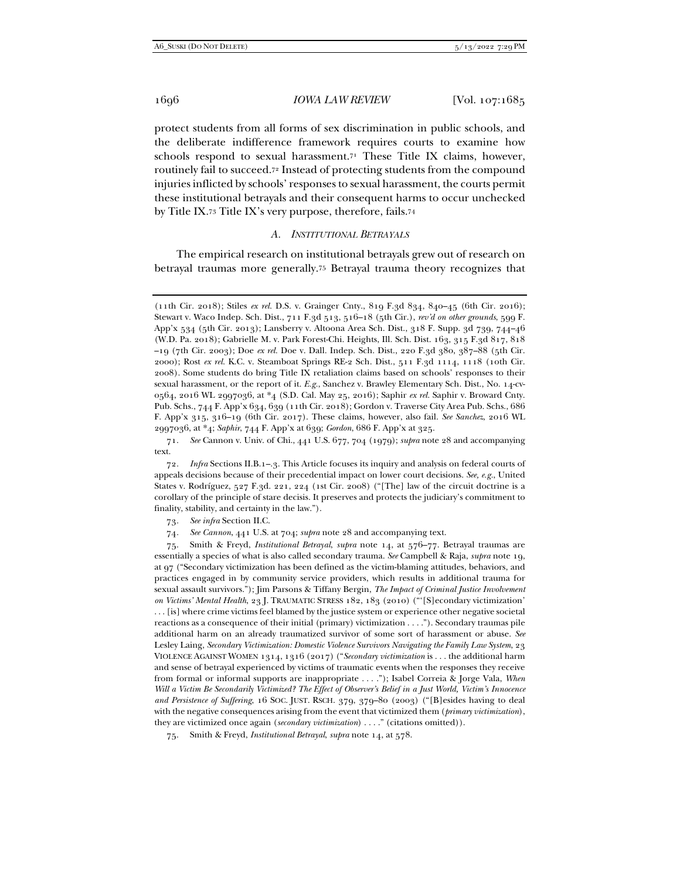protect students from all forms of sex discrimination in public schools, and the deliberate indifference framework requires courts to examine how schools respond to sexual harassment.[71] These Title IX claims, however, routinely fail to succeed.[72] Instead of protecting students from the compound injuries inflicted by schools' responses to sexual harassment, the courts permit these institutional betrayals and their consequent harms to occur unchecked by Title IX.[73] Title IX's very purpose, therefore, fails.[74]

### *A. Institutional Betrayals*

The empirical research on institutional betrayals grew out of research on betrayal traumas more generally.[75] Betrayal trauma theory recognizes that

---

(11th Cir. 2018); Stiles *ex rel.* D.S. v. Grainger Cnty., 819 F.3d 834, 840–45 (6th Cir. 2016); Stewart v. Waco Indep. Sch. Dist., 711 F.3d 513, 516–18 (5th Cir.), *rev'd on other grounds*, 599 F. App'x 534 (5th Cir. 2013); Lansberry v. Altoona Area Sch. Dist., 318 F. Supp. 3d 739, 744–46 (W.D. Pa. 2018); Gabrielle M. v. Park Forest-Chi. Heights, Ill. Sch. Dist. 163, 315 F.3d 817, 818–19 (7th Cir. 2003); Doe *ex rel.* Doe v. Dall. Indep. Sch. Dist., 220 F.3d 380, 387–88 (5th Cir. 2000); Rost *ex rel.* K.C. v. Steamboat Springs RE-2 Sch. Dist., 511 F.3d 1114, 1118 (10th Cir. 2008). Some students do bring Title IX retaliation claims based on schools' responses to their sexual harassment, or the report of it. *E.g.*, Sanchez v. Brawley Elementary Sch. Dist., No. 14-cv-0564, 2016 WL 2997036, at *4 (S.D. Cal. May 25, 2016); Saphir *ex rel.* Saphir v. Broward Cnty. Pub. Schs., 744 F. App'x 634, 639 (11th Cir. 2018); Gordon v. Traverse City Area Pub. Schs., 686 F. App'x 315, 316–19 (6th Cir. 2017). These claims, however, also fail. *See Sanchez*, 2016 WL 2997036, at *4; *Saphir*, 744 F. App'x at 639; *Gordon*, 686 F. App'x at 325.

71. *See* Cannon v. Univ. of Chi., 441 U.S. 677, 704 (1979); *supra* note 28 and accompanying text.

72. *Infra* Sections II.B.1–.3. This Article focuses its inquiry and analysis on federal courts of appeals decisions because of their precedential impact on lower court decisions. *See, e.g.*, United States v. Rodríguez, 527 F.3d. 221, 224 (1st Cir. 2008) ("[The] law of the circuit doctrine is a corollary of the principle of stare decisis. It preserves and protects the judiciary's commitment to finality, stability, and certainty in the law.").

73. *See infra* Section II.C.

74. *See Cannon*, 441 U.S. at 704; *supra* note 28 and accompanying text.

75. Smith & Freyd, *Institutional Betrayal*, *supra* note 14, at 576–77. Betrayal traumas are essentially a species of what is also called secondary trauma. *See* Campbell & Raja, *supra* note 19, at 97 ("Secondary victimization has been defined as the victim-blaming attitudes, behaviors, and practices engaged in by community service providers, which results in additional trauma for sexual assault survivors."); Jim Parsons & Tiffany Bergin, *The Impact of Criminal Justice Involvement on Victims' Mental Health*, 23 J. TRAUMATIC STRESS 182, 183 (2010) ("'[S]econdary victimization' . . . [is] where crime victims feel blamed by the justice system or experience other negative societal reactions as a consequence of their initial (primary) victimization . . . ."). Secondary traumas pile additional harm on an already traumatized survivor of some sort of harassment or abuse. *See* Lesley Laing, *Secondary Victimization: Domestic Violence Survivors Navigating the Family Law System*, 23 VIOLENCE AGAINST WOMEN 1314, 1316 (2017) ("*Secondary victimization* is . . . the additional harm and sense of betrayal experienced by victims of traumatic events when the responses they receive from formal or informal supports are inappropriate . . . ."); Isabel Correia & Jorge Vala, *When Will a Victim Be Secondarily Victimized? The Effect of Observer's Belief in a Just World, Victim's Innocence and Persistence of Suffering*, 16 SOC. JUST. RSCH. 379, 379–80 (2003) ("[B]esides having to deal with the negative consequences arising from the event that victimized them (*primary victimization*), they are victimized once again (*secondary victimization*) . . . ." (citations omitted)).

75. Smith & Freyd, *Institutional Betrayal*, *supra* note 14, at 578.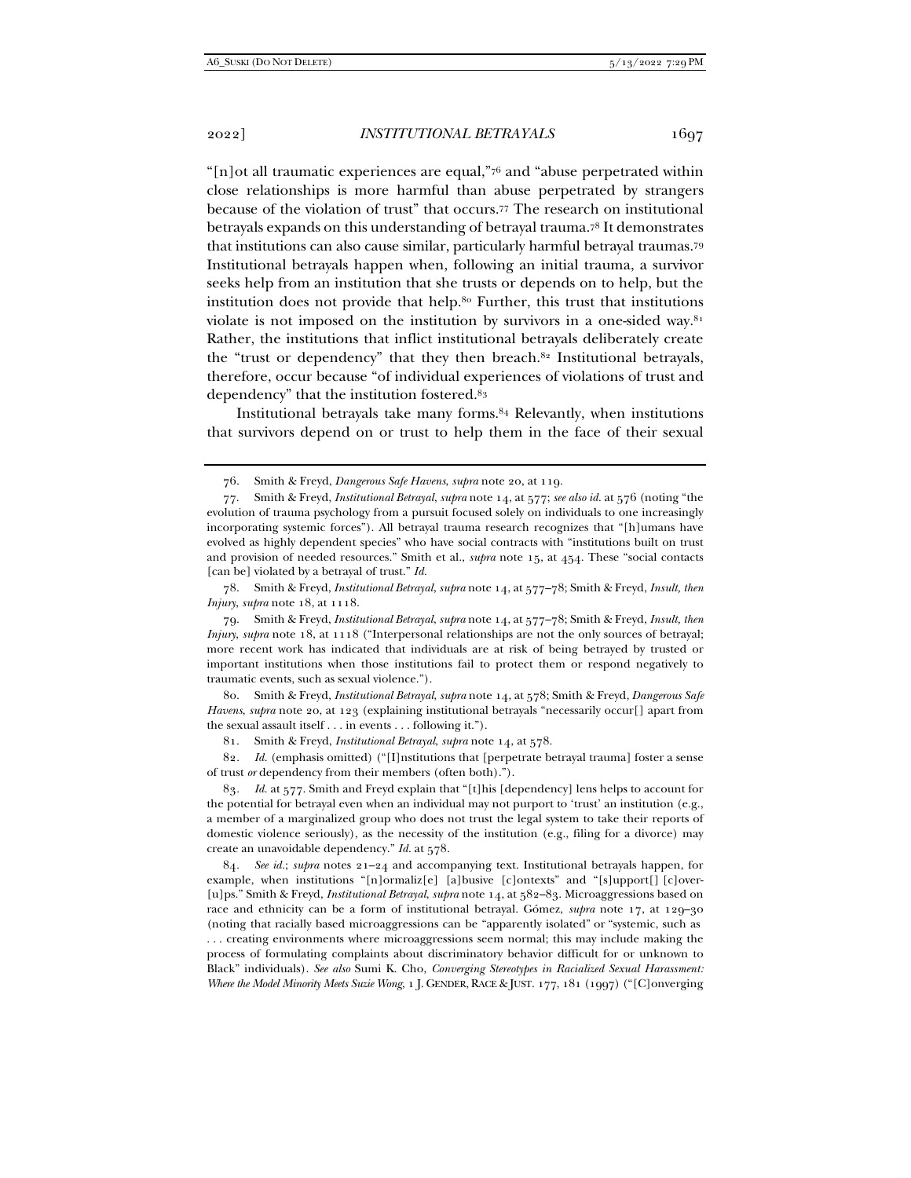"[n]ot all traumatic experiences are equal,"[76] and "abuse perpetrated within close relationships is more harmful than abuse perpetrated by strangers because of the violation of trust" that occurs.[77] The research on institutional betrayals expands on this understanding of betrayal trauma.[78] It demonstrates that institutions can also cause similar, particularly harmful betrayal traumas.[79] Institutional betrayals happen when, following an initial trauma, a survivor seeks help from an institution that she trusts or depends on to help, but the institution does not provide that help.[80] Further, this trust that institutions violate is not imposed on the institution by survivors in a one-sided way.[81] Rather, the institutions that inflict institutional betrayals deliberately create the "trust or dependency" that they then breach.[82] Institutional betrayals, therefore, occur because "of individual experiences of violations of trust and dependency" that the institution fostered.[83]

Institutional betrayals take many forms.[84] Relevantly, when institutions that survivors depend on or trust to help them in the face of their sexual

---

76. Smith & Freyd, *Dangerous Safe Havens*, *supra* note 20, at 119.

77. Smith & Freyd, *Institutional Betrayal*, *supra* note 14, at 577; *see also id.* at 576 (noting "the evolution of trauma psychology from a pursuit focused solely on individuals to one increasingly incorporating systemic forces"). All betrayal trauma research recognizes that "[h]umans have evolved as highly dependent species" who have social contracts with "institutions built on trust and provision of needed resources." Smith et al., *supra* note 15, at 454. These "social contacts [can be] violated by a betrayal of trust." *Id.*

78. Smith & Freyd, *Institutional Betrayal*, *supra* note 14, at 577–78; Smith & Freyd, *Insult, then Injury*, *supra* note 18, at 1118.

79. Smith & Freyd, *Institutional Betrayal*, *supra* note 14, at 577–78; Smith & Freyd, *Insult, then Injury*, *supra* note 18, at 1118 ("Interpersonal relationships are not the only sources of betrayal; more recent work has indicated that individuals are at risk of being betrayed by trusted or important institutions when those institutions fail to protect them or respond negatively to traumatic events, such as sexual violence.").

80. Smith & Freyd, *Institutional Betrayal*, *supra* note 14, at 578; Smith & Freyd, *Dangerous Safe Havens*, *supra* note 20, at 123 (explaining institutional betrayals "necessarily occur[] apart from the sexual assault itself . . . in events . . . following it.").

81. Smith & Freyd, *Institutional Betrayal*, *supra* note 14, at 578.

82. *Id.* (emphasis omitted) ("[I]nstitutions that [perpetrate betrayal trauma] foster a sense of trust *or* dependency from their members (often both).").

83. *Id.* at 577. Smith and Freyd explain that "[t]his [dependency] lens helps to account for the potential for betrayal even when an individual may not purport to 'trust' an institution (e.g., a member of a marginalized group who does not trust the legal system to take their reports of domestic violence seriously), as the necessity of the institution (e.g., filing for a divorce) may create an unavoidable dependency." *Id.* at 578.

84. *See id.*; *supra* notes 21–24 and accompanying text. Institutional betrayals happen, for example, when institutions "[n]ormaliz[e] [a]busive [c]ontexts" and "[s]upport[] [c]over-[u]ps." Smith & Freyd, *Institutional Betrayal*, *supra* note 14, at 582–83. Microaggressions based on race and ethnicity can be a form of institutional betrayal. Gómez, *supra* note 17, at 129–30 (noting that racially based microaggressions can be "apparently isolated" or "systemic, such as . . . creating environments where microaggressions seem normal; this may include making the process of formulating complaints about discriminatory behavior difficult for or unknown to Black" individuals). *See also* Sumi K. Cho, *Converging Stereotypes in Racialized Sexual Harassment: Where the Model Minority Meets Suzie Wong*, 1 J. GENDER, RACE & JUST. 177, 181 (1997) ("[C]onverging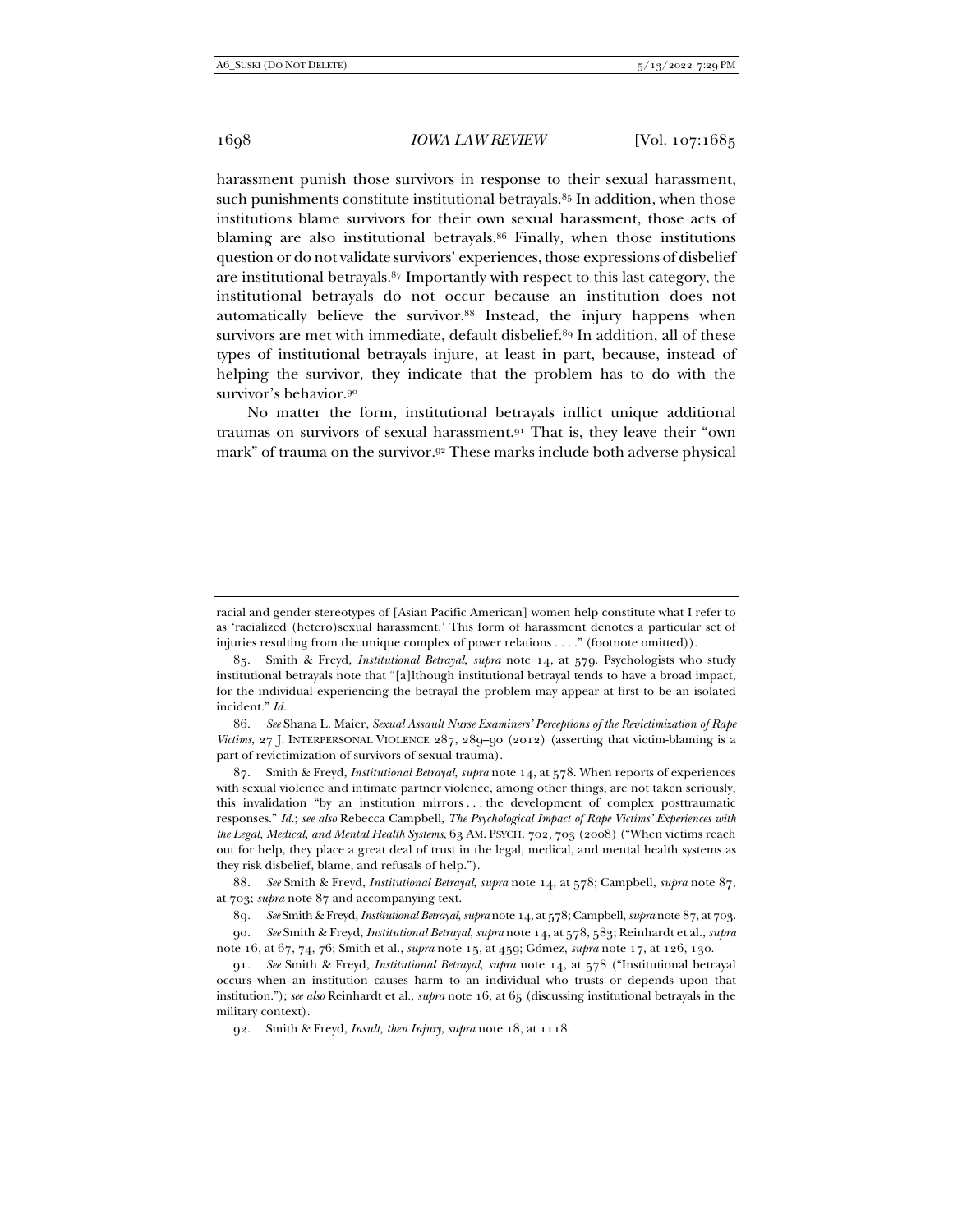harassment punish those survivors in response to their sexual harassment, such punishments constitute institutional betrayals.[85] In addition, when those institutions blame survivors for their own sexual harassment, those acts of blaming are also institutional betrayals.[86] Finally, when those institutions question or do not validate survivors' experiences, those expressions of disbelief are institutional betrayals.[87] Importantly with respect to this last category, the institutional betrayals do not occur because an institution does not automatically believe the survivor.[88] Instead, the injury happens when survivors are met with immediate, default disbelief.[89] In addition, all of these types of institutional betrayals injure, at least in part, because, instead of helping the survivor, they indicate that the problem has to do with the survivor's behavior.[90]

No matter the form, institutional betrayals inflict unique additional traumas on survivors of sexual harassment.[91] That is, they leave their "own mark" of trauma on the survivor.[92] These marks include both adverse physical

---

racial and gender stereotypes of [Asian Pacific American] women help constitute what I refer to as 'racialized (hetero)sexual harassment.' This form of harassment denotes a particular set of injuries resulting from the unique complex of power relations . . . ." (footnote omitted)).

85. Smith & Freyd, *Institutional Betrayal*, *supra* note 14, at 579. Psychologists who study institutional betrayals note that "[a]lthough institutional betrayal tends to have a broad impact, for the individual experiencing the betrayal the problem may appear at first to be an isolated incident." *Id.*

86. *See* Shana L. Maier, *Sexual Assault Nurse Examiners' Perceptions of the Revictimization of Rape Victims*, 27 J. INTERPERSONAL VIOLENCE 287, 289–90 (2012) (asserting that victim-blaming is a part of revictimization of survivors of sexual trauma).

87. Smith & Freyd, *Institutional Betrayal*, *supra* note 14, at 578. When reports of experiences with sexual violence and intimate partner violence, among other things, are not taken seriously, this invalidation "by an institution mirrors . . . the development of complex posttraumatic responses." *Id.*; *see also* Rebecca Campbell, *The Psychological Impact of Rape Victims' Experiences with the Legal, Medical, and Mental Health Systems*, 63 AM. PSYCH. 702, 703 (2008) ("When victims reach out for help, they place a great deal of trust in the legal, medical, and mental health systems as they risk disbelief, blame, and refusals of help.").

88. *See* Smith & Freyd, *Institutional Betrayal*, *supra* note 14, at 578; Campbell, *supra* note 87, at 703; *supra* note 87 and accompanying text.

89. *See* Smith & Freyd, *Institutional Betrayal*, *supra* note 14, at 578; Campbell, *supra* note 87, at 703.

90. *See* Smith & Freyd, *Institutional Betrayal*, *supra* note 14, at 578, 583; Reinhardt et al., *supra* note 16, at 67, 74, 76; Smith et al., *supra* note 15, at 459; Gómez, *supra* note 17, at 126, 130.

91. *See* Smith & Freyd, *Institutional Betrayal*, *supra* note 14, at 578 ("Institutional betrayal occurs when an institution causes harm to an individual who trusts or depends upon that institution."); *see also* Reinhardt et al., *supra* note 16, at 65 (discussing institutional betrayals in the military context).

92. Smith & Freyd, *Insult, then Injury*, *supra* note 18, at 1118.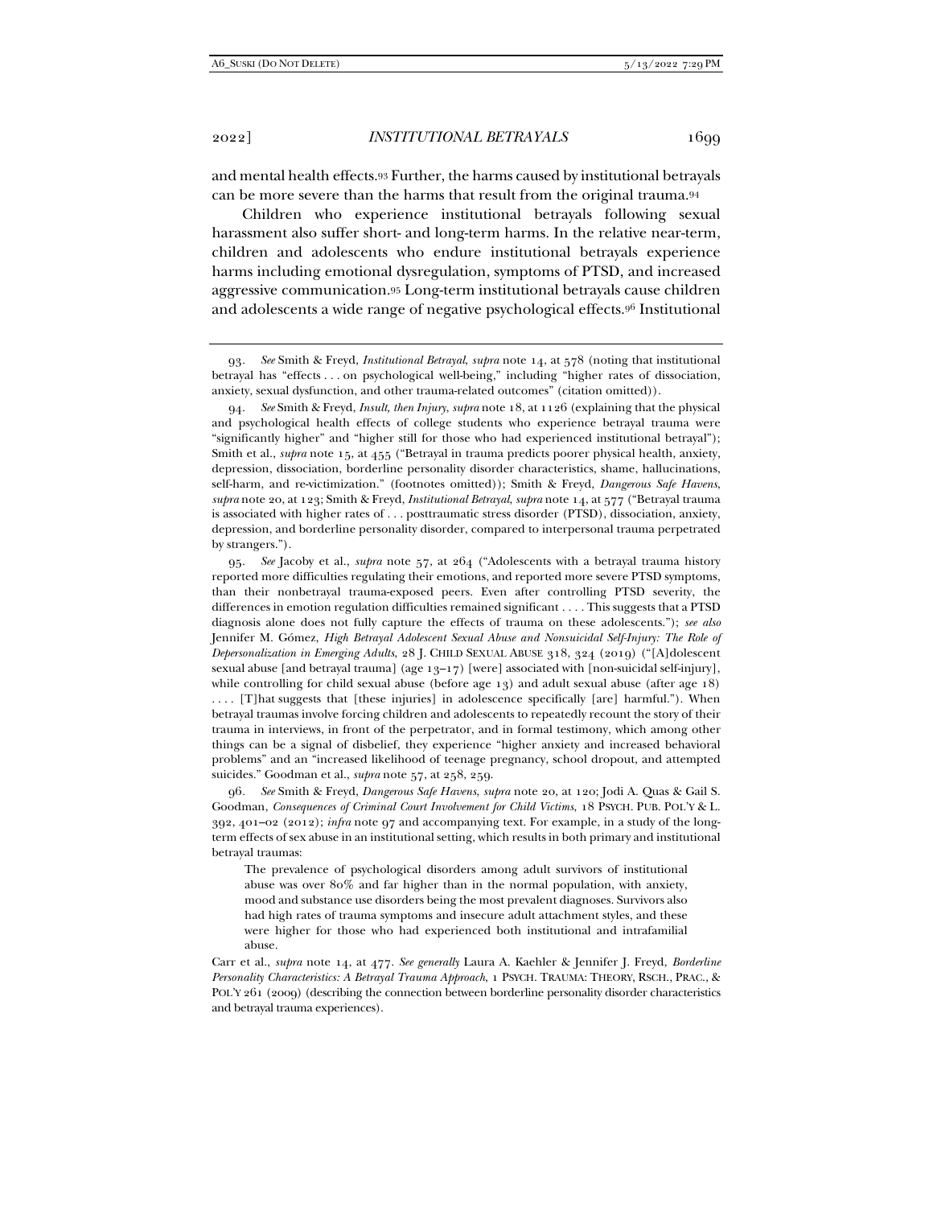and mental health effects.[93] Further, the harms caused by institutional betrayals can be more severe than the harms that result from the original trauma.[94]

Children who experience institutional betrayals following sexual harassment also suffer short- and long-term harms. In the relative near-term, children and adolescents who endure institutional betrayals experience harms including emotional dysregulation, symptoms of PTSD, and increased aggressive communication.[95] Long-term institutional betrayals cause children and adolescents a wide range of negative psychological effects.[96] Institutional

---

93. *See* Smith & Freyd, *Institutional Betrayal*, *supra* note 14, at 578 (noting that institutional betrayal has "effects . . . on psychological well-being," including "higher rates of dissociation, anxiety, sexual dysfunction, and other trauma-related outcomes" (citation omitted)).

94. *See* Smith & Freyd, *Insult, then Injury*, *supra* note 18, at 1126 (explaining that the physical and psychological health effects of college students who experience betrayal trauma were "significantly higher" and "higher still for those who had experienced institutional betrayal"); Smith et al., *supra* note 15, at 455 ("Betrayal in trauma predicts poorer physical health, anxiety, depression, dissociation, borderline personality disorder characteristics, shame, hallucinations, self-harm, and re-victimization." (footnotes omitted)); Smith & Freyd, *Dangerous Safe Havens*, *supra* note 20, at 123; Smith & Freyd, *Institutional Betrayal*, *supra* note 14, at 577 ("Betrayal trauma is associated with higher rates of . . . posttraumatic stress disorder (PTSD), dissociation, anxiety, depression, and borderline personality disorder, compared to interpersonal trauma perpetrated by strangers.").

95. *See* Jacoby et al., *supra* note 57, at 264 ("Adolescents with a betrayal trauma history reported more difficulties regulating their emotions, and reported more severe PTSD symptoms, than their nonbetrayal trauma-exposed peers. Even after controlling PTSD severity, the differences in emotion regulation difficulties remained significant . . . . This suggests that a PTSD diagnosis alone does not fully capture the effects of trauma on these adolescents."); *see also* Jennifer M. Gómez, *High Betrayal Adolescent Sexual Abuse and Nonsuicidal Self-Injury: The Role of Depersonalization in Emerging Adults*, 28 J. CHILD SEXUAL ABUSE 318, 324 (2019) ("[A]dolescent sexual abuse [and betrayal trauma] (age 13–17) [were] associated with [non-suicidal self-injury], while controlling for child sexual abuse (before age 13) and adult sexual abuse (after age 18) . . . . [T]hat suggests that [these injuries] in adolescence specifically [are] harmful."). When betrayal traumas involve forcing children and adolescents to repeatedly recount the story of their trauma in interviews, in front of the perpetrator, and in formal testimony, which among other things can be a signal of disbelief, they experience "higher anxiety and increased behavioral problems" and an "increased likelihood of teenage pregnancy, school dropout, and attempted suicides." Goodman et al., *supra* note 57, at 258, 259.

96. *See* Smith & Freyd, *Dangerous Safe Havens*, *supra* note 20, at 120; Jodi A. Quas & Gail S. Goodman, *Consequences of Criminal Court Involvement for Child Victims*, 18 PSYCH. PUB. POL'Y & L. 392, 401–02 (2012); *infra* note 97 and accompanying text. For example, in a study of the long-term effects of sex abuse in an institutional setting, which results in both primary and institutional betrayal traumas:

> The prevalence of psychological disorders among adult survivors of institutional abuse was over 80% and far higher than in the normal population, with anxiety, mood and substance use disorders being the most prevalent diagnoses. Survivors also had high rates of trauma symptoms and insecure adult attachment styles, and these were higher for those who had experienced both institutional and intrafamilial abuse.

Carr et al., *supra* note 14, at 477. *See generally* Laura A. Kaehler & Jennifer J. Freyd, *Borderline Personality Characteristics: A Betrayal Trauma Approach*, 1 PSYCH. TRAUMA: THEORY, RSCH., PRAC., & POL'Y 261 (2009) (describing the connection between borderline personality disorder characteristics and betrayal trauma experiences).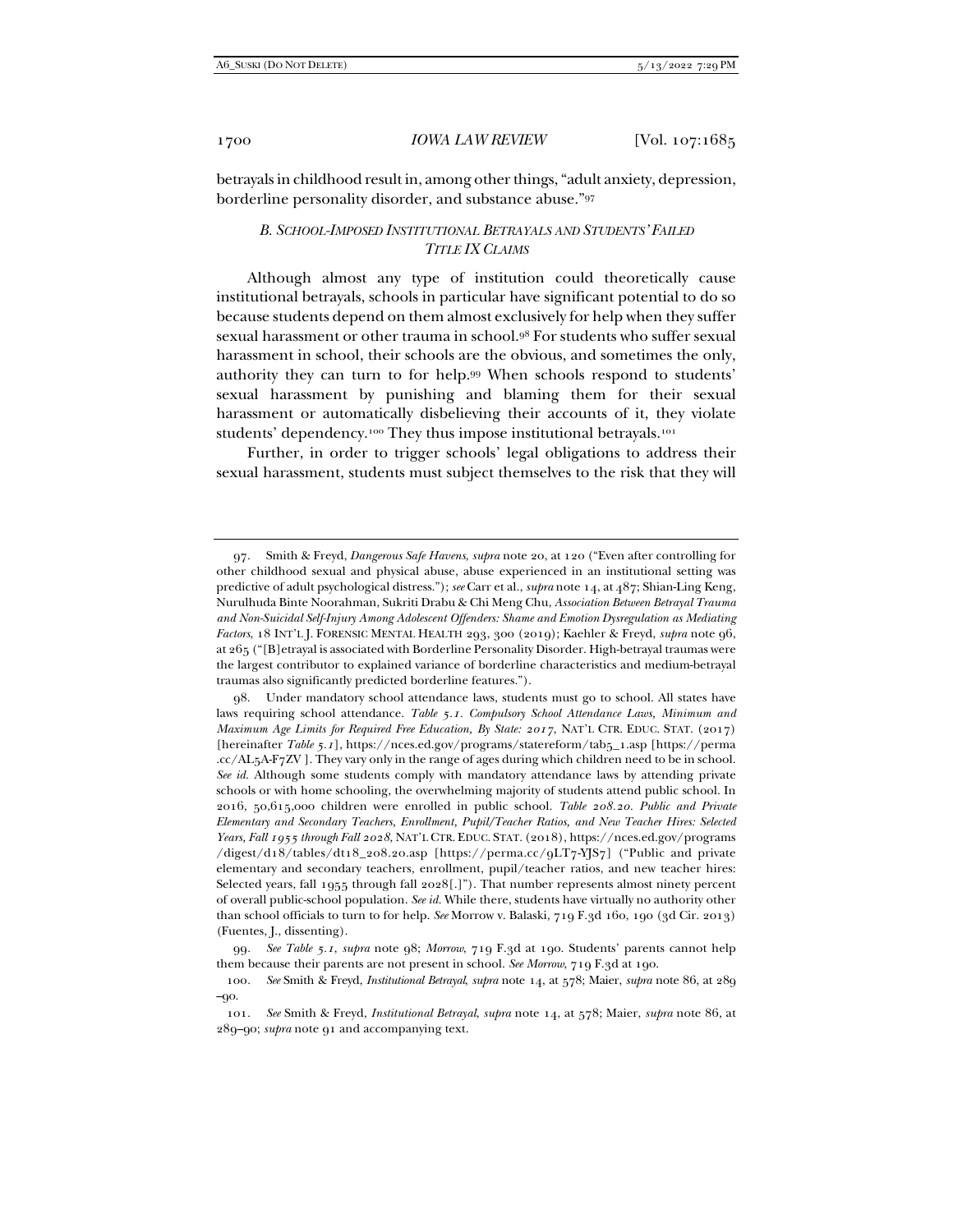betrayals in childhood result in, among other things, "adult anxiety, depression, borderline personality disorder, and substance abuse."[97]

### *B. School-Imposed Institutional Betrayals and Students' Failed Title IX Claims*

Although almost any type of institution could theoretically cause institutional betrayals, schools in particular have significant potential to do so because students depend on them almost exclusively for help when they suffer sexual harassment or other trauma in school.[98] For students who suffer sexual harassment in school, their schools are the obvious, and sometimes the only, authority they can turn to for help.[99] When schools respond to students' sexual harassment by punishing and blaming them for their sexual harassment or automatically disbelieving their accounts of it, they violate students' dependency.[100] They thus impose institutional betrayals.[101]

Further, in order to trigger schools' legal obligations to address their sexual harassment, students must subject themselves to the risk that they will

---

97. Smith & Freyd, *Dangerous Safe Havens*, *supra* note 20, at 120 ("Even after controlling for other childhood sexual and physical abuse, abuse experienced in an institutional setting was predictive of adult psychological distress."); *see* Carr et al., *supra* note 14, at 487; Shian-Ling Keng, Nurulhuda Binte Noorahman, Sukriti Drabu & Chi Meng Chu, *Association Between Betrayal Trauma and Non-Suicidal Self-Injury Among Adolescent Offenders: Shame and Emotion Dysregulation as Mediating Factors*, 18 INT'L J. FORENSIC MENTAL HEALTH 293, 300 (2019); Kaehler & Freyd, *supra* note 96, at 265 ("[B]etrayal is associated with Borderline Personality Disorder. High-betrayal traumas were the largest contributor to explained variance of borderline characteristics and medium-betrayal traumas also significantly predicted borderline features.").

98. Under mandatory school attendance laws, students must go to school. All states have laws requiring school attendance. *Table 5.1. Compulsory School Attendance Laws, Minimum and Maximum Age Limits for Required Free Education, By State: 2017*, NAT'L CTR. EDUC. STAT. (2017) [hereinafter *Table 5.1*], https://nces.ed.gov/programs/statereform/tab5_1.asp [https://perma.cc/AL5A-F7ZV]. They vary only in the range of ages during which children need to be in school. *See id.* Although some students comply with mandatory attendance laws by attending private schools or with home schooling, the overwhelming majority of students attend public school. In 2016, 50,615,000 children were enrolled in public school. *Table 208.20. Public and Private Elementary and Secondary Teachers, Enrollment, Pupil/Teacher Ratios, and New Teacher Hires: Selected Years, Fall 1955 through Fall 2028*, NAT'L CTR. EDUC. STAT. (2018), https://nces.ed.gov/programs/digest/d18/tables/dt18_208.20.asp [https://perma.cc/9LT7-YJS7] ("Public and private elementary and secondary teachers, enrollment, pupil/teacher ratios, and new teacher hires: Selected years, fall 1955 through fall 2028[.]"). That number represents almost ninety percent of overall public-school population. *See id.* While there, students have virtually no authority other than school officials to turn to for help. *See* Morrow v. Balaski, 719 F.3d 160, 190 (3d Cir. 2013) (Fuentes, J., dissenting).

99. *See Table 5.1*, *supra* note 98; *Morrow*, 719 F.3d at 190. Students' parents cannot help them because their parents are not present in school. *See Morrow*, 719 F.3d at 190.

100. *See* Smith & Freyd, *Institutional Betrayal*, *supra* note 14, at 578; Maier, *supra* note 86, at 289–90.

101. *See* Smith & Freyd, *Institutional Betrayal*, *supra* note 14, at 578; Maier, *supra* note 86, at 289–90; *supra* note 91 and accompanying text.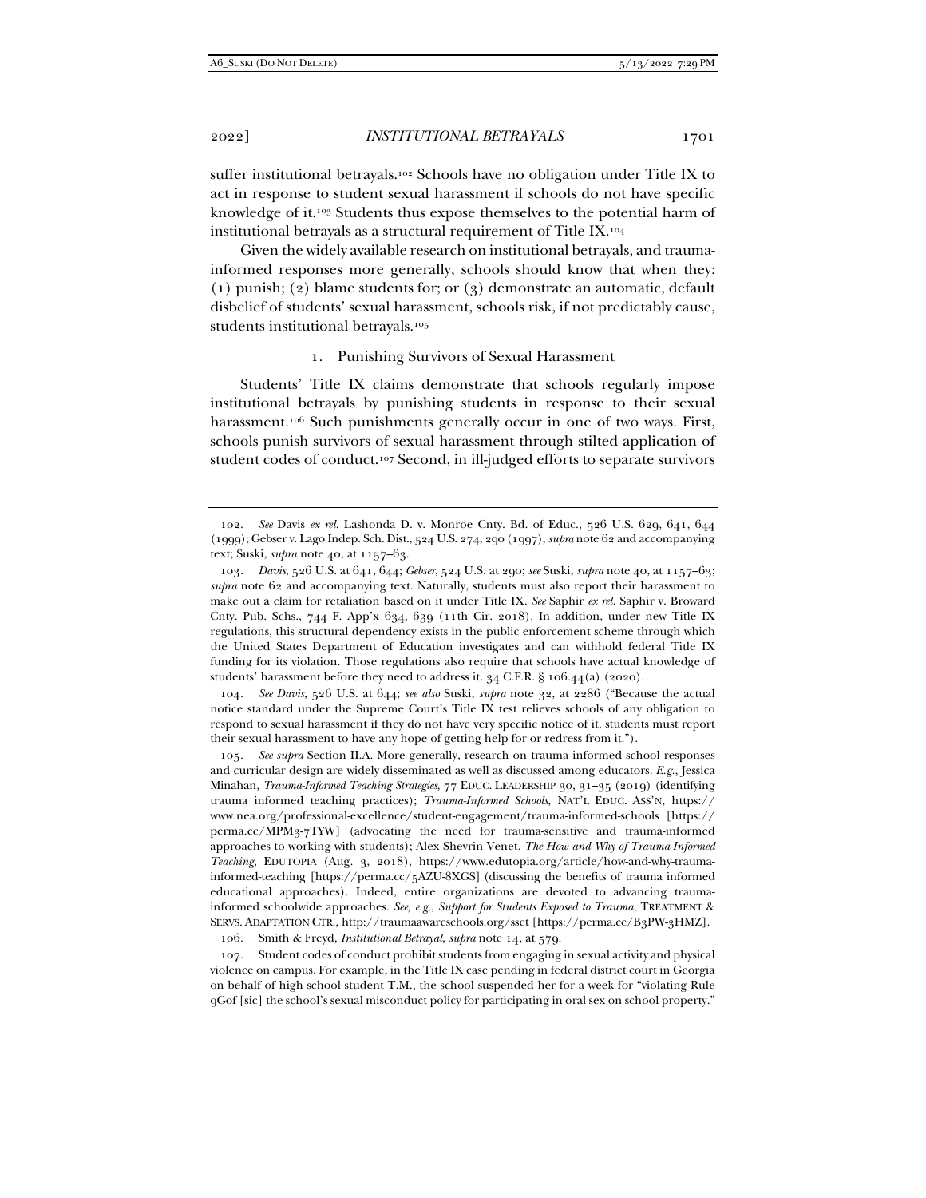suffer institutional betrayals.[102] Schools have no obligation under Title IX to act in response to student sexual harassment if schools do not have specific knowledge of it.[103] Students thus expose themselves to the potential harm of institutional betrayals as a structural requirement of Title IX.[104]

Given the widely available research on institutional betrayals, and trauma-informed responses more generally, schools should know that when they: (1) punish; (2) blame students for; or (3) demonstrate an automatic, default disbelief of students' sexual harassment, schools risk, if not predictably cause, students institutional betrayals.[105]

### 1. Punishing Survivors of Sexual Harassment

Students' Title IX claims demonstrate that schools regularly impose institutional betrayals by punishing students in response to their sexual harassment.[106] Such punishments generally occur in one of two ways. First, schools punish survivors of sexual harassment through stilted application of student codes of conduct.[107] Second, in ill-judged efforts to separate survivors

---

102. *See* Davis *ex rel.* Lashonda D. v. Monroe Cnty. Bd. of Educ., 526 U.S. 629, 641, 644 (1999); Gebser v. Lago Indep. Sch. Dist., 524 U.S. 274, 290 (1997); *supra* note 62 and accompanying text; Suski, *supra* note 40, at 1157–63.

103. *Davis*, 526 U.S. at 641, 644; *Gebser*, 524 U.S. at 290; *see* Suski, *supra* note 40, at 1157–63; *supra* note 62 and accompanying text. Naturally, students must also report their harassment to make out a claim for retaliation based on it under Title IX. *See* Saphir *ex rel.* Saphir v. Broward Cnty. Pub. Schs., 744 F. App'x 634, 639 (11th Cir. 2018). In addition, under new Title IX regulations, this structural dependency exists in the public enforcement scheme through which the United States Department of Education investigates and can withhold federal Title IX funding for its violation. Those regulations also require that schools have actual knowledge of students' harassment before they need to address it. 34 C.F.R. § 106.44(a) (2020).

104. *See Davis*, 526 U.S. at 644; *see also* Suski, *supra* note 32, at 2286 ("Because the actual notice standard under the Supreme Court's Title IX test relieves schools of any obligation to respond to sexual harassment if they do not have very specific notice of it, students must report their sexual harassment to have any hope of getting help for or redress from it.").

105. *See supra* Section II.A. More generally, research on trauma informed school responses and curricular design are widely disseminated as well as discussed among educators. *E.g.*, Jessica Minahan, *Trauma-Informed Teaching Strategies*, 77 EDUC. LEADERSHIP 30, 31–35 (2019) (identifying trauma informed teaching practices); *Trauma-Informed Schools*, NAT'L EDUC. ASS'N, https://www.nea.org/professional-excellence/student-engagement/trauma-informed-schools [https://perma.cc/MPM3-7TYW] (advocating the need for trauma-sensitive and trauma-informed approaches to working with students); Alex Shevrin Venet, *The How and Why of Trauma-Informed Teaching*, EDUTOPIA (Aug. 3, 2018), https://www.edutopia.org/article/how-and-why-trauma-informed-teaching [https://perma.cc/5AZU-8XGS] (discussing the benefits of trauma informed educational approaches). Indeed, entire organizations are devoted to advancing trauma-informed schoolwide approaches. *See, e.g.*, *Support for Students Exposed to Trauma*, TREATMENT & SERVS. ADAPTATION CTR., http://traumaawareschools.org/sset [https://perma.cc/B3PW-3HMZ].

106. Smith & Freyd, *Institutional Betrayal*, *supra* note 14, at 579.

107. Student codes of conduct prohibit students from engaging in sexual activity and physical violence on campus. For example, in the Title IX case pending in federal district court in Georgia on behalf of high school student T.M., the school suspended her for a week for "violating Rule 9Gof [sic] the school's sexual misconduct policy for participating in oral sex on school property."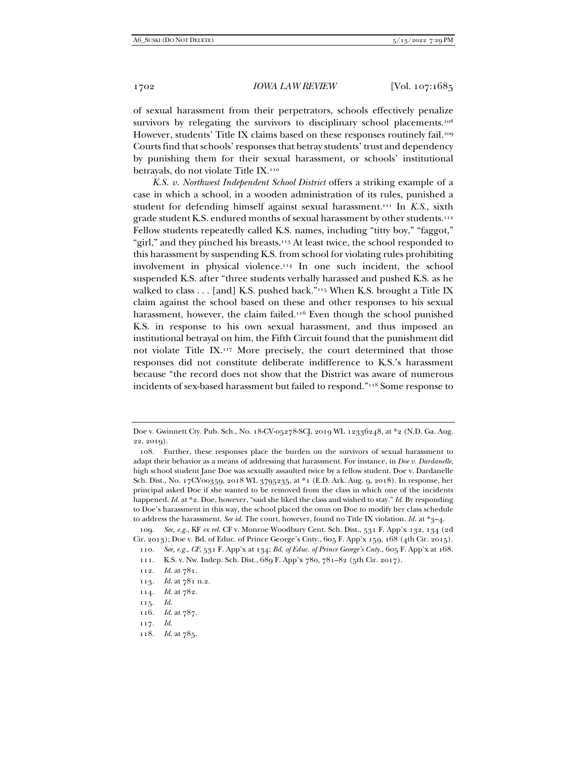of sexual harassment from their perpetrators, schools effectively penalize survivors by relegating the survivors to disciplinary school placements.[108] However, students' Title IX claims based on these responses routinely fail.[109] Courts find that schools' responses that betray students' trust and dependency by punishing them for their sexual harassment, or schools' institutional betrayals, do not violate Title IX.[110]

*K.S. v. Northwest Independent School District* offers a striking example of a case in which a school, in a wooden administration of its rules, punished a student for defending himself against sexual harassment.[111] In *K.S.*, sixth grade student K.S. endured months of sexual harassment by other students.[112] Fellow students repeatedly called K.S. names, including "titty boy," "faggot," "girl," and they pinched his breasts.[113] At least twice, the school responded to this harassment by suspending K.S. from school for violating rules prohibiting involvement in physical violence.[114] In one such incident, the school suspended K.S. after "three students verbally harassed and pushed K.S. as he walked to class . . . [and] K.S. pushed back."[115] When K.S. brought a Title IX claim against the school based on these and other responses to his sexual harassment, however, the claim failed.[116] Even though the school punished K.S. in response to his own sexual harassment, and thus imposed an institutional betrayal on him, the Fifth Circuit found that the punishment did not violate Title IX.[117] More precisely, the court determined that those responses did not constitute deliberate indifference to K.S.'s harassment because "the record does not show that the District was aware of numerous incidents of sex-based harassment but failed to respond."[118] Some response to

---

Doe v. Gwinnett Cty. Pub. Sch., No. 18-CV-05278-SCJ, 2019 WL 12336248, at *2 (N.D. Ga. Aug. 22, 2019).

108. Further, these responses place the burden on the survivors of sexual harassment to adapt their behavior as a means of addressing that harassment. For instance, in *Doe v. Dardanelle*, high school student Jane Doe was sexually assaulted twice by a fellow student. Doe v. Dardanelle Sch. Dist., No. 17CV00359, 2018 WL 3795235, at *1 (E.D. Ark. Aug. 9, 2018). In response, her principal asked Doe if she wanted to be removed from the class in which one of the incidents happened. *Id.* at *2. Doe, however, "said she liked the class and wished to stay." *Id.* By responding to Doe's harassment in this way, the school placed the onus on Doe to modify her class schedule to address the harassment. *See id.* The court, however, found no Title IX violation. *Id.* at *3–4.

109. *See, e.g.*, KF *ex rel.* CF v. Monroe Woodbury Cent. Sch. Dist., 531 F. App'x 132, 134 (2d Cir. 2013); Doe v. Bd. of Educ. of Prince George's Cnty., 605 F. App'x 159, 168 (4th Cir. 2015).

110. *See, e.g.*, *CF*, 531 F. App'x at 134; *Bd. of Educ. of Prince George's Cnty.*, 605 F. App'x at 168.

111. K.S. v. Nw. Indep. Sch. Dist., 689 F. App'x 780, 781–82 (5th Cir. 2017).

112. *Id.* at 781.

113. *Id.* at 781 n.2.

114. *Id.* at 782.

115. *Id.*

116. *Id.* at 787.

117. *Id.*

118. *Id.* at 785.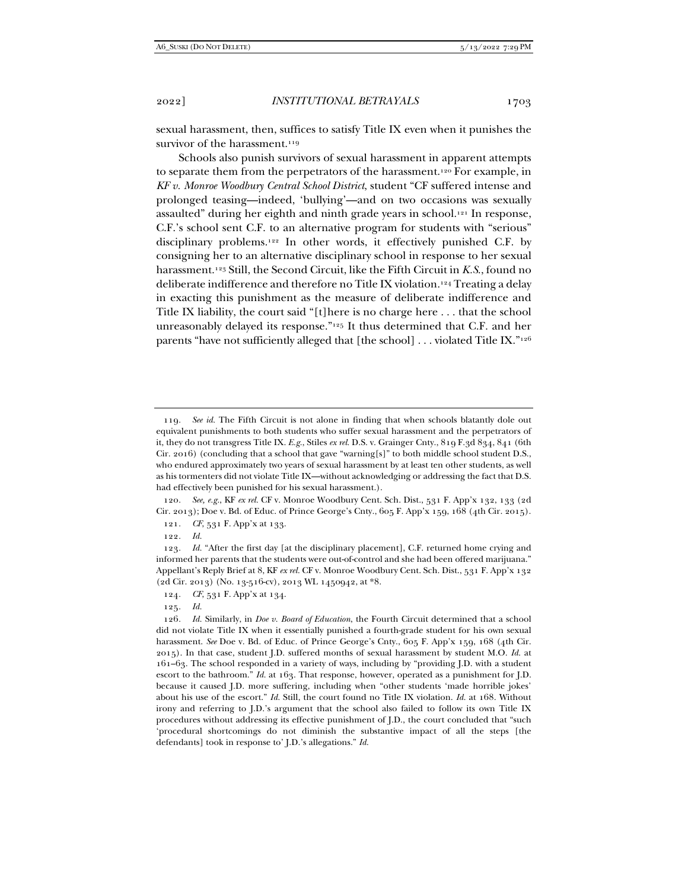sexual harassment, then, suffices to satisfy Title IX even when it punishes the survivor of the harassment.[119]

Schools also punish survivors of sexual harassment in apparent attempts to separate them from the perpetrators of the harassment.[120] For example, in *KF v. Monroe Woodbury Central School District*, student "CF suffered intense and prolonged teasing—indeed, 'bullying'—and on two occasions was sexually assaulted" during her eighth and ninth grade years in school.[121] In response, C.F.'s school sent C.F. to an alternative program for students with "serious" disciplinary problems.[122] In other words, it effectively punished C.F. by consigning her to an alternative disciplinary school in response to her sexual harassment.[123] Still, the Second Circuit, like the Fifth Circuit in *K.S.*, found no deliberate indifference and therefore no Title IX violation.[124] Treating a delay in exacting this punishment as the measure of deliberate indifference and Title IX liability, the court said "[t]here is no charge here . . . that the school unreasonably delayed its response."[125] It thus determined that C.F. and her parents "have not sufficiently alleged that [the school] . . . violated Title IX."[126]

---

119. *See id.* The Fifth Circuit is not alone in finding that when schools blatantly dole out equivalent punishments to both students who suffer sexual harassment and the perpetrators of it, they do not transgress Title IX. *E.g.*, Stiles *ex rel.* D.S. v. Grainger Cnty., 819 F.3d 834, 841 (6th Cir. 2016) (concluding that a school that gave "warning[s]" to both middle school student D.S., who endured approximately two years of sexual harassment by at least ten other students, as well as his tormenters did not violate Title IX—without acknowledging or addressing the fact that D.S. had effectively been punished for his sexual harassment.).

120. *See, e.g.*, KF *ex rel.* CF v. Monroe Woodbury Cent. Sch. Dist., 531 F. App'x 132, 133 (2d Cir. 2013); Doe v. Bd. of Educ. of Prince George's Cnty., 605 F. App'x 159, 168 (4th Cir. 2015).

121. *CF*, 531 F. App'x at 133.

122. *Id.*

123. *Id.* "After the first day [at the disciplinary placement], C.F. returned home crying and informed her parents that the students were out-of-control and she had been offered marijuana." Appellant's Reply Brief at 8, KF *ex rel.* CF v. Monroe Woodbury Cent. Sch. Dist., 531 F. App'x 132 (2d Cir. 2013) (No. 13-516-cv), 2013 WL 1450942, at *8.

124. *CF*, 531 F. App'x at 134.

125. *Id.*

126. *Id.* Similarly, in *Doe v. Board of Education*, the Fourth Circuit determined that a school did not violate Title IX when it essentially punished a fourth-grade student for his own sexual harassment. *See* Doe v. Bd. of Educ. of Prince George's Cnty., 605 F. App'x 159, 168 (4th Cir. 2015). In that case, student J.D. suffered months of sexual harassment by student M.O. *Id.* at 161–63. The school responded in a variety of ways, including by "providing J.D. with a student escort to the bathroom." *Id.* at 163. That response, however, operated as a punishment for J.D. because it caused J.D. more suffering, including when "other students 'made horrible jokes' about his use of the escort." *Id.* Still, the court found no Title IX violation. *Id.* at 168. Without irony and referring to J.D.'s argument that the school also failed to follow its own Title IX procedures without addressing its effective punishment of J.D., the court concluded that "such 'procedural shortcomings do not diminish the substantive impact of all the steps [the defendants] took in response to' J.D.'s allegations." *Id.*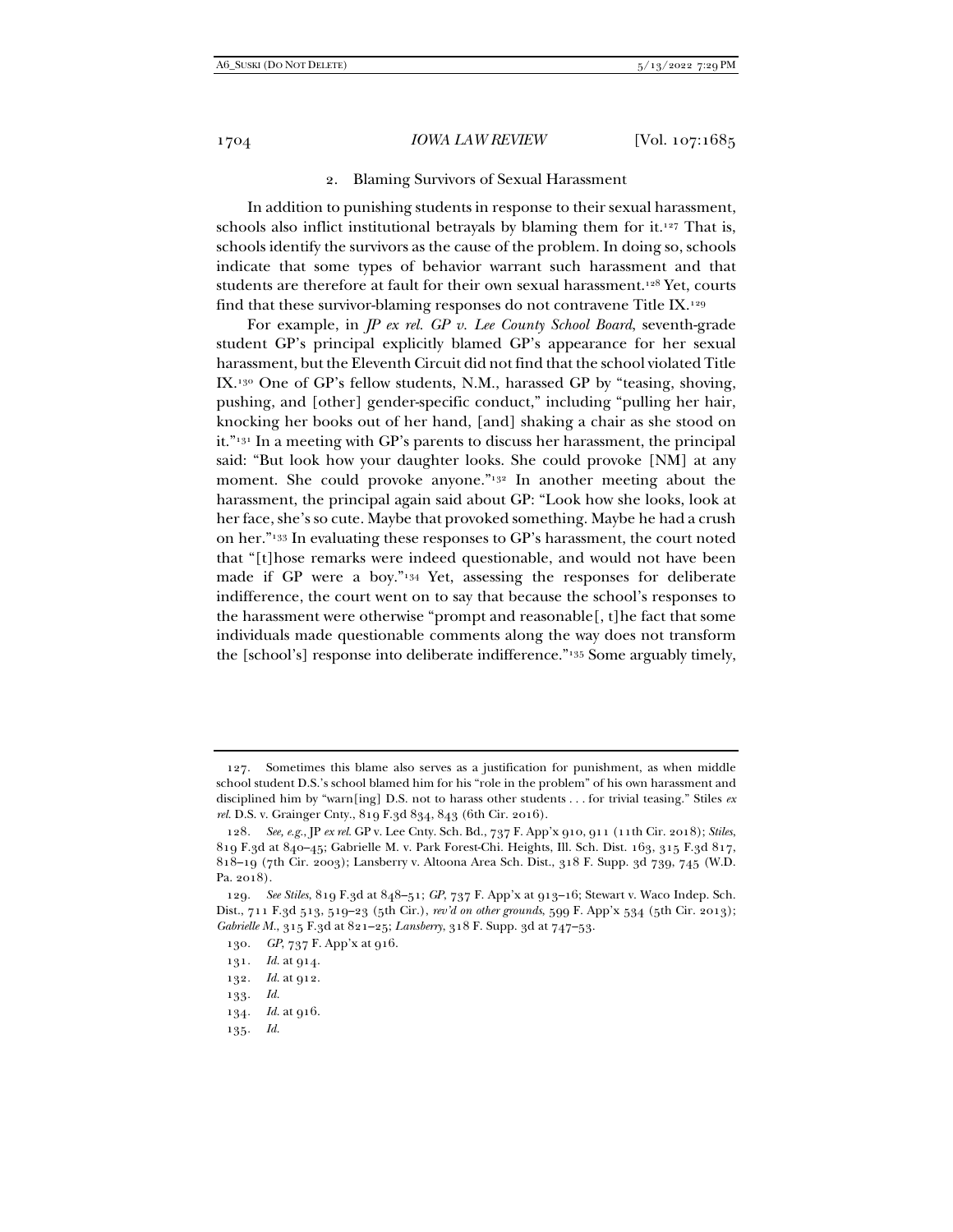### 2. Blaming Survivors of Sexual Harassment

In addition to punishing students in response to their sexual harassment, schools also inflict institutional betrayals by blaming them for it.[127] That is, schools identify the survivors as the cause of the problem. In doing so, schools indicate that some types of behavior warrant such harassment and that students are therefore at fault for their own sexual harassment.[128] Yet, courts find that these survivor-blaming responses do not contravene Title IX.[129]

For example, in *JP ex rel. GP v. Lee County School Board*, seventh-grade student GP's principal explicitly blamed GP's appearance for her sexual harassment, but the Eleventh Circuit did not find that the school violated Title IX.[130] One of GP's fellow students, N.M., harassed GP by "teasing, shoving, pushing, and [other] gender-specific conduct," including "pulling her hair, knocking her books out of her hand, [and] shaking a chair as she stood on it."[131] In a meeting with GP's parents to discuss her harassment, the principal said: "But look how your daughter looks. She could provoke [NM] at any moment. She could provoke anyone."[132] In another meeting about the harassment, the principal again said about GP: "Look how she looks, look at her face, she's so cute. Maybe that provoked something. Maybe he had a crush on her."[133] In evaluating these responses to GP's harassment, the court noted that "[t]hose remarks were indeed questionable, and would not have been made if GP were a boy."[134] Yet, assessing the responses for deliberate indifference, the court went on to say that because the school's responses to the harassment were otherwise "prompt and reasonable[, t]he fact that some individuals made questionable comments along the way does not transform the [school's] response into deliberate indifference."[135] Some arguably timely,

---

127. Sometimes this blame also serves as a justification for punishment, as when middle school student D.S.'s school blamed him for his "role in the problem" of his own harassment and disciplined him by "warn[ing] D.S. not to harass other students . . . for trivial teasing." Stiles *ex rel.* D.S. v. Grainger Cnty., 819 F.3d 834, 843 (6th Cir. 2016).

128. *See, e.g.*, JP *ex rel.* GP v. Lee Cnty. Sch. Bd., 737 F. App'x 910, 911 (11th Cir. 2018); *Stiles*, 819 F.3d at 840–45; Gabrielle M. v. Park Forest-Chi. Heights, Ill. Sch. Dist. 163, 315 F.3d 817, 818–19 (7th Cir. 2003); Lansberry v. Altoona Area Sch. Dist., 318 F. Supp. 3d 739, 745 (W.D. Pa. 2018).

129. *See Stiles*, 819 F.3d at 848–51; *GP*, 737 F. App'x at 913–16; Stewart v. Waco Indep. Sch. Dist., 711 F.3d 513, 519–23 (5th Cir.), *rev'd on other grounds*, 599 F. App'x 534 (5th Cir. 2013); *Gabrielle M.*, 315 F.3d at 821–25; *Lansberry*, 318 F. Supp. 3d at 747–53.

130. *GP*, 737 F. App'x at 916.

131. *Id.* at 914.

132. *Id.* at 912.

133. *Id.*

134. *Id.* at 916.

135. *Id.*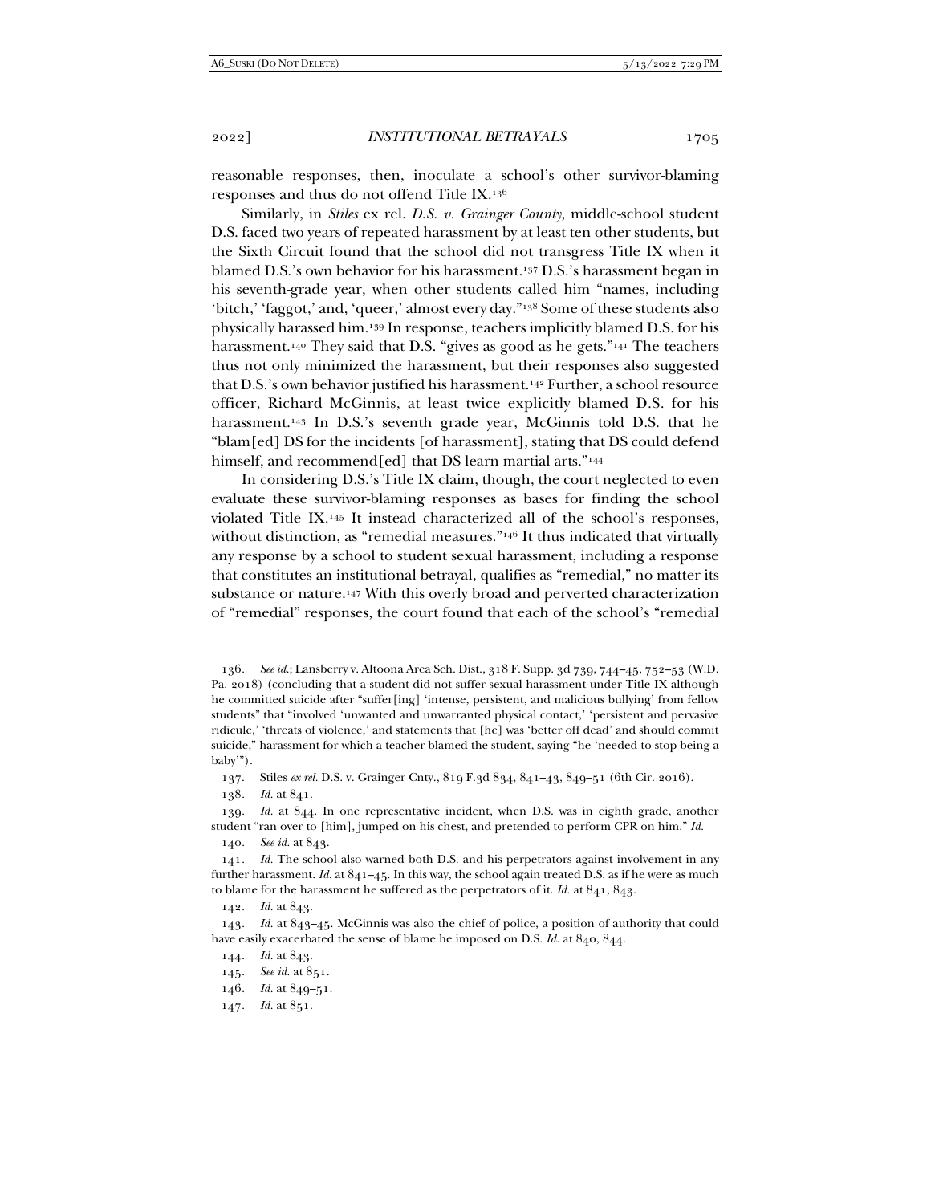reasonable responses, then, inoculate a school's other survivor-blaming responses and thus do not offend Title IX.[136]

Similarly, in *Stiles* ex rel. *D.S. v. Grainger County*, middle-school student D.S. faced two years of repeated harassment by at least ten other students, but the Sixth Circuit found that the school did not transgress Title IX when it blamed D.S.'s own behavior for his harassment.[137] D.S.'s harassment began in his seventh-grade year, when other students called him "names, including 'bitch,' 'faggot,' and, 'queer,' almost every day."[138] Some of these students also physically harassed him.[139] In response, teachers implicitly blamed D.S. for his harassment.[140] They said that D.S. "gives as good as he gets."[141] The teachers thus not only minimized the harassment, but their responses also suggested that D.S.'s own behavior justified his harassment.[142] Further, a school resource officer, Richard McGinnis, at least twice explicitly blamed D.S. for his harassment.[143] In D.S.'s seventh grade year, McGinnis told D.S. that he "blam[ed] DS for the incidents [of harassment], stating that DS could defend himself, and recommend[ed] that DS learn martial arts."[144]

In considering D.S.'s Title IX claim, though, the court neglected to even evaluate these survivor-blaming responses as bases for finding the school violated Title IX.[145] It instead characterized all of the school's responses, without distinction, as "remedial measures."[146] It thus indicated that virtually any response by a school to student sexual harassment, including a response that constitutes an institutional betrayal, qualifies as "remedial," no matter its substance or nature.[147] With this overly broad and perverted characterization of "remedial" responses, the court found that each of the school's "remedial

---

136. *See id.*; Lansberry v. Altoona Area Sch. Dist., 318 F. Supp. 3d 739, 744–45, 752–53 (W.D. Pa. 2018) (concluding that a student did not suffer sexual harassment under Title IX although he committed suicide after "suffer[ing] 'intense, persistent, and malicious bullying' from fellow students" that "involved 'unwanted and unwarranted physical contact,' 'persistent and pervasive ridicule,' 'threats of violence,' and statements that [he] was 'better off dead' and should commit suicide," harassment for which a teacher blamed the student, saying "he 'needed to stop being a baby'").

137. Stiles *ex rel.* D.S. v. Grainger Cnty., 819 F.3d 834, 841–43, 849–51 (6th Cir. 2016).

138. *Id.* at 841.

139. *Id.* at 844. In one representative incident, when D.S. was in eighth grade, another student "ran over to [him], jumped on his chest, and pretended to perform CPR on him." *Id.*

140. *See id.* at 843.

141. *Id.* The school also warned both D.S. and his perpetrators against involvement in any further harassment. *Id.* at 841–45. In this way, the school again treated D.S. as if he were as much to blame for the harassment he suffered as the perpetrators of it. *Id.* at 841, 843.

142. *Id.* at 843.

143. *Id.* at 843–45. McGinnis was also the chief of police, a position of authority that could have easily exacerbated the sense of blame he imposed on D.S. *Id.* at 840, 844.

144. *Id.* at 843.

145. *See id.* at 851.

146. *Id.* at 849–51.

147. *Id.* at 851.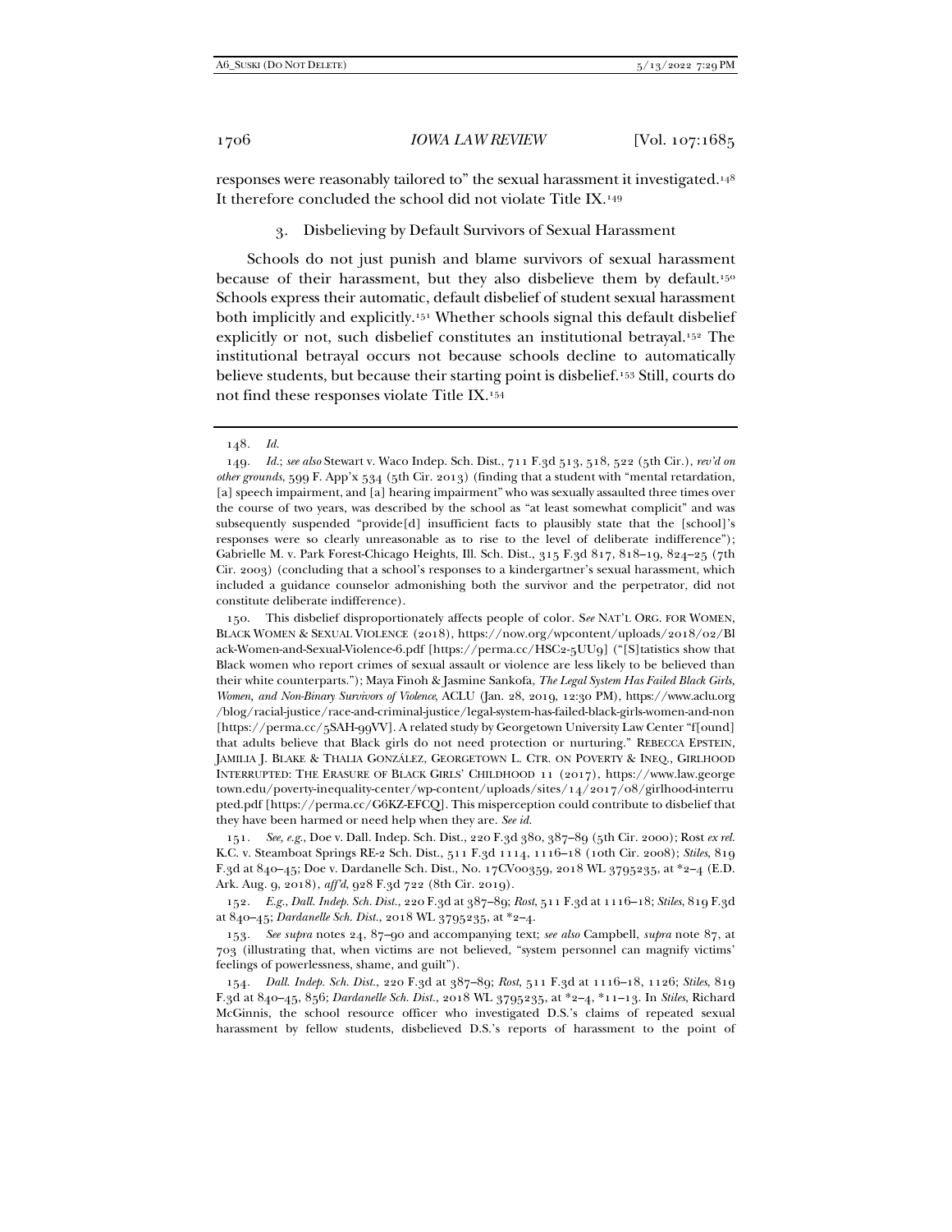responses were reasonably tailored to" the sexual harassment it investigated.[148] It therefore concluded the school did not violate Title IX.[149]

### 3. Disbelieving by Default Survivors of Sexual Harassment

Schools do not just punish and blame survivors of sexual harassment because of their harassment, but they also disbelieve them by default.[150] Schools express their automatic, default disbelief of student sexual harassment both implicitly and explicitly.[151] Whether schools signal this default disbelief explicitly or not, such disbelief constitutes an institutional betrayal.[152] The institutional betrayal occurs not because schools decline to automatically believe students, but because their starting point is disbelief.[153] Still, courts do not find these responses violate Title IX.[154]

---

148. *Id.*

149. *Id.*; *see also* Stewart v. Waco Indep. Sch. Dist., 711 F.3d 513, 518, 522 (5th Cir.), *rev'd on other grounds*, 599 F. App'x 534 (5th Cir. 2013) (finding that a student with "mental retardation, [a] speech impairment, and [a] hearing impairment" who was sexually assaulted three times over the course of two years, was described by the school as "at least somewhat complicit" and was subsequently suspended "provide[d] insufficient facts to plausibly state that the [school]'s responses were so clearly unreasonable as to rise to the level of deliberate indifference"); Gabrielle M. v. Park Forest-Chicago Heights, Ill. Sch. Dist., 315 F.3d 817, 818–19, 824–25 (7th Cir. 2003) (concluding that a school's responses to a kindergartner's sexual harassment, which included a guidance counselor admonishing both the survivor and the perpetrator, did not constitute deliberate indifference).

150. This disbelief disproportionately affects people of color. S*ee* NAT'L ORG. FOR WOMEN, BLACK WOMEN & SEXUAL VIOLENCE (2018), https://now.org/wpcontent/uploads/2018/02/Black-Women-and-Sexual-Violence-6.pdf [https://perma.cc/HSC2-5UU9] ("[S]tatistics show that Black women who report crimes of sexual assault or violence are less likely to be believed than their white counterparts."); Maya Finoh & Jasmine Sankofa, *The Legal System Has Failed Black Girls, Women, and Non-Binary Survivors of Violence*, ACLU (Jan. 28, 2019, 12:30 PM), https://www.aclu.org/blog/racial-justice/race-and-criminal-justice/legal-system-has-failed-black-girls-women-and-non [https://perma.cc/5SAH-99VV]. A related study by Georgetown University Law Center "f[ound] that adults believe that Black girls do not need protection or nurturing." REBECCA EPSTEIN, JAMILIA J. BLAKE & THALIA GONZÁLEZ, GEORGETOWN L. CTR. ON POVERTY & INEQ., GIRLHOOD INTERRUPTED: THE ERASURE OF BLACK GIRLS' CHILDHOOD 11 (2017), https://www.law.georgetown.edu/poverty-inequality-center/wp-content/uploads/sites/14/2017/08/girlhood-interrupted.pdf [https://perma.cc/G6KZ-EFCQ]. This misperception could contribute to disbelief that they have been harmed or need help when they are. *See id.*

151. *See, e.g.*, Doe v. Dall. Indep. Sch. Dist., 220 F.3d 380, 387–89 (5th Cir. 2000); Rost *ex rel.* K.C. v. Steamboat Springs RE-2 Sch. Dist., 511 F.3d 1114, 1116–18 (10th Cir. 2008); *Stiles*, 819 F.3d at 840–45; Doe v. Dardanelle Sch. Dist., No. 17CV00359, 2018 WL 3795235, at \*2–4 (E.D. Ark. Aug. 9, 2018), *aff'd*, 928 F.3d 722 (8th Cir. 2019).

152. *E.g.*, *Dall. Indep. Sch. Dist.*, 220 F.3d at 387–89; *Rost*, 511 F.3d at 1116–18; *Stiles*, 819 F.3d at 840–45; *Dardanelle Sch. Dist.*, 2018 WL 3795235, at \*2–4.

153. *See supra* notes 24, 87–90 and accompanying text; *see also* Campbell, *supra* note 87, at 703 (illustrating that, when victims are not believed, "system personnel can magnify victims' feelings of powerlessness, shame, and guilt").

154. *Dall. Indep. Sch. Dist.*, 220 F.3d at 387–89; *Rost*, 511 F.3d at 1116–18, 1126; *Stiles*, 819 F.3d at 840–45, 856; *Dardanelle Sch. Dist.*, 2018 WL 3795235, at \*2–4, \*11–13. In *Stiles*, Richard McGinnis, the school resource officer who investigated D.S.'s claims of repeated sexual harassment by fellow students, disbelieved D.S.'s reports of harassment to the point of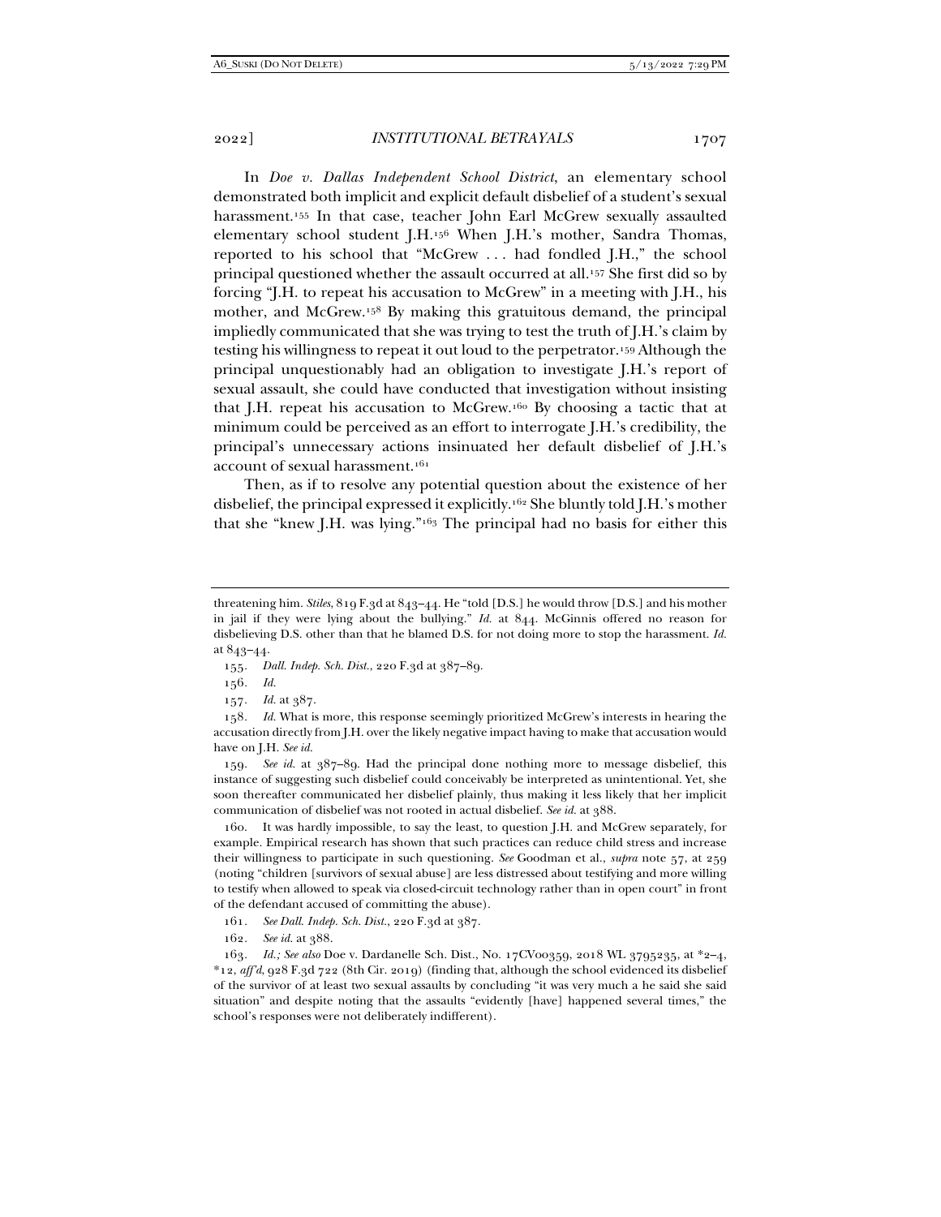In *Doe v. Dallas Independent School District*, an elementary school demonstrated both implicit and explicit default disbelief of a student's sexual harassment.[155] In that case, teacher John Earl McGrew sexually assaulted elementary school student J.H.[156] When J.H.'s mother, Sandra Thomas, reported to his school that "McGrew . . . had fondled J.H.," the school principal questioned whether the assault occurred at all.[157] She first did so by forcing "J.H. to repeat his accusation to McGrew" in a meeting with J.H., his mother, and McGrew.[158] By making this gratuitous demand, the principal impliedly communicated that she was trying to test the truth of J.H.'s claim by testing his willingness to repeat it out loud to the perpetrator.[159] Although the principal unquestionably had an obligation to investigate J.H.'s report of sexual assault, she could have conducted that investigation without insisting that J.H. repeat his accusation to McGrew.[160] By choosing a tactic that at minimum could be perceived as an effort to interrogate J.H.'s credibility, the principal's unnecessary actions insinuated her default disbelief of J.H.'s account of sexual harassment.[161]

Then, as if to resolve any potential question about the existence of her disbelief, the principal expressed it explicitly.[162] She bluntly told J.H.'s mother that she "knew J.H. was lying."[163] The principal had no basis for either this

---

threatening him. *Stiles*, 819 F.3d at 843–44. He "told [D.S.] he would throw [D.S.] and his mother in jail if they were lying about the bullying." *Id.* at 844. McGinnis offered no reason for disbelieving D.S. other than that he blamed D.S. for not doing more to stop the harassment. *Id.* at 843–44.

155. *Dall. Indep. Sch. Dist.*, 220 F.3d at 387–89.

156. *Id.*

157. *Id.* at 387.

158. *Id.* What is more, this response seemingly prioritized McGrew's interests in hearing the accusation directly from J.H. over the likely negative impact having to make that accusation would have on J.H. *See id.*

159. *See id.* at 387–89. Had the principal done nothing more to message disbelief, this instance of suggesting such disbelief could conceivably be interpreted as unintentional. Yet, she soon thereafter communicated her disbelief plainly, thus making it less likely that her implicit communication of disbelief was not rooted in actual disbelief. *See id.* at 388.

160. It was hardly impossible, to say the least, to question J.H. and McGrew separately, for example. Empirical research has shown that such practices can reduce child stress and increase their willingness to participate in such questioning. *See* Goodman et al., *supra* note 57, at 259 (noting "children [survivors of sexual abuse] are less distressed about testifying and more willing to testify when allowed to speak via closed-circuit technology rather than in open court" in front of the defendant accused of committing the abuse).

161. *See Dall. Indep. Sch. Dist.*, 220 F.3d at 387.

162. *See id.* at 388.

163. *Id.; See also* Doe v. Dardanelle Sch. Dist., No. 17CV00359, 2018 WL 3795235, at \*2–4, \*12, *aff'd*, 928 F.3d 722 (8th Cir. 2019) (finding that, although the school evidenced its disbelief of the survivor of at least two sexual assaults by concluding "it was very much a he said she said situation" and despite noting that the assaults "evidently [have] happened several times," the school's responses were not deliberately indifferent).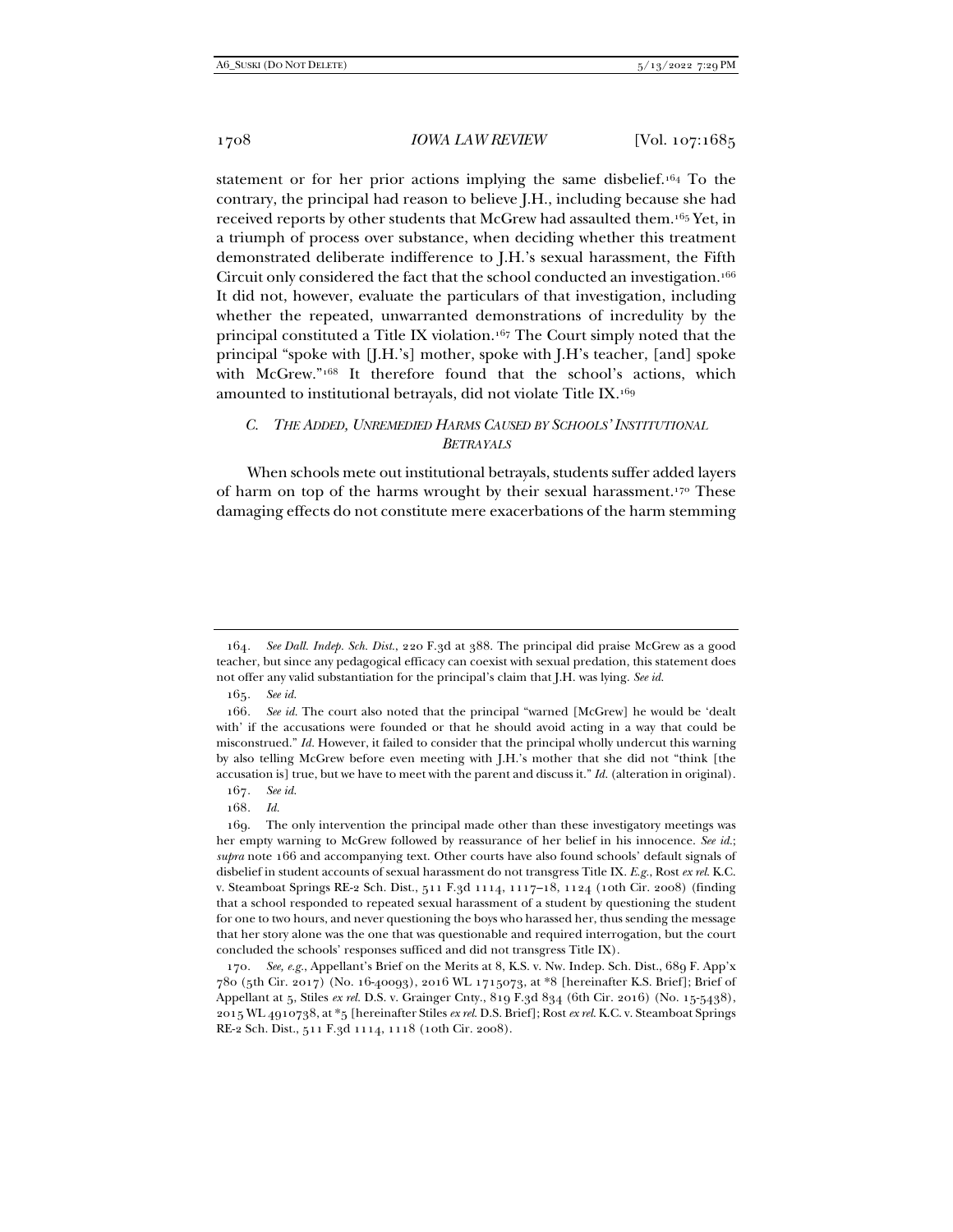statement or for her prior actions implying the same disbelief.[164] To the contrary, the principal had reason to believe J.H., including because she had received reports by other students that McGrew had assaulted them.[165] Yet, in a triumph of process over substance, when deciding whether this treatment demonstrated deliberate indifference to J.H.'s sexual harassment, the Fifth Circuit only considered the fact that the school conducted an investigation.[166] It did not, however, evaluate the particulars of that investigation, including whether the repeated, unwarranted demonstrations of incredulity by the principal constituted a Title IX violation.[167] The Court simply noted that the principal "spoke with [J.H.'s] mother, spoke with J.H's teacher, [and] spoke with McGrew."[168] It therefore found that the school's actions, which amounted to institutional betrayals, did not violate Title IX.[169]

### *C. The Added, Unremedied Harms Caused by Schools' Institutional Betrayals*

When schools mete out institutional betrayals, students suffer added layers of harm on top of the harms wrought by their sexual harassment.[170] These damaging effects do not constitute mere exacerbations of the harm stemming

---

164. *See Dall. Indep. Sch. Dist.*, 220 F.3d at 388. The principal did praise McGrew as a good teacher, but since any pedagogical efficacy can coexist with sexual predation, this statement does not offer any valid substantiation for the principal's claim that J.H. was lying. *See id.*

165. *See id.*

166. *See id.* The court also noted that the principal "warned [McGrew] he would be 'dealt with' if the accusations were founded or that he should avoid acting in a way that could be misconstrued." *Id.* However, it failed to consider that the principal wholly undercut this warning by also telling McGrew before even meeting with J.H.'s mother that she did not "think [the accusation is] true, but we have to meet with the parent and discuss it." *Id.* (alteration in original).

167. *See id.*

168. *Id.*

169. The only intervention the principal made other than these investigatory meetings was her empty warning to McGrew followed by reassurance of her belief in his innocence. *See id.*; *supra* note 166 and accompanying text. Other courts have also found schools' default signals of disbelief in student accounts of sexual harassment do not transgress Title IX. *E.g.*, Rost *ex rel.* K.C. v. Steamboat Springs RE-2 Sch. Dist., 511 F.3d 1114, 1117–18, 1124 (10th Cir. 2008) (finding that a school responded to repeated sexual harassment of a student by questioning the student for one to two hours, and never questioning the boys who harassed her, thus sending the message that her story alone was the one that was questionable and required interrogation, but the court concluded the schools' responses sufficed and did not transgress Title IX).

170. *See, e.g.*, Appellant's Brief on the Merits at 8, K.S. v. Nw. Indep. Sch. Dist., 689 F. App'x 780 (5th Cir. 2017) (No. 16-40093), 2016 WL 1715073, at *8 [hereinafter K.S. Brief]; Brief of Appellant at 5, Stiles *ex rel.* D.S. v. Grainger Cnty., 819 F.3d 834 (6th Cir. 2016) (No. 15-5438), 2015 WL 4910738, at *5 [hereinafter Stiles *ex rel.* D.S. Brief]; Rost *ex rel.* K.C. v. Steamboat Springs RE-2 Sch. Dist., 511 F.3d 1114, 1118 (10th Cir. 2008).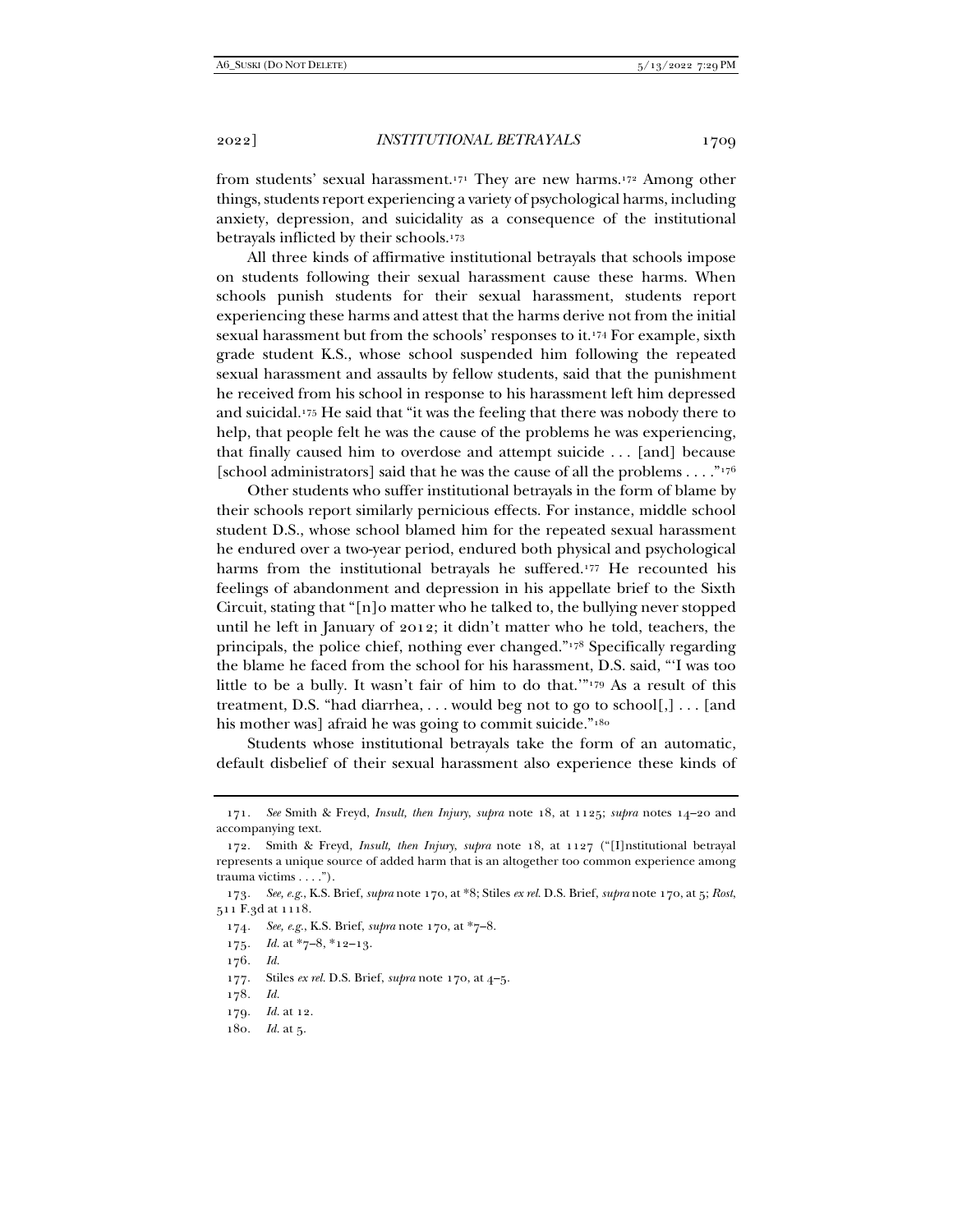from students' sexual harassment.[171] They are new harms.[172] Among other things, students report experiencing a variety of psychological harms, including anxiety, depression, and suicidality as a consequence of the institutional betrayals inflicted by their schools.[173]

All three kinds of affirmative institutional betrayals that schools impose on students following their sexual harassment cause these harms. When schools punish students for their sexual harassment, students report experiencing these harms and attest that the harms derive not from the initial sexual harassment but from the schools' responses to it.[174] For example, sixth grade student K.S., whose school suspended him following the repeated sexual harassment and assaults by fellow students, said that the punishment he received from his school in response to his harassment left him depressed and suicidal.[175] He said that "it was the feeling that there was nobody there to help, that people felt he was the cause of the problems he was experiencing, that finally caused him to overdose and attempt suicide . . . [and] because [school administrators] said that he was the cause of all the problems . . . ."[176]

Other students who suffer institutional betrayals in the form of blame by their schools report similarly pernicious effects. For instance, middle school student D.S., whose school blamed him for the repeated sexual harassment he endured over a two-year period, endured both physical and psychological harms from the institutional betrayals he suffered.[177] He recounted his feelings of abandonment and depression in his appellate brief to the Sixth Circuit, stating that "[n]o matter who he talked to, the bullying never stopped until he left in January of 2012; it didn't matter who he told, teachers, the principals, the police chief, nothing ever changed."[178] Specifically regarding the blame he faced from the school for his harassment, D.S. said, "'I was too little to be a bully. It wasn't fair of him to do that.'"[179] As a result of this treatment, D.S. "had diarrhea, . . . would beg not to go to school[,] . . . [and his mother was] afraid he was going to commit suicide."[180]

Students whose institutional betrayals take the form of an automatic, default disbelief of their sexual harassment also experience these kinds of

---

171. *See* Smith & Freyd, *Insult, then Injury*, *supra* note 18, at 1125; *supra* notes 14–20 and accompanying text.

172. Smith & Freyd, *Insult, then Injury*, *supra* note 18, at 1127 ("[I]nstitutional betrayal represents a unique source of added harm that is an altogether too common experience among trauma victims . . . .").

173. *See, e.g.*, K.S. Brief, *supra* note 170, at *8; Stiles *ex rel.* D.S. Brief, *supra* note 170, at 5; *Rost*, 511 F.3d at 1118.

174. *See, e.g.*, K.S. Brief, *supra* note 170, at *7–8.

175. *Id.* at *7–8, *12–13.

176. *Id.*

177. Stiles *ex rel.* D.S. Brief, *supra* note 170, at 4–5.

178. *Id.*

179. *Id.* at 12.

180. *Id.* at 5.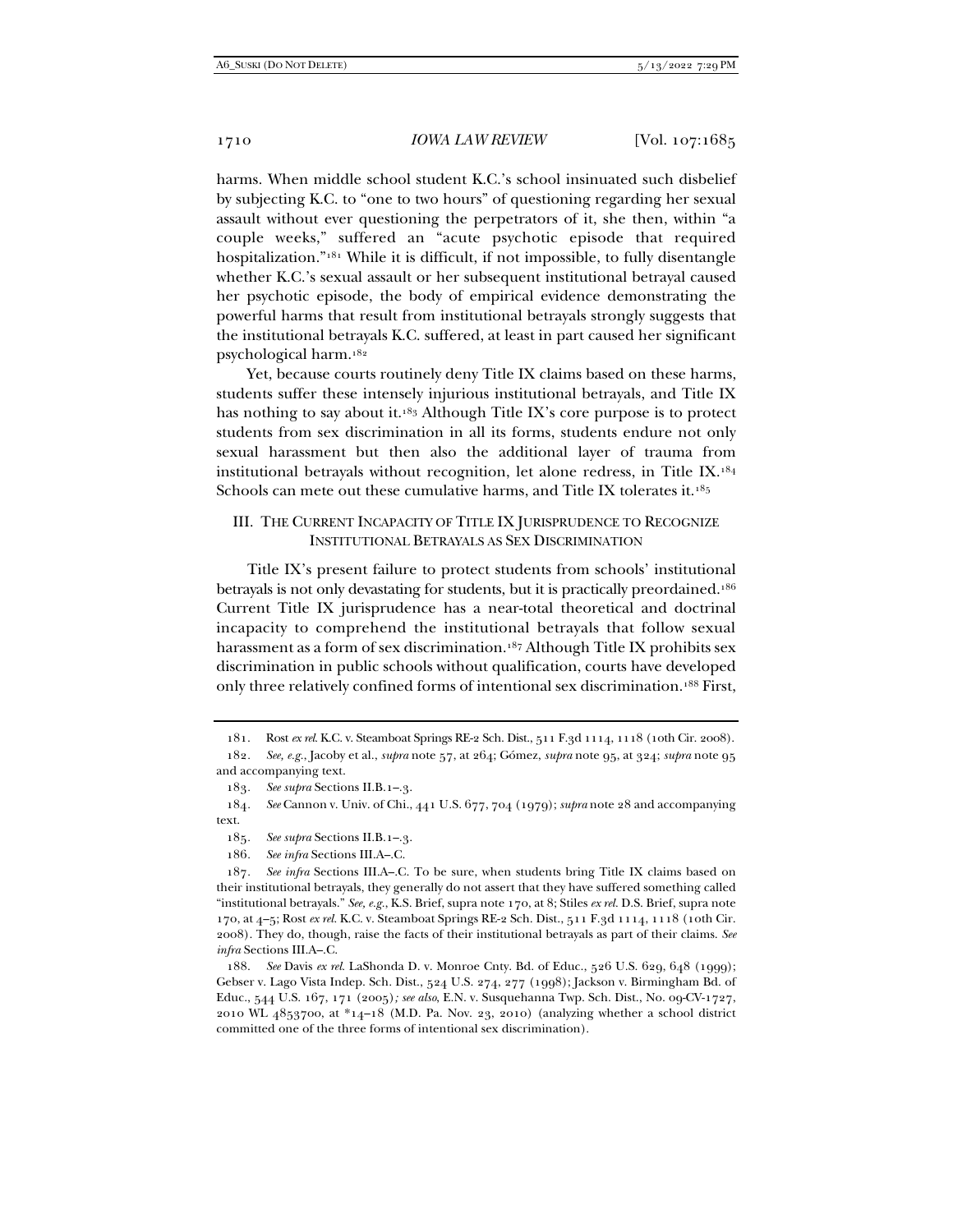harms. When middle school student K.C.'s school insinuated such disbelief by subjecting K.C. to "one to two hours" of questioning regarding her sexual assault without ever questioning the perpetrators of it, she then, within "a couple weeks," suffered an "acute psychotic episode that required hospitalization."[181] While it is difficult, if not impossible, to fully disentangle whether K.C.'s sexual assault or her subsequent institutional betrayal caused her psychotic episode, the body of empirical evidence demonstrating the powerful harms that result from institutional betrayals strongly suggests that the institutional betrayals K.C. suffered, at least in part caused her significant psychological harm.[182]

Yet, because courts routinely deny Title IX claims based on these harms, students suffer these intensely injurious institutional betrayals, and Title IX has nothing to say about it.[183] Although Title IX's core purpose is to protect students from sex discrimination in all its forms, students endure not only sexual harassment but then also the additional layer of trauma from institutional betrayals without recognition, let alone redress, in Title IX.[184] Schools can mete out these cumulative harms, and Title IX tolerates it.[185]

## III. The Current Incapacity of Title IX Jurisprudence to Recognize Institutional Betrayals as Sex Discrimination

Title IX's present failure to protect students from schools' institutional betrayals is not only devastating for students, but it is practically preordained.[186] Current Title IX jurisprudence has a near-total theoretical and doctrinal incapacity to comprehend the institutional betrayals that follow sexual harassment as a form of sex discrimination.[187] Although Title IX prohibits sex discrimination in public schools without qualification, courts have developed only three relatively confined forms of intentional sex discrimination.[188] First,

---

181. Rost *ex rel.* K.C. v. Steamboat Springs RE-2 Sch. Dist., 511 F.3d 1114, 1118 (10th Cir. 2008).

182. *See, e.g.*, Jacoby et al., *supra* note 57, at 264; Gómez, *supra* note 95, at 324; *supra* note 95 and accompanying text.

183. *See supra* Sections II.B.1–.3.

184. *See* Cannon v. Univ. of Chi., 441 U.S. 677, 704 (1979); *supra* note 28 and accompanying text.

185. *See supra* Sections II.B.1–.3.

186. *See infra* Sections III.A–.C.

187. *See infra* Sections III.A–.C. To be sure, when students bring Title IX claims based on their institutional betrayals, they generally do not assert that they have suffered something called "institutional betrayals." *See, e.g.*, K.S. Brief, supra note 170, at 8; Stiles *ex rel.* D.S. Brief, supra note 170, at 4–5; Rost *ex rel.* K.C. v. Steamboat Springs RE-2 Sch. Dist., 511 F.3d 1114, 1118 (10th Cir. 2008). They do, though, raise the facts of their institutional betrayals as part of their claims. *See infra* Sections III.A–.C.

188. *See* Davis *ex rel.* LaShonda D. v. Monroe Cnty. Bd. of Educ., 526 U.S. 629, 648 (1999); Gebser v. Lago Vista Indep. Sch. Dist., 524 U.S. 274, 277 (1998); Jackson v. Birmingham Bd. of Educ., 544 U.S. 167, 171 (2005)*; see also*, E.N. v. Susquehanna Twp. Sch. Dist., No. 09-CV-1727, 2010 WL 4853700, at *14–18 (M.D. Pa. Nov. 23, 2010) (analyzing whether a school district committed one of the three forms of intentional sex discrimination).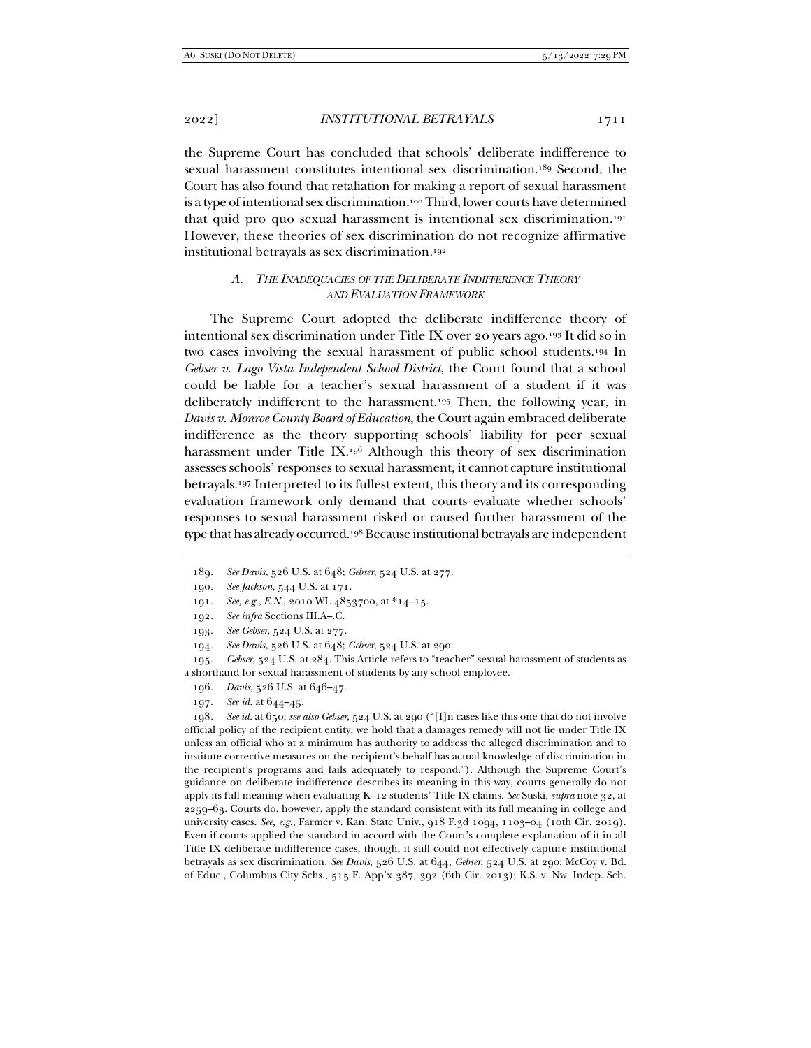the Supreme Court has concluded that schools' deliberate indifference to sexual harassment constitutes intentional sex discrimination.[189] Second, the Court has also found that retaliation for making a report of sexual harassment is a type of intentional sex discrimination.[190] Third, lower courts have determined that quid pro quo sexual harassment is intentional sex discrimination.[191] However, these theories of sex discrimination do not recognize affirmative institutional betrayals as sex discrimination.[192]

### *A. The Inadequacies of the Deliberate Indifference Theory and Evaluation Framework*

The Supreme Court adopted the deliberate indifference theory of intentional sex discrimination under Title IX over 20 years ago.[193] It did so in two cases involving the sexual harassment of public school students.[194] In *Gebser v. Lago Vista Independent School District*, the Court found that a school could be liable for a teacher's sexual harassment of a student if it was deliberately indifferent to the harassment.[195] Then, the following year, in *Davis v. Monroe County Board of Education*, the Court again embraced deliberate indifference as the theory supporting schools' liability for peer sexual harassment under Title IX.[196] Although this theory of sex discrimination assesses schools' responses to sexual harassment, it cannot capture institutional betrayals.[197] Interpreted to its fullest extent, this theory and its corresponding evaluation framework only demand that courts evaluate whether schools' responses to sexual harassment risked or caused further harassment of the type that has already occurred.[198] Because institutional betrayals are independent

---

189. *See Davis*, 526 U.S. at 648; *Gebser*, 524 U.S. at 277.

190. *See Jackson*, 544 U.S. at 171.

191. *See, e.g.*, *E.N.*, 2010 WL 4853700, at *14–15.

192. *See infra* Sections III.A–.C.

193. *See Gebser*, 524 U.S. at 277.

194. *See Davis*, 526 U.S. at 648; *Gebser*, 524 U.S. at 290.

195. *Gebser*, 524 U.S. at 284. This Article refers to "teacher" sexual harassment of students as a shorthand for sexual harassment of students by any school employee.

196. *Davis*, 526 U.S. at 646–47.

197. *See id.* at 644–45.

198. *See id.* at 650; *see also Gebser*, 524 U.S. at 290 ("[I]n cases like this one that do not involve official policy of the recipient entity, we hold that a damages remedy will not lie under Title IX unless an official who at a minimum has authority to address the alleged discrimination and to institute corrective measures on the recipient's behalf has actual knowledge of discrimination in the recipient's programs and fails adequately to respond."). Although the Supreme Court's guidance on deliberate indifference describes its meaning in this way, courts generally do not apply its full meaning when evaluating K–12 students' Title IX claims. *See* Suski, *supra* note 32, at 2259–63. Courts do, however, apply the standard consistent with its full meaning in college and university cases. *See, e.g.*, Farmer v. Kan. State Univ., 918 F.3d 1094, 1103–04 (10th Cir. 2019). Even if courts applied the standard in accord with the Court's complete explanation of it in all Title IX deliberate indifference cases, though, it still could not effectively capture institutional betrayals as sex discrimination. *See Davis*, 526 U.S. at 644; *Gebser*, 524 U.S. at 290; McCoy v. Bd. of Educ., Columbus City Schs., 515 F. App'x 387, 392 (6th Cir. 2013); K.S. v. Nw. Indep. Sch.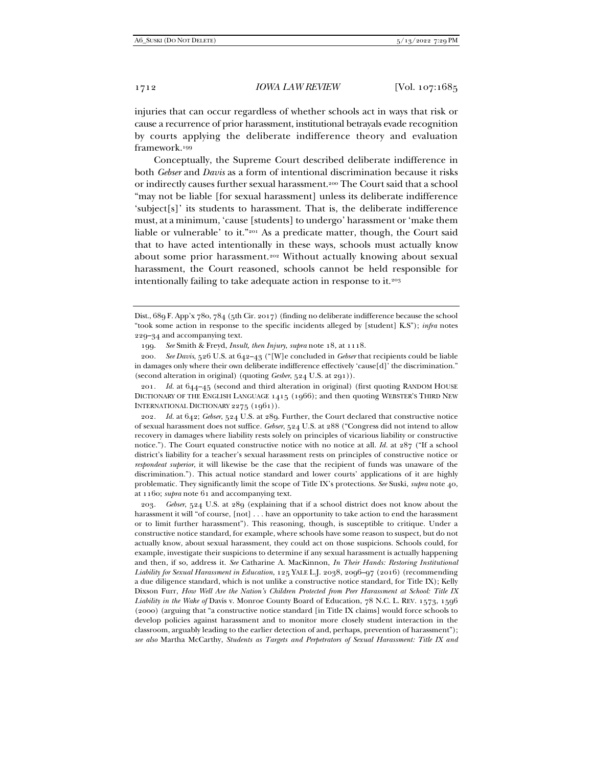injuries that can occur regardless of whether schools act in ways that risk or cause a recurrence of prior harassment, institutional betrayals evade recognition by courts applying the deliberate indifference theory and evaluation framework.[199]

Conceptually, the Supreme Court described deliberate indifference in both *Gebser* and *Davis* as a form of intentional discrimination because it risks or indirectly causes further sexual harassment.[200] The Court said that a school "may not be liable [for sexual harassment] unless its deliberate indifference 'subject[s]' its students to harassment. That is, the deliberate indifference must, at a minimum, 'cause [students] to undergo' harassment or 'make them liable or vulnerable' to it."[201] As a predicate matter, though, the Court said that to have acted intentionally in these ways, schools must actually know about some prior harassment.[202] Without actually knowing about sexual harassment, the Court reasoned, schools cannot be held responsible for intentionally failing to take adequate action in response to it.[203]

---

Dist., 689 F. App'x 780, 784 (5th Cir. 2017) (finding no deliberate indifference because the school "took some action in response to the specific incidents alleged by [student] K.S"); *infra* notes 229–34 and accompanying text.

199. *See* Smith & Freyd, *Insult, then Injury*, *supra* note 18, at 1118.

200. *See Davis*, 526 U.S. at 642–43 ("[W]e concluded in *Gebser* that recipients could be liable in damages only where their own deliberate indifference effectively 'cause[d]' the discrimination." (second alteration in original) (quoting *Gesber*, 524 U.S. at 291)).

201. *Id.* at 644–45 (second and third alteration in original) (first quoting RANDOM HOUSE DICTIONARY OF THE ENGLISH LANGUAGE 1415 (1966); and then quoting WEBSTER'S THIRD NEW INTERNATIONAL DICTIONARY 2275 (1961)).

202. *Id.* at 642; *Gebser*, 524 U.S. at 289. Further, the Court declared that constructive notice of sexual harassment does not suffice. *Gebser*, 524 U.S. at 288 ("Congress did not intend to allow recovery in damages where liability rests solely on principles of vicarious liability or constructive notice."). The Court equated constructive notice with no notice at all. *Id.* at 287 ("If a school district's liability for a teacher's sexual harassment rests on principles of constructive notice or *respondeat superior*, it will likewise be the case that the recipient of funds was unaware of the discrimination."). This actual notice standard and lower courts' applications of it are highly problematic. They significantly limit the scope of Title IX's protections. *See* Suski, *supra* note 40, at 1160; *supra* note 61 and accompanying text.

203. *Gebser*, 524 U.S. at 289 (explaining that if a school district does not know about the harassment it will "of course, [not] . . . have an opportunity to take action to end the harassment or to limit further harassment"). This reasoning, though, is susceptible to critique. Under a constructive notice standard, for example, where schools have some reason to suspect, but do not actually know, about sexual harassment, they could act on those suspicions. Schools could, for example, investigate their suspicions to determine if any sexual harassment is actually happening and then, if so, address it. *See* Catharine A. MacKinnon, *In Their Hands: Restoring Institutional Liability for Sexual Harassment in Education*, 125 YALE L.J. 2038, 2096–97 (2016) (recommending a due diligence standard, which is not unlike a constructive notice standard, for Title IX); Kelly Dixson Furr, *How Well Are the Nation's Children Protected from Peer Harassment at School: Title IX Liability in the Wake of* Davis v. Monroe County Board of Education, 78 N.C. L. REV. 1573, 1596 (2000) (arguing that "a constructive notice standard [in Title IX claims] would force schools to develop policies against harassment and to monitor more closely student interaction in the classroom, arguably leading to the earlier detection of and, perhaps, prevention of harassment"); *see also* Martha McCarthy, *Students as Targets and Perpetrators of Sexual Harassment: Title IX and*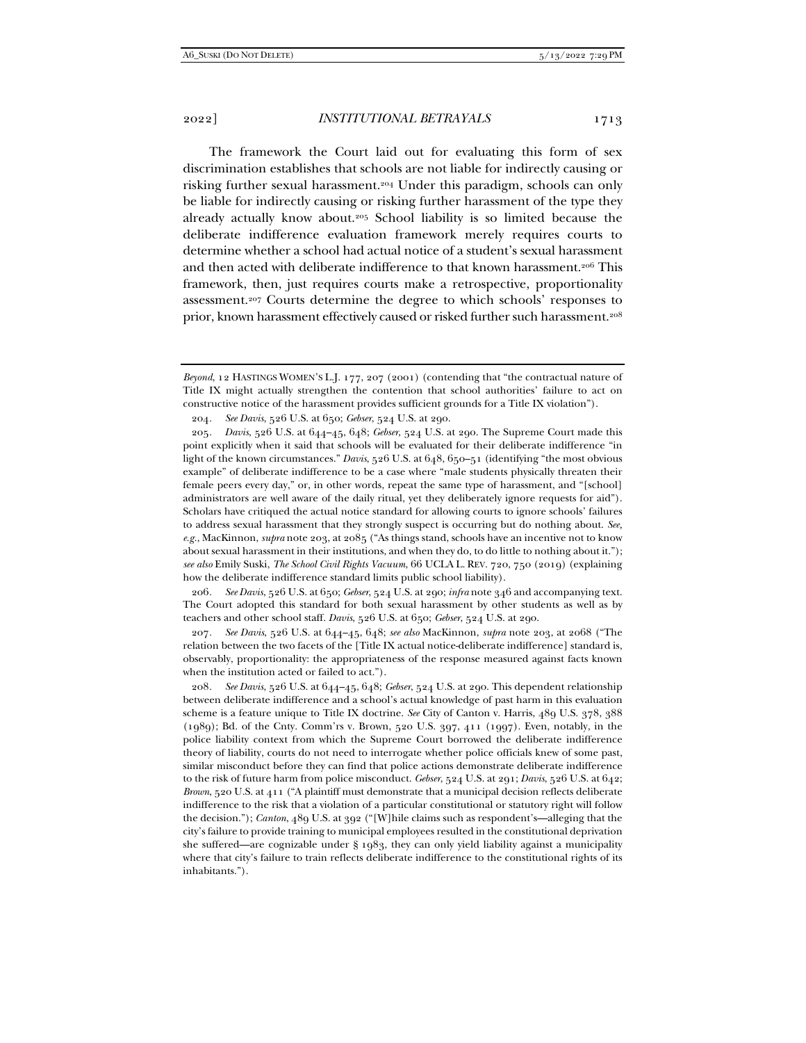The framework the Court laid out for evaluating this form of sex discrimination establishes that schools are not liable for indirectly causing or risking further sexual harassment.[204] Under this paradigm, schools can only be liable for indirectly causing or risking further harassment of the type they already actually know about.[205] School liability is so limited because the deliberate indifference evaluation framework merely requires courts to determine whether a school had actual notice of a student's sexual harassment and then acted with deliberate indifference to that known harassment.[206] This framework, then, just requires courts make a retrospective, proportionality assessment.[207] Courts determine the degree to which schools' responses to prior, known harassment effectively caused or risked further such harassment.[208]

---

*Beyond*, 12 HASTINGS WOMEN'S L.J. 177, 207 (2001) (contending that "the contractual nature of Title IX might actually strengthen the contention that school authorities' failure to act on constructive notice of the harassment provides sufficient grounds for a Title IX violation").

204. *See Davis*, 526 U.S. at 650; *Gebser*, 524 U.S. at 290.

205. *Davis*, 526 U.S. at 644–45, 648; *Gebser*, 524 U.S. at 290. The Supreme Court made this point explicitly when it said that schools will be evaluated for their deliberate indifference "in light of the known circumstances." *Davis*, 526 U.S. at 648, 650–51 (identifying "the most obvious example" of deliberate indifference to be a case where "male students physically threaten their female peers every day," or, in other words, repeat the same type of harassment, and "[school] administrators are well aware of the daily ritual, yet they deliberately ignore requests for aid"). Scholars have critiqued the actual notice standard for allowing courts to ignore schools' failures to address sexual harassment that they strongly suspect is occurring but do nothing about. *See, e.g.*, MacKinnon, *supra* note 203, at 2085 ("As things stand, schools have an incentive not to know about sexual harassment in their institutions, and when they do, to do little to nothing about it."); *see also* Emily Suski, *The School Civil Rights Vacuum*, 66 UCLA L. REV. 720, 750 (2019) (explaining how the deliberate indifference standard limits public school liability).

206. *See Davis*, 526 U.S. at 650; *Gebser*, 524 U.S. at 290; *infra* note 346 and accompanying text. The Court adopted this standard for both sexual harassment by other students as well as by teachers and other school staff. *Davis*, 526 U.S. at 650; *Gebser*, 524 U.S. at 290.

207. *See Davis*, 526 U.S. at 644–45, 648; *see also* MacKinnon, *supra* note 203, at 2068 ("The relation between the two facets of the [Title IX actual notice-deliberate indifference] standard is, observably, proportionality: the appropriateness of the response measured against facts known when the institution acted or failed to act.").

208. *See Davis*, 526 U.S. at 644–45, 648; *Gebser*, 524 U.S. at 290. This dependent relationship between deliberate indifference and a school's actual knowledge of past harm in this evaluation scheme is a feature unique to Title IX doctrine. *See* City of Canton v. Harris, 489 U.S. 378, 388 (1989); Bd. of the Cnty. Comm'rs v. Brown, 520 U.S. 397, 411 (1997). Even, notably, in the police liability context from which the Supreme Court borrowed the deliberate indifference theory of liability, courts do not need to interrogate whether police officials knew of some past, similar misconduct before they can find that police actions demonstrate deliberate indifference to the risk of future harm from police misconduct. *Gebser*, 524 U.S. at 291; *Davis*, 526 U.S. at 642; *Brown*, 520 U.S. at 411 ("A plaintiff must demonstrate that a municipal decision reflects deliberate indifference to the risk that a violation of a particular constitutional or statutory right will follow the decision."); *Canton*, 489 U.S. at 392 ("[W]hile claims such as respondent's—alleging that the city's failure to provide training to municipal employees resulted in the constitutional deprivation she suffered—are cognizable under § 1983, they can only yield liability against a municipality where that city's failure to train reflects deliberate indifference to the constitutional rights of its inhabitants.").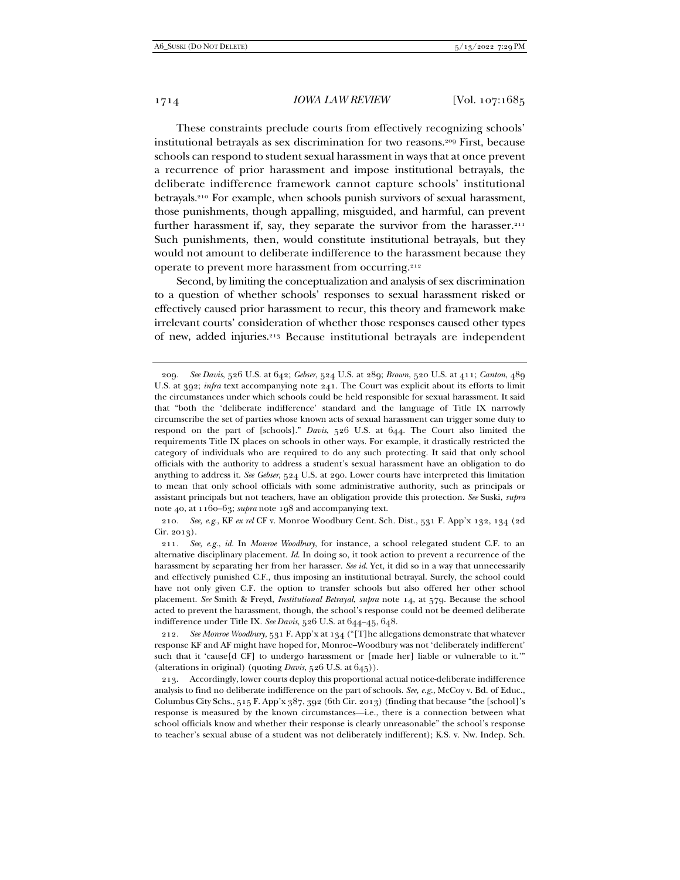These constraints preclude courts from effectively recognizing schools' institutional betrayals as sex discrimination for two reasons.[209] First, because schools can respond to student sexual harassment in ways that at once prevent a recurrence of prior harassment and impose institutional betrayals, the deliberate indifference framework cannot capture schools' institutional betrayals.[210] For example, when schools punish survivors of sexual harassment, those punishments, though appalling, misguided, and harmful, can prevent further harassment if, say, they separate the survivor from the harasser.[211] Such punishments, then, would constitute institutional betrayals, but they would not amount to deliberate indifference to the harassment because they operate to prevent more harassment from occurring.[212]

Second, by limiting the conceptualization and analysis of sex discrimination to a question of whether schools' responses to sexual harassment risked or effectively caused prior harassment to recur, this theory and framework make irrelevant courts' consideration of whether those responses caused other types of new, added injuries.[213] Because institutional betrayals are independent

---

209. *See Davis*, 526 U.S. at 642; *Gebser*, 524 U.S. at 289; *Brown*, 520 U.S. at 411; *Canton*, 489 U.S. at 392; *infra* text accompanying note 241. The Court was explicit about its efforts to limit the circumstances under which schools could be held responsible for sexual harassment. It said that "both the 'deliberate indifference' standard and the language of Title IX narrowly circumscribe the set of parties whose known acts of sexual harassment can trigger some duty to respond on the part of [schools]." *Davis*, 526 U.S. at 644. The Court also limited the requirements Title IX places on schools in other ways. For example, it drastically restricted the category of individuals who are required to do any such protecting. It said that only school officials with the authority to address a student's sexual harassment have an obligation to do anything to address it. *See Gebser*, 524 U.S. at 290. Lower courts have interpreted this limitation to mean that only school officials with some administrative authority, such as principals or assistant principals but not teachers, have an obligation provide this protection. *See* Suski, *supra* note 40, at 1160–63; *supra* note 198 and accompanying text.

210. *See, e.g.*, KF *ex rel* CF v. Monroe Woodbury Cent. Sch. Dist., 531 F. App'x 132, 134 (2d Cir. 2013).

211. *See, e.g.*, *id.* In *Monroe Woodbury*, for instance, a school relegated student C.F. to an alternative disciplinary placement. *Id.* In doing so, it took action to prevent a recurrence of the harassment by separating her from her harasser. *See id.* Yet, it did so in a way that unnecessarily and effectively punished C.F., thus imposing an institutional betrayal. Surely, the school could have not only given C.F. the option to transfer schools but also offered her other school placement. *See* Smith & Freyd, *Institutional Betrayal*, *supra* note 14, at 579. Because the school acted to prevent the harassment, though, the school's response could not be deemed deliberate indifference under Title IX. *See Davis*, 526 U.S. at 644–45, 648.

212. *See Monroe Woodbury*, 531 F. App'x at 134 ("[T]he allegations demonstrate that whatever response KF and AF might have hoped for, Monroe–Woodbury was not 'deliberately indifferent' such that it 'cause[d CF] to undergo harassment or [made her] liable or vulnerable to it.'" (alterations in original) (quoting *Davis*, 526 U.S. at 645)).

213. Accordingly, lower courts deploy this proportional actual notice-deliberate indifference analysis to find no deliberate indifference on the part of schools. *See, e.g.*, McCoy v. Bd. of Educ., Columbus City Schs., 515 F. App'x 387, 392 (6th Cir. 2013) (finding that because "the [school]'s response is measured by the known circumstances—i.e., there is a connection between what school officials know and whether their response is clearly unreasonable" the school's response to teacher's sexual abuse of a student was not deliberately indifferent); K.S. v. Nw. Indep. Sch.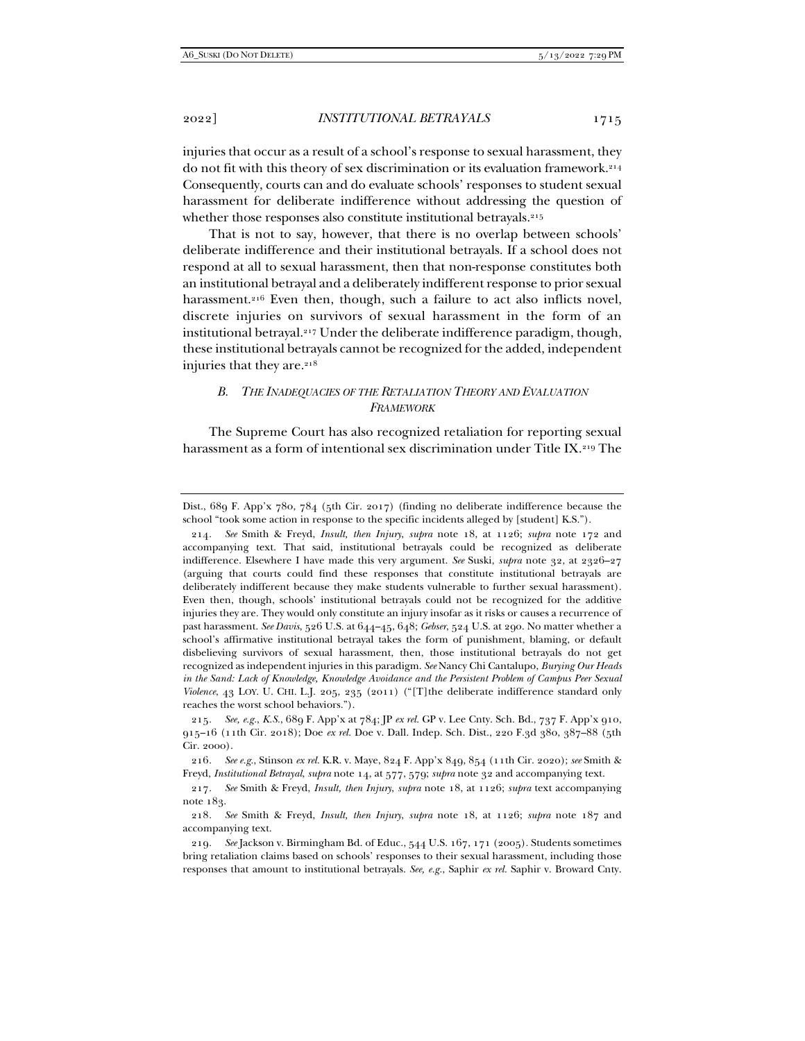injuries that occur as a result of a school's response to sexual harassment, they do not fit with this theory of sex discrimination or its evaluation framework.[214] Consequently, courts can and do evaluate schools' responses to student sexual harassment for deliberate indifference without addressing the question of whether those responses also constitute institutional betrayals.[215]

That is not to say, however, that there is no overlap between schools' deliberate indifference and their institutional betrayals. If a school does not respond at all to sexual harassment, then that non-response constitutes both an institutional betrayal and a deliberately indifferent response to prior sexual harassment.[216] Even then, though, such a failure to act also inflicts novel, discrete injuries on survivors of sexual harassment in the form of an institutional betrayal.[217] Under the deliberate indifference paradigm, though, these institutional betrayals cannot be recognized for the added, independent injuries that they are.[218]

### *B. The Inadequacies of the Retaliation Theory and Evaluation Framework*

The Supreme Court has also recognized retaliation for reporting sexual harassment as a form of intentional sex discrimination under Title IX.[219] The

---

Dist., 689 F. App'x 780, 784 (5th Cir. 2017) (finding no deliberate indifference because the school "took some action in response to the specific incidents alleged by [student] K.S.").

214. *See* Smith & Freyd, *Insult, then Injury*, *supra* note 18, at 1126; *supra* note 172 and accompanying text. That said, institutional betrayals could be recognized as deliberate indifference. Elsewhere I have made this very argument. *See* Suski, *supra* note 32, at 2326–27 (arguing that courts could find these responses that constitute institutional betrayals are deliberately indifferent because they make students vulnerable to further sexual harassment). Even then, though, schools' institutional betrayals could not be recognized for the additive injuries they are. They would only constitute an injury insofar as it risks or causes a recurrence of past harassment. *See Davis*, 526 U.S. at 644–45, 648; *Gebser*, 524 U.S. at 290. No matter whether a school's affirmative institutional betrayal takes the form of punishment, blaming, or default disbelieving survivors of sexual harassment, then, those institutional betrayals do not get recognized as independent injuries in this paradigm. *See* Nancy Chi Cantalupo, *Burying Our Heads in the Sand: Lack of Knowledge, Knowledge Avoidance and the Persistent Problem of Campus Peer Sexual Violence*, 43 LOY. U. CHI. L.J. 205, 235 (2011) ("[T]he deliberate indifference standard only reaches the worst school behaviors.").

215. *See, e.g.*, *K.S.*, 689 F. App'x at 784; JP *ex rel.* GP v. Lee Cnty. Sch. Bd., 737 F. App'x 910, 915–16 (11th Cir. 2018); Doe *ex rel.* Doe v. Dall. Indep. Sch. Dist., 220 F.3d 380, 387–88 (5th Cir. 2000).

216. *See e.g.*, Stinson *ex rel.* K.R. v. Maye, 824 F. App'x 849, 854 (11th Cir. 2020); *see* Smith & Freyd, *Institutional Betrayal*, *supra* note 14, at 577, 579; *supra* note 32 and accompanying text.

217. *See* Smith & Freyd, *Insult, then Injury*, *supra* note 18, at 1126; *supra* text accompanying note 183.

218. *See* Smith & Freyd, *Insult, then Injury*, *supra* note 18, at 1126; *supra* note 187 and accompanying text.

219. *See* Jackson v. Birmingham Bd. of Educ., 544 U.S. 167, 171 (2005). Students sometimes bring retaliation claims based on schools' responses to their sexual harassment, including those responses that amount to institutional betrayals. *See, e.g.*, Saphir *ex rel.* Saphir v. Broward Cnty.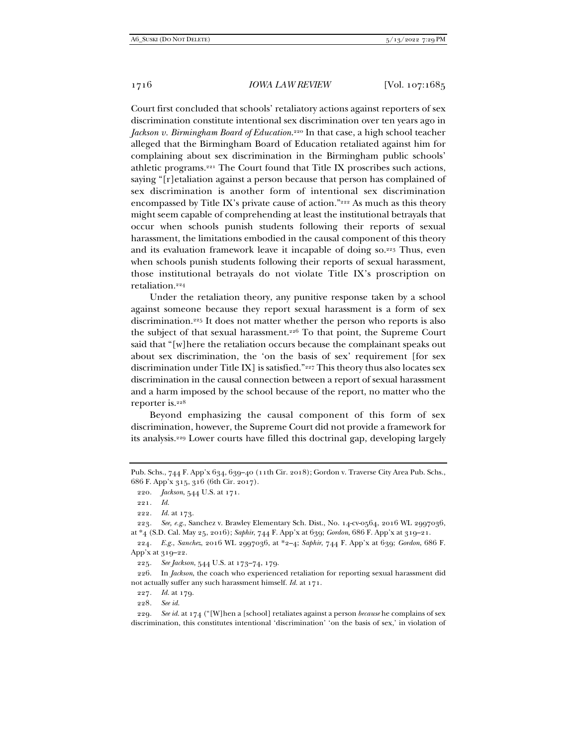Court first concluded that schools' retaliatory actions against reporters of sex discrimination constitute intentional sex discrimination over ten years ago in *Jackson v. Birmingham Board of Education*.[220] In that case, a high school teacher alleged that the Birmingham Board of Education retaliated against him for complaining about sex discrimination in the Birmingham public schools' athletic programs.[221] The Court found that Title IX proscribes such actions, saying "[r]etaliation against a person because that person has complained of sex discrimination is another form of intentional sex discrimination encompassed by Title IX's private cause of action."[222] As much as this theory might seem capable of comprehending at least the institutional betrayals that occur when schools punish students following their reports of sexual harassment, the limitations embodied in the causal component of this theory and its evaluation framework leave it incapable of doing so.[223] Thus, even when schools punish students following their reports of sexual harassment, those institutional betrayals do not violate Title IX's proscription on retaliation.[224]

Under the retaliation theory, any punitive response taken by a school against someone because they report sexual harassment is a form of sex discrimination.[225] It does not matter whether the person who reports is also the subject of that sexual harassment.[226] To that point, the Supreme Court said that "[w]here the retaliation occurs because the complainant speaks out about sex discrimination, the 'on the basis of sex' requirement [for sex discrimination under Title IX] is satisfied."[227] This theory thus also locates sex discrimination in the causal connection between a report of sexual harassment and a harm imposed by the school because of the report, no matter who the reporter is.[228]

Beyond emphasizing the causal component of this form of sex discrimination, however, the Supreme Court did not provide a framework for its analysis.[229] Lower courts have filled this doctrinal gap, developing largely

---

Pub. Schs., 744 F. App'x 634, 639–40 (11th Cir. 2018); Gordon v. Traverse City Area Pub. Schs., 686 F. App'x 315, 316 (6th Cir. 2017).

220. *Jackson*, 544 U.S. at 171.

221. *Id.*

222. *Id.* at 173.

223. *See, e.g.*, Sanchez v. Brawley Elementary Sch. Dist., No. 14-cv-0564, 2016 WL 2997036, at *4 (S.D. Cal. May 25, 2016); *Saphir*, 744 F. App'x at 639; *Gordon*, 686 F. App'x at 319–21.

224. *E.g.*, *Sanchez*, 2016 WL 2997036, at *2–4; *Saphir*, 744 F. App'x at 639; *Gordon*, 686 F. App'x at 319–22.

225. *See Jackson*, 544 U.S. at 173–74, 179.

226. In *Jackson*, the coach who experienced retaliation for reporting sexual harassment did not actually suffer any such harassment himself. *Id.* at 171.

227. *Id.* at 179.

228. *See id.*

229. *See id.* at 174 ("[W]hen a [school] retaliates against a person *because* he complains of sex discrimination, this constitutes intentional 'discrimination' 'on the basis of sex,' in violation of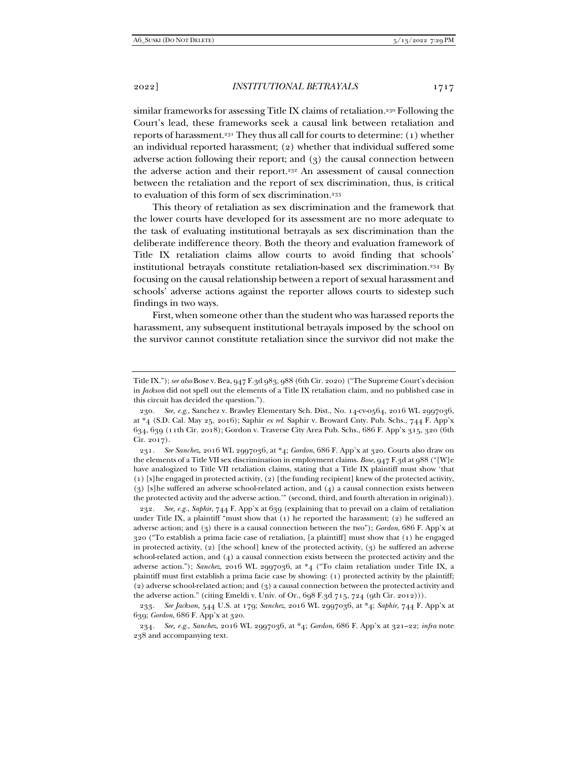similar frameworks for assessing Title IX claims of retaliation.[230] Following the Court's lead, these frameworks seek a causal link between retaliation and reports of harassment.[231] They thus all call for courts to determine: (1) whether an individual reported harassment; (2) whether that individual suffered some adverse action following their report; and (3) the causal connection between the adverse action and their report.[232] An assessment of causal connection between the retaliation and the report of sex discrimination, thus, is critical to evaluation of this form of sex discrimination.[233]

This theory of retaliation as sex discrimination and the framework that the lower courts have developed for its assessment are no more adequate to the task of evaluating institutional betrayals as sex discrimination than the deliberate indifference theory. Both the theory and evaluation framework of Title IX retaliation claims allow courts to avoid finding that schools' institutional betrayals constitute retaliation-based sex discrimination.[234] By focusing on the causal relationship between a report of sexual harassment and schools' adverse actions against the reporter allows courts to sidestep such findings in two ways.

First, when someone other than the student who was harassed reports the harassment, any subsequent institutional betrayals imposed by the school on the survivor cannot constitute retaliation since the survivor did not make the

---

Title IX."); *see also* Bose v. Bea, 947 F.3d 983, 988 (6th Cir. 2020) ("The Supreme Court's decision in *Jackson* did not spell out the elements of a Title IX retaliation claim, and no published case in this circuit has decided the question.").

230. *See, e.g.*, Sanchez v. Brawley Elementary Sch. Dist., No. 14-cv-0564, 2016 WL 2997036, at *4 (S.D. Cal. May 25, 2016); Saphir *ex rel.* Saphir v. Broward Cnty. Pub. Schs., 744 F. App'x 634, 639 (11th Cir. 2018); Gordon v. Traverse City Area Pub. Schs., 686 F. App'x 315, 320 (6th Cir. 2017).

231. *See Sanchez*, 2016 WL 2997036, at *4; *Gordon*, 686 F. App'x at 320. Courts also draw on the elements of a Title VII sex discrimination in employment claims. *Bose*, 947 F.3d at 988 ("[W]e have analogized to Title VII retaliation claims, stating that a Title IX plaintiff must show 'that (1) [s]he engaged in protected activity, (2) [the funding recipient] knew of the protected activity, (3) [s]he suffered an adverse school-related action, and (4) a causal connection exists between the protected activity and the adverse action.'" (second, third, and fourth alteration in original)).

232. *See, e.g.*, *Saphir*, 744 F. App'x at 639 (explaining that to prevail on a claim of retaliation under Title IX, a plaintiff "must show that (1) he reported the harassment; (2) he suffered an adverse action; and (3) there is a causal connection between the two"); *Gordon*, 686 F. App'x at 320 ("To establish a prima facie case of retaliation, [a plaintiff] must show that (1) he engaged in protected activity, (2) [the school] knew of the protected activity, (3) he suffered an adverse school-related action, and (4) a causal connection exists between the protected activity and the adverse action."); *Sanchez*, 2016 WL 2997036, at *4 ("To claim retaliation under Title IX, a plaintiff must first establish a prima facie case by showing: (1) protected activity by the plaintiff; (2) adverse school-related action; and (3) a causal connection between the protected activity and the adverse action." (citing Emeldi v. Univ. of Or., 698 F.3d 715, 724 (9th Cir. 2012))).

233. *See Jackson*, 544 U.S. at 179; *Sanchez*, 2016 WL 2997036, at *4; *Saphir*, 744 F. App'x at 639; *Gordon*, 686 F. App'x at 320.

234. *See, e.g.*, *Sanchez*, 2016 WL 2997036, at *4; *Gordon*, 686 F. App'x at 321–22; *infra* note 238 and accompanying text.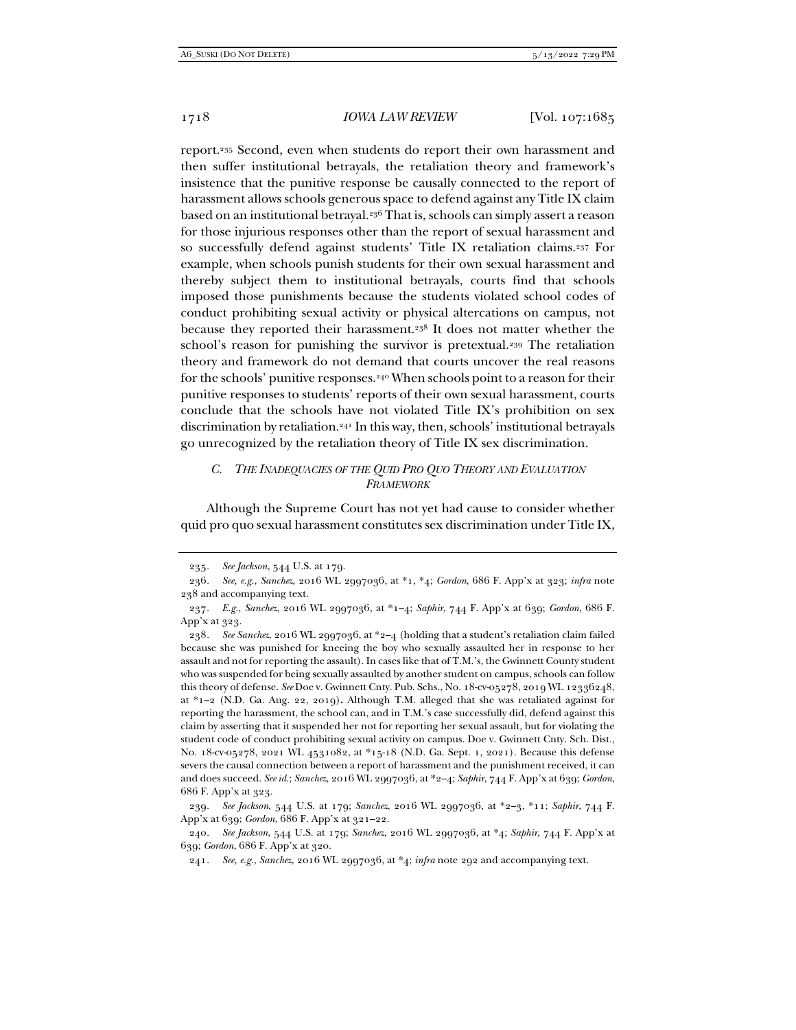report.[235] Second, even when students do report their own harassment and then suffer institutional betrayals, the retaliation theory and framework's insistence that the punitive response be causally connected to the report of harassment allows schools generous space to defend against any Title IX claim based on an institutional betrayal.[236] That is, schools can simply assert a reason for those injurious responses other than the report of sexual harassment and so successfully defend against students' Title IX retaliation claims.[237] For example, when schools punish students for their own sexual harassment and thereby subject them to institutional betrayals, courts find that schools imposed those punishments because the students violated school codes of conduct prohibiting sexual activity or physical altercations on campus, not because they reported their harassment.[238] It does not matter whether the school's reason for punishing the survivor is pretextual.[239] The retaliation theory and framework do not demand that courts uncover the real reasons for the schools' punitive responses.[240] When schools point to a reason for their punitive responses to students' reports of their own sexual harassment, courts conclude that the schools have not violated Title IX's prohibition on sex discrimination by retaliation.[241] In this way, then, schools' institutional betrayals go unrecognized by the retaliation theory of Title IX sex discrimination.

### *C. The Inadequacies of the Quid Pro Quo Theory and Evaluation Framework*

Although the Supreme Court has not yet had cause to consider whether quid pro quo sexual harassment constitutes sex discrimination under Title IX,

---

235. *See Jackson*, 544 U.S. at 179.

236. *See, e.g.*, *Sanchez*, 2016 WL 2997036, at *1, *4; *Gordon*, 686 F. App'x at 323; *infra* note 238 and accompanying text.

237. *E.g.*, *Sanchez*, 2016 WL 2997036, at *1–4; *Saphir*, 744 F. App'x at 639; *Gordon*, 686 F. App'x at 323.

238. *See Sanchez*, 2016 WL 2997036, at *2–4 (holding that a student's retaliation claim failed because she was punished for kneeing the boy who sexually assaulted her in response to her assault and not for reporting the assault). In cases like that of T.M.'s, the Gwinnett County student who was suspended for being sexually assaulted by another student on campus, schools can follow this theory of defense. *See* Doe v. Gwinnett Cnty. Pub. Schs., No. 18-cv-05278, 2019 WL 12336248, at *1–2 (N.D. Ga. Aug. 22, 2019). Although T.M. alleged that she was retaliated against for reporting the harassment, the school can, and in T.M.'s case successfully did, defend against this claim by asserting that it suspended her not for reporting her sexual assault, but for violating the student code of conduct prohibiting sexual activity on campus. Doe v. Gwinnett Cnty. Sch. Dist., No. 18-cv-05278, 2021 WL 4531082, at *15-18 (N.D. Ga. Sept. 1, 2021). Because this defense severs the causal connection between a report of harassment and the punishment received, it can and does succeed. *See id.*; *Sanchez*, 2016 WL 2997036, at *2–4; *Saphir*, 744 F. App'x at 639; *Gordon*, 686 F. App'x at 323.

239. *See Jackson*, 544 U.S. at 179; *Sanchez*, 2016 WL 2997036, at *2–3, *11; *Saphir*, 744 F. App'x at 639; *Gordon*, 686 F. App'x at 321–22.

240. *See Jackson*, 544 U.S. at 179; *Sanchez*, 2016 WL 2997036, at *4; *Saphir*, 744 F. App'x at 639; *Gordon*, 686 F. App'x at 320.

241. *See, e.g.*, *Sanchez*, 2016 WL 2997036, at *4; *infra* note 292 and accompanying text.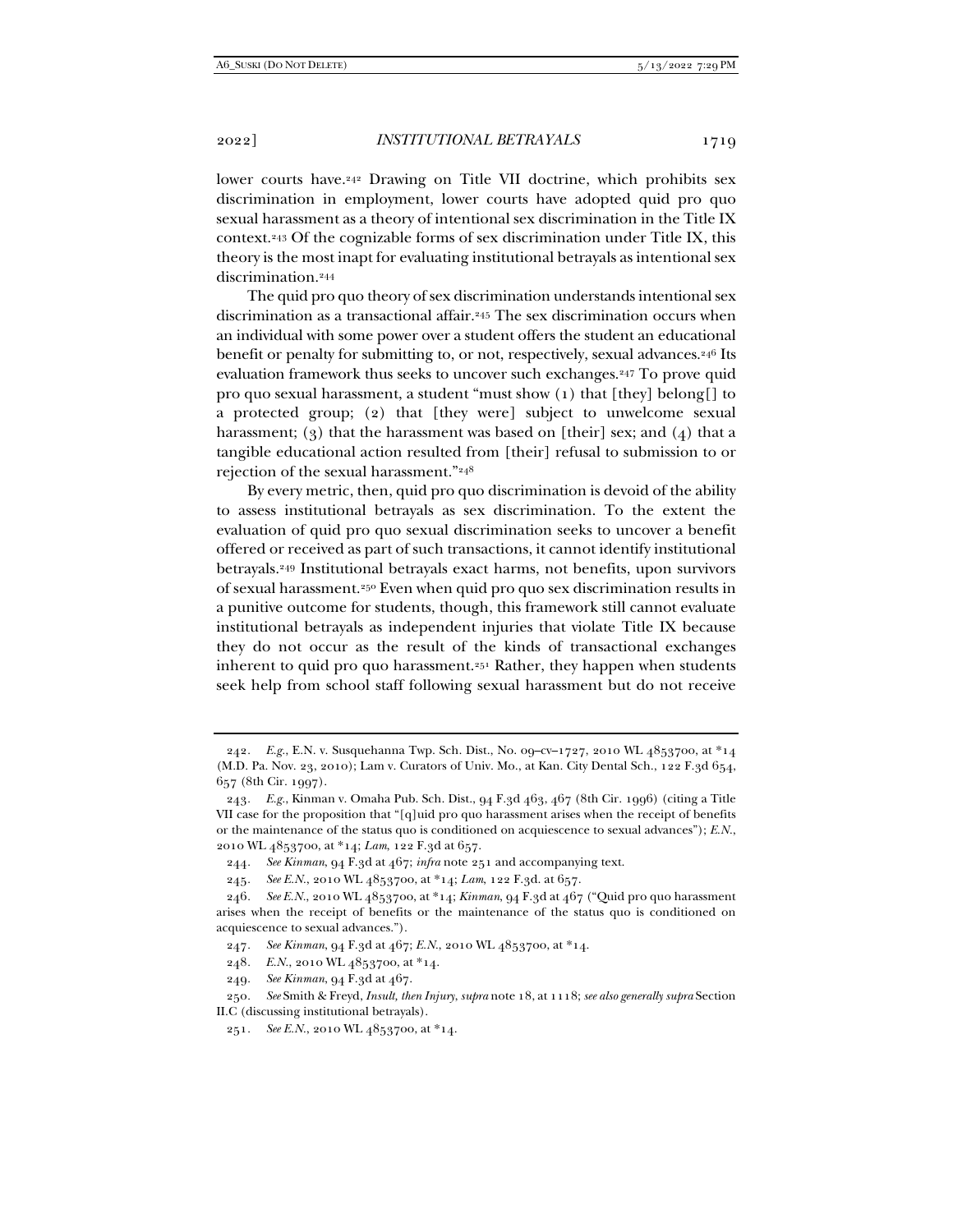lower courts have.[242] Drawing on Title VII doctrine, which prohibits sex discrimination in employment, lower courts have adopted quid pro quo sexual harassment as a theory of intentional sex discrimination in the Title IX context.[243] Of the cognizable forms of sex discrimination under Title IX, this theory is the most inapt for evaluating institutional betrayals as intentional sex discrimination.[244]

The quid pro quo theory of sex discrimination understands intentional sex discrimination as a transactional affair.[245] The sex discrimination occurs when an individual with some power over a student offers the student an educational benefit or penalty for submitting to, or not, respectively, sexual advances.[246] Its evaluation framework thus seeks to uncover such exchanges.[247] To prove quid pro quo sexual harassment, a student "must show (1) that [they] belong[] to a protected group; (2) that [they were] subject to unwelcome sexual harassment; (3) that the harassment was based on [their] sex; and (4) that a tangible educational action resulted from [their] refusal to submission to or rejection of the sexual harassment."[248]

By every metric, then, quid pro quo discrimination is devoid of the ability to assess institutional betrayals as sex discrimination. To the extent the evaluation of quid pro quo sexual discrimination seeks to uncover a benefit offered or received as part of such transactions, it cannot identify institutional betrayals.[249] Institutional betrayals exact harms, not benefits, upon survivors of sexual harassment.[250] Even when quid pro quo sex discrimination results in a punitive outcome for students, though, this framework still cannot evaluate institutional betrayals as independent injuries that violate Title IX because they do not occur as the result of the kinds of transactional exchanges inherent to quid pro quo harassment.[251] Rather, they happen when students seek help from school staff following sexual harassment but do not receive

---

242. *E.g.*, E.N. v. Susquehanna Twp. Sch. Dist., No. 09–cv–1727, 2010 WL 4853700, at *14 (M.D. Pa. Nov. 23, 2010); Lam v. Curators of Univ. Mo., at Kan. City Dental Sch., 122 F.3d 654, 657 (8th Cir. 1997).

243. *E.g.*, Kinman v. Omaha Pub. Sch. Dist., 94 F.3d 463, 467 (8th Cir. 1996) (citing a Title VII case for the proposition that "[q]uid pro quo harassment arises when the receipt of benefits or the maintenance of the status quo is conditioned on acquiescence to sexual advances"); *E.N.*, 2010 WL 4853700, at *14; *Lam*, 122 F.3d at 657.

244. *See Kinman*, 94 F.3d at 467; *infra* note 251 and accompanying text.

245. *See E.N.*, 2010 WL 4853700, at *14; *Lam*, 122 F.3d. at 657.

246. *See E.N.*, 2010 WL 4853700, at *14; *Kinman*, 94 F.3d at 467 ("Quid pro quo harassment arises when the receipt of benefits or the maintenance of the status quo is conditioned on acquiescence to sexual advances.").

247. *See Kinman*, 94 F.3d at 467; *E.N.*, 2010 WL 4853700, at *14.

248. *E.N.*, 2010 WL 4853700, at *14.

249. *See Kinman*, 94 F.3d at 467.

250. *See* Smith & Freyd, *Insult, then Injury*, *supra* note 18, at 1118; *see also generally supra* Section II.C (discussing institutional betrayals).

251. *See E.N.*, 2010 WL 4853700, at *14.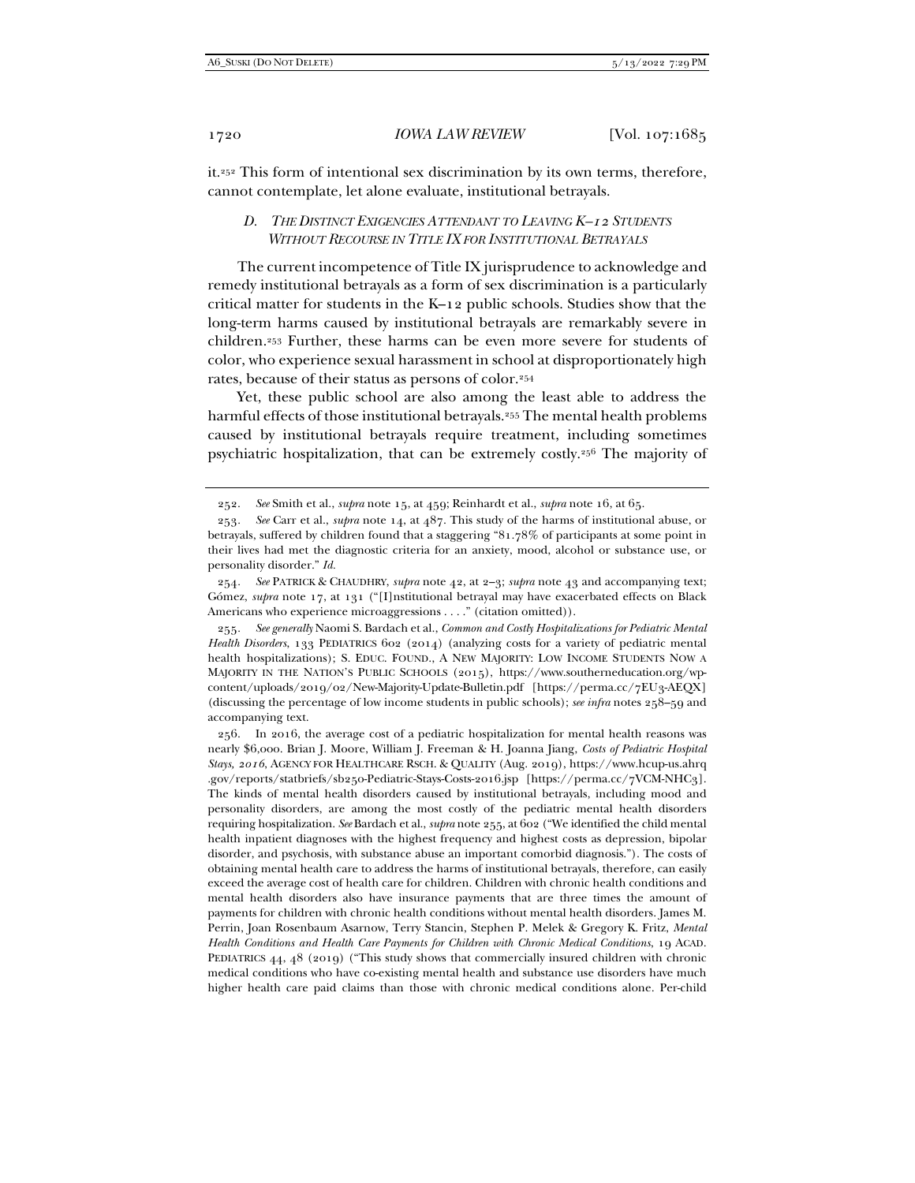it.[252] This form of intentional sex discrimination by its own terms, therefore, cannot contemplate, let alone evaluate, institutional betrayals.

### *D. The Distinct Exigencies Attendant to Leaving K–12 Students Without Recourse in Title IX for Institutional Betrayals*

The current incompetence of Title IX jurisprudence to acknowledge and remedy institutional betrayals as a form of sex discrimination is a particularly critical matter for students in the K–12 public schools. Studies show that the long-term harms caused by institutional betrayals are remarkably severe in children.[253] Further, these harms can be even more severe for students of color, who experience sexual harassment in school at disproportionately high rates, because of their status as persons of color.[254]

Yet, these public school are also among the least able to address the harmful effects of those institutional betrayals.[255] The mental health problems caused by institutional betrayals require treatment, including sometimes psychiatric hospitalization, that can be extremely costly.[256] The majority of

---

252. *See* Smith et al., *supra* note 15, at 459; Reinhardt et al., *supra* note 16, at 65.

253. *See* Carr et al., *supra* note 14, at 487. This study of the harms of institutional abuse, or betrayals, suffered by children found that a staggering "81.78% of participants at some point in their lives had met the diagnostic criteria for an anxiety, mood, alcohol or substance use, or personality disorder." *Id.*

254. *See* PATRICK & CHAUDHRY, *supra* note 42, at 2–3; *supra* note 43 and accompanying text; Gómez, *supra* note 17, at 131 ("[I]nstitutional betrayal may have exacerbated effects on Black Americans who experience microaggressions . . . ." (citation omitted)).

255. *See generally* Naomi S. Bardach et al., *Common and Costly Hospitalizations for Pediatric Mental Health Disorders,* 133 PEDIATRICS 602 (2014) (analyzing costs for a variety of pediatric mental health hospitalizations); S. EDUC. FOUND., A NEW MAJORITY: LOW INCOME STUDENTS NOW A MAJORITY IN THE NATION'S PUBLIC SCHOOLS (2015), https://www.southerneducation.org/wp-content/uploads/2019/02/New-Majority-Update-Bulletin.pdf [https://perma.cc/7EU3-AEQX] (discussing the percentage of low income students in public schools); *see infra* notes 258–59 and accompanying text.

256. In 2016, the average cost of a pediatric hospitalization for mental health reasons was nearly $6,000. Brian J. Moore, William J. Freeman & H. Joanna Jiang, *Costs of Pediatric Hospital Stays, 2016*, AGENCY FOR HEALTHCARE RSCH. & QUALITY (Aug. 2019), https://www.hcup-us.ahrq.gov/reports/statbriefs/sb250-Pediatric-Stays-Costs-2016.jsp [https://perma.cc/7VCM-NHC3]. The kinds of mental health disorders caused by institutional betrayals, including mood and personality disorders, are among the most costly of the pediatric mental health disorders requiring hospitalization. *See* Bardach et al., *supra* note 255, at 602 ("We identified the child mental health inpatient diagnoses with the highest frequency and highest costs as depression, bipolar disorder, and psychosis, with substance abuse an important comorbid diagnosis."). The costs of obtaining mental health care to address the harms of institutional betrayals, therefore, can easily exceed the average cost of health care for children. Children with chronic health conditions and mental health disorders also have insurance payments that are three times the amount of payments for children with chronic health conditions without mental health disorders. James M. Perrin, Joan Rosenbaum Asarnow, Terry Stancin, Stephen P. Melek & Gregory K. Fritz, *Mental Health Conditions and Health Care Payments for Children with Chronic Medical Conditions*, 19 ACAD. PEDIATRICS 44, 48 (2019) ("This study shows that commercially insured children with chronic medical conditions who have co-existing mental health and substance use disorders have much higher health care paid claims than those with chronic medical conditions alone. Per-child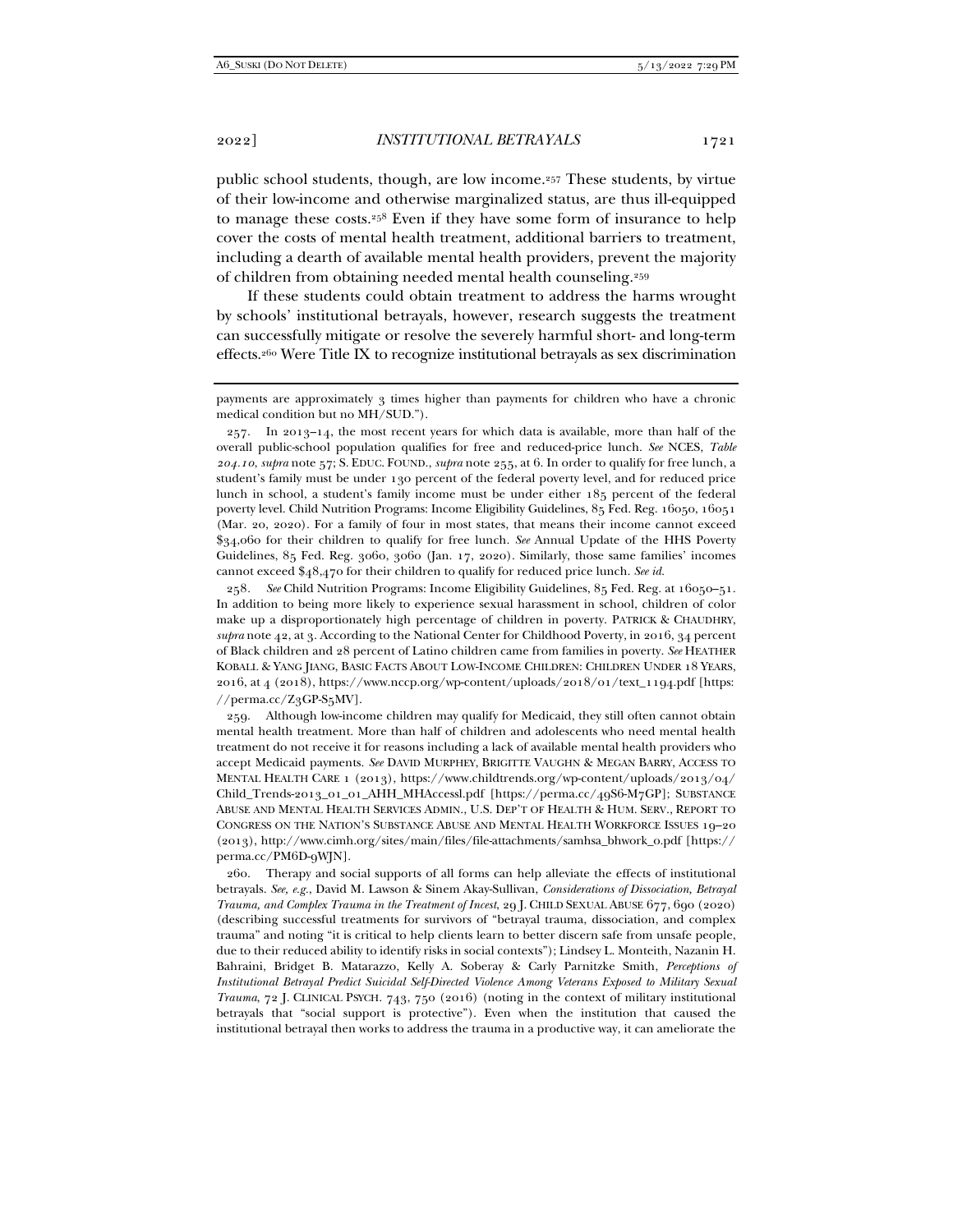public school students, though, are low income.[257] These students, by virtue of their low-income and otherwise marginalized status, are thus ill-equipped to manage these costs.[258] Even if they have some form of insurance to help cover the costs of mental health treatment, additional barriers to treatment, including a dearth of available mental health providers, prevent the majority of children from obtaining needed mental health counseling.[259]

If these students could obtain treatment to address the harms wrought by schools' institutional betrayals, however, research suggests the treatment can successfully mitigate or resolve the severely harmful short- and long-term effects.[260] Were Title IX to recognize institutional betrayals as sex discrimination

---

payments are approximately 3 times higher than payments for children who have a chronic medical condition but no MH/SUD.").

257. In 2013–14, the most recent years for which data is available, more than half of the overall public-school population qualifies for free and reduced-price lunch. *See* NCES, *Table 204.10*, *supra* note 57; S. EDUC. FOUND., *supra* note 255, at 6. In order to qualify for free lunch, a student's family must be under 130 percent of the federal poverty level, and for reduced price lunch in school, a student's family income must be under either 185 percent of the federal poverty level. Child Nutrition Programs: Income Eligibility Guidelines, 85 Fed. Reg. 16050, 16051 (Mar. 20, 2020). For a family of four in most states, that means their income cannot exceed $34,060 for their children to qualify for free lunch. *See* Annual Update of the HHS Poverty Guidelines, 85 Fed. Reg. 3060, 3060 (Jan. 17, 2020). Similarly, those same families' incomes cannot exceed $48,470 for their children to qualify for reduced price lunch. *See id.*

258. *See* Child Nutrition Programs: Income Eligibility Guidelines, 85 Fed. Reg. at 16050–51. In addition to being more likely to experience sexual harassment in school, children of color make up a disproportionately high percentage of children in poverty. PATRICK & CHAUDHRY, *supra* note 42, at 3. According to the National Center for Childhood Poverty, in 2016, 34 percent of Black children and 28 percent of Latino children came from families in poverty. *See* HEATHER KOBALL & YANG JIANG, BASIC FACTS ABOUT LOW-INCOME CHILDREN: CHILDREN UNDER 18 YEARS, 2016, at 4 (2018), https://www.nccp.org/wp-content/uploads/2018/01/text_1194.pdf [https://perma.cc/Z3GP-S5MV].

259. Although low-income children may qualify for Medicaid, they still often cannot obtain mental health treatment. More than half of children and adolescents who need mental health treatment do not receive it for reasons including a lack of available mental health providers who accept Medicaid payments. *See* DAVID MURPHEY, BRIGITTE VAUGHN & MEGAN BARRY, ACCESS TO MENTAL HEALTH CARE 1 (2013), https://www.childtrends.org/wp-content/uploads/2013/04/Child_Trends-2013_01_01_AHH_MHAccessl.pdf [https://perma.cc/49S6-M7GP]; SUBSTANCE ABUSE AND MENTAL HEALTH SERVICES ADMIN., U.S. DEP'T OF HEALTH & HUM. SERV., REPORT TO CONGRESS ON THE NATION'S SUBSTANCE ABUSE AND MENTAL HEALTH WORKFORCE ISSUES 19–20 (2013), http://www.cimh.org/sites/main/files/file-attachments/samhsa_bhwork_0.pdf [https://perma.cc/PM6D-9WJN].

260. Therapy and social supports of all forms can help alleviate the effects of institutional betrayals. *See, e.g.*, David M. Lawson & Sinem Akay-Sullivan, *Considerations of Dissociation, Betrayal Trauma, and Complex Trauma in the Treatment of Incest*, 29 J. CHILD SEXUAL ABUSE 677, 690 (2020) (describing successful treatments for survivors of "betrayal trauma, dissociation, and complex trauma" and noting "it is critical to help clients learn to better discern safe from unsafe people, due to their reduced ability to identify risks in social contexts"); Lindsey L. Monteith, Nazanin H. Bahraini, Bridget B. Matarazzo, Kelly A. Soberay & Carly Parnitzke Smith, *Perceptions of Institutional Betrayal Predict Suicidal Self-Directed Violence Among Veterans Exposed to Military Sexual Trauma*, 72 J. CLINICAL PSYCH. 743, 750 (2016) (noting in the context of military institutional betrayals that "social support is protective"). Even when the institution that caused the institutional betrayal then works to address the trauma in a productive way, it can ameliorate the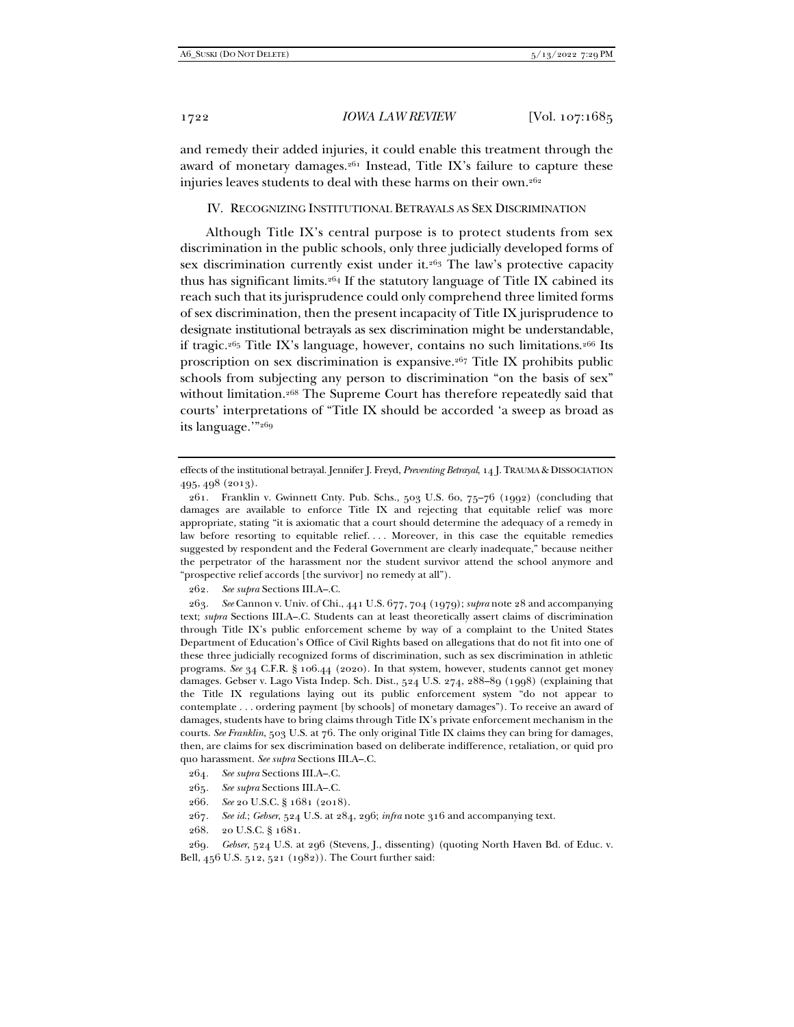and remedy their added injuries, it could enable this treatment through the award of monetary damages.[261] Instead, Title IX's failure to capture these injuries leaves students to deal with these harms on their own.[262]

## IV. Recognizing Institutional Betrayals as Sex Discrimination

Although Title IX's central purpose is to protect students from sex discrimination in the public schools, only three judicially developed forms of sex discrimination currently exist under it.[263] The law's protective capacity thus has significant limits.[264] If the statutory language of Title IX cabined its reach such that its jurisprudence could only comprehend three limited forms of sex discrimination, then the present incapacity of Title IX jurisprudence to designate institutional betrayals as sex discrimination might be understandable, if tragic.[265] Title IX's language, however, contains no such limitations.[266] Its proscription on sex discrimination is expansive.[267] Title IX prohibits public schools from subjecting any person to discrimination "on the basis of sex" without limitation.[268] The Supreme Court has therefore repeatedly said that courts' interpretations of "Title IX should be accorded 'a sweep as broad as its language.'"[269]

---

effects of the institutional betrayal. Jennifer J. Freyd, *Preventing Betrayal*, 14 J. Trauma & Dissociation 495, 498 (2013).

261. Franklin v. Gwinnett Cnty. Pub. Schs., 503 U.S. 60, 75–76 (1992) (concluding that damages are available to enforce Title IX and rejecting that equitable relief was more appropriate, stating "it is axiomatic that a court should determine the adequacy of a remedy in law before resorting to equitable relief. . . . Moreover, in this case the equitable remedies suggested by respondent and the Federal Government are clearly inadequate," because neither the perpetrator of the harassment nor the student survivor attend the school anymore and "prospective relief accords [the survivor] no remedy at all").

262. *See supra* Sections III.A–.C.

263. *See* Cannon v. Univ. of Chi., 441 U.S. 677, 704 (1979); *supra* note 28 and accompanying text; *supra* Sections III.A–.C. Students can at least theoretically assert claims of discrimination through Title IX's public enforcement scheme by way of a complaint to the United States Department of Education's Office of Civil Rights based on allegations that do not fit into one of these three judicially recognized forms of discrimination, such as sex discrimination in athletic programs. *See* 34 C.F.R. § 106.44 (2020). In that system, however, students cannot get money damages. Gebser v. Lago Vista Indep. Sch. Dist., 524 U.S. 274, 288–89 (1998) (explaining that the Title IX regulations laying out its public enforcement system "do not appear to contemplate . . . ordering payment [by schools] of monetary damages"). To receive an award of damages, students have to bring claims through Title IX's private enforcement mechanism in the courts. *See Franklin*, 503 U.S. at 76. The only original Title IX claims they can bring for damages, then, are claims for sex discrimination based on deliberate indifference, retaliation, or quid pro quo harassment. *See supra* Sections III.A–.C.

264. *See supra* Sections III.A–.C.

265. *See supra* Sections III.A–.C.

266. *See* 20 U.S.C. § 1681 (2018).

267. *See id.*; *Gebser*, 524 U.S. at 284, 296; *infra* note 316 and accompanying text.

268. 20 U.S.C. § 1681.

269. *Gebser*, 524 U.S. at 296 (Stevens, J., dissenting) (quoting North Haven Bd. of Educ. v. Bell, 456 U.S. 512, 521 (1982)). The Court further said: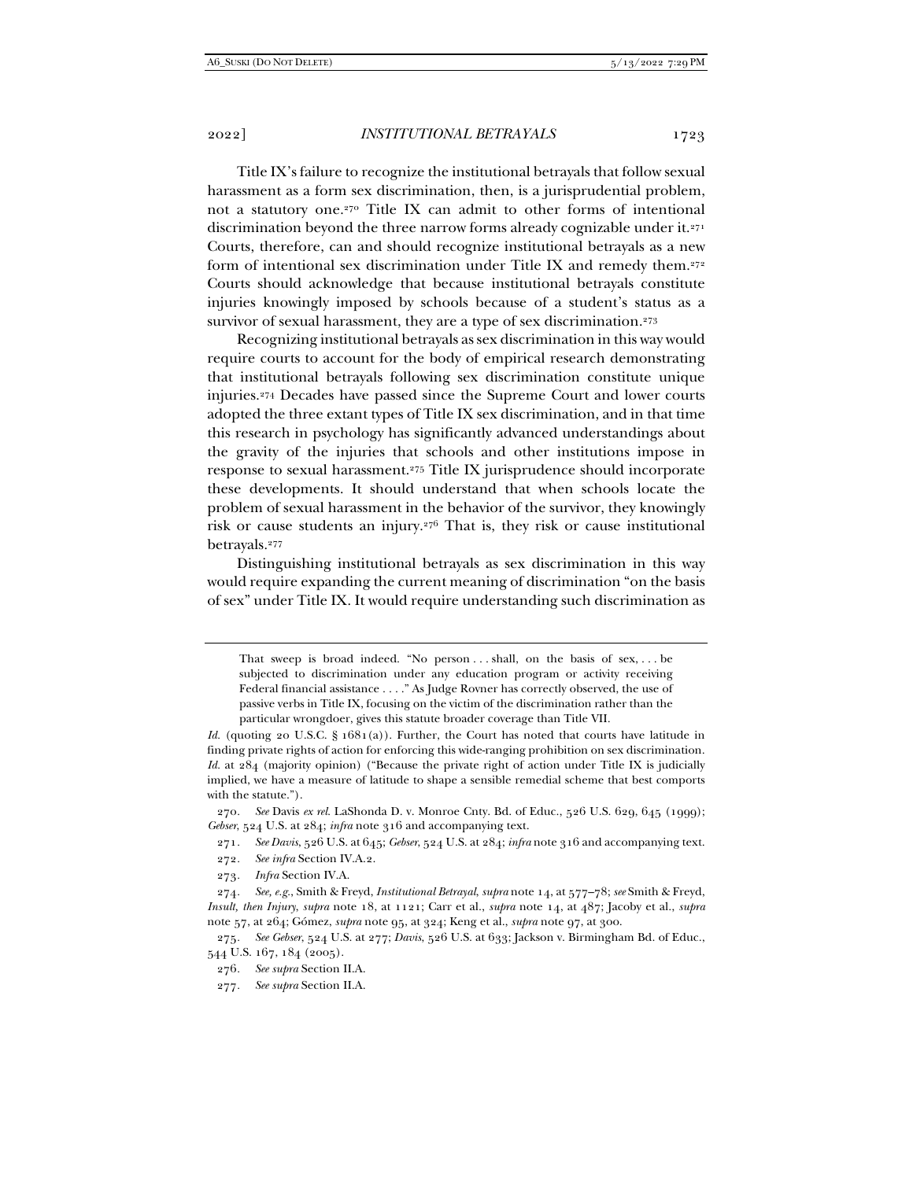Title IX's failure to recognize the institutional betrayals that follow sexual harassment as a form sex discrimination, then, is a jurisprudential problem, not a statutory one.[270] Title IX can admit to other forms of intentional discrimination beyond the three narrow forms already cognizable under it.[271] Courts, therefore, can and should recognize institutional betrayals as a new form of intentional sex discrimination under Title IX and remedy them.[272] Courts should acknowledge that because institutional betrayals constitute injuries knowingly imposed by schools because of a student's status as a survivor of sexual harassment, they are a type of sex discrimination.[273]

Recognizing institutional betrayals as sex discrimination in this way would require courts to account for the body of empirical research demonstrating that institutional betrayals following sex discrimination constitute unique injuries.[274] Decades have passed since the Supreme Court and lower courts adopted the three extant types of Title IX sex discrimination, and in that time this research in psychology has significantly advanced understandings about the gravity of the injuries that schools and other institutions impose in response to sexual harassment.[275] Title IX jurisprudence should incorporate these developments. It should understand that when schools locate the problem of sexual harassment in the behavior of the survivor, they knowingly risk or cause students an injury.[276] That is, they risk or cause institutional betrayals.[277]

Distinguishing institutional betrayals as sex discrimination in this way would require expanding the current meaning of discrimination "on the basis of sex" under Title IX. It would require understanding such discrimination as

---

> That sweep is broad indeed. "No person . . . shall, on the basis of sex, . . . be subjected to discrimination under any education program or activity receiving Federal financial assistance . . . ." As Judge Rovner has correctly observed, the use of passive verbs in Title IX, focusing on the victim of the discrimination rather than the particular wrongdoer, gives this statute broader coverage than Title VII.

*Id.* (quoting 20 U.S.C. § 1681(a)). Further, the Court has noted that courts have latitude in finding private rights of action for enforcing this wide-ranging prohibition on sex discrimination. *Id.* at 284 (majority opinion) ("Because the private right of action under Title IX is judicially implied, we have a measure of latitude to shape a sensible remedial scheme that best comports with the statute.").

270. *See* Davis *ex rel.* LaShonda D. v. Monroe Cnty. Bd. of Educ., 526 U.S. 629, 645 (1999); *Gebser*, 524 U.S. at 284; *infra* note 316 and accompanying text.

271. *See Davis*, 526 U.S. at 645; *Gebser*, 524 U.S. at 284; *infra* note 316 and accompanying text.

272. *See infra* Section IV.A.2.

273. *Infra* Section IV.A.

274. *See, e.g.*, Smith & Freyd, *Institutional Betrayal*, *supra* note 14, at 577–78; *see* Smith & Freyd, *Insult, then Injury*, *supra* note 18, at 1121; Carr et al., *supra* note 14, at 487; Jacoby et al., *supra* note 57, at 264; Gómez, *supra* note 95, at 324; Keng et al., *supra* note 97, at 300.

275. *See Gebser*, 524 U.S. at 277; *Davis*, 526 U.S. at 633; Jackson v. Birmingham Bd. of Educ., 544 U.S. 167, 184 (2005).

276. *See supra* Section II.A.

277. *See supra* Section II.A.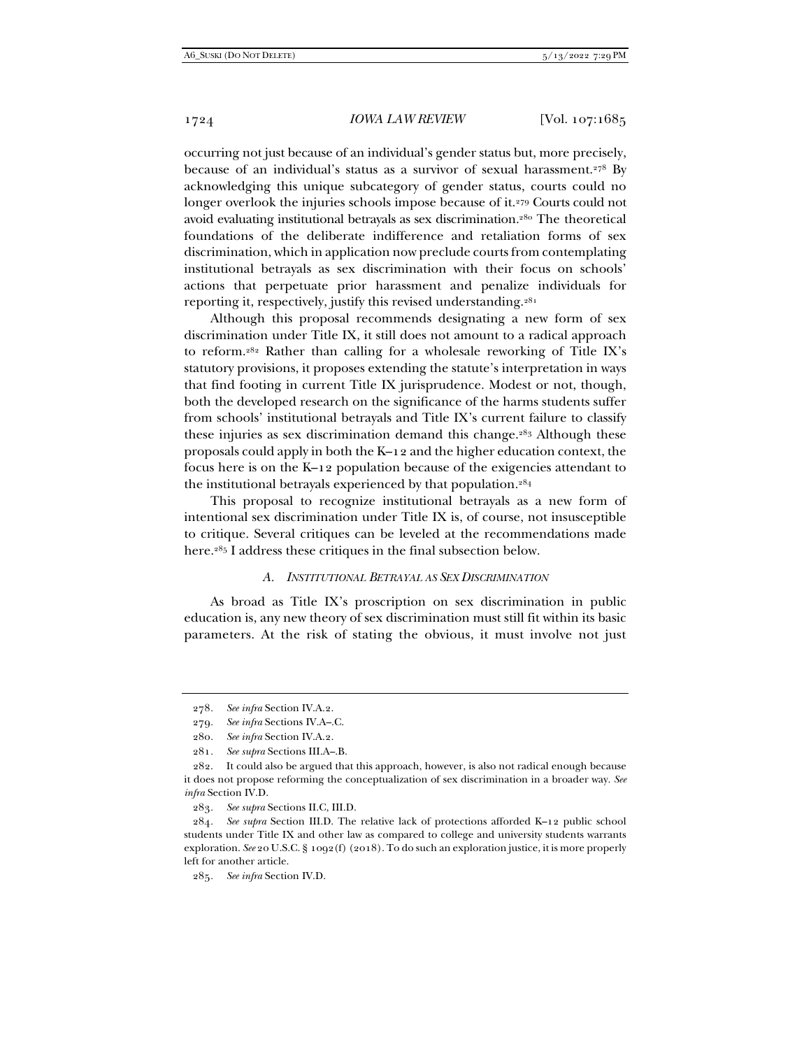occurring not just because of an individual's gender status but, more precisely, because of an individual's status as a survivor of sexual harassment.[278] By acknowledging this unique subcategory of gender status, courts could no longer overlook the injuries schools impose because of it.[279] Courts could not avoid evaluating institutional betrayals as sex discrimination.[280] The theoretical foundations of the deliberate indifference and retaliation forms of sex discrimination, which in application now preclude courts from contemplating institutional betrayals as sex discrimination with their focus on schools' actions that perpetuate prior harassment and penalize individuals for reporting it, respectively, justify this revised understanding.[281]

Although this proposal recommends designating a new form of sex discrimination under Title IX, it still does not amount to a radical approach to reform.[282] Rather than calling for a wholesale reworking of Title IX's statutory provisions, it proposes extending the statute's interpretation in ways that find footing in current Title IX jurisprudence. Modest or not, though, both the developed research on the significance of the harms students suffer from schools' institutional betrayals and Title IX's current failure to classify these injuries as sex discrimination demand this change.[283] Although these proposals could apply in both the K–12 and the higher education context, the focus here is on the K–12 population because of the exigencies attendant to the institutional betrayals experienced by that population.[284]

This proposal to recognize institutional betrayals as a new form of intentional sex discrimination under Title IX is, of course, not insusceptible to critique. Several critiques can be leveled at the recommendations made here.[285] I address these critiques in the final subsection below.

### *A. Institutional Betrayal as Sex Discrimination*

As broad as Title IX's proscription on sex discrimination in public education is, any new theory of sex discrimination must still fit within its basic parameters. At the risk of stating the obvious, it must involve not just

---

278. *See infra* Section IV.A.2.

279. *See infra* Sections IV.A–.C.

280. *See infra* Section IV.A.2.

281. *See supra* Sections III.A–.B.

282. It could also be argued that this approach, however, is also not radical enough because it does not propose reforming the conceptualization of sex discrimination in a broader way. *See infra* Section IV.D.

283. *See supra* Sections II.C, III.D.

284. *See supra* Section III.D. The relative lack of protections afforded K–12 public school students under Title IX and other law as compared to college and university students warrants exploration. *See* 20 U.S.C. § 1092(f) (2018). To do such an exploration justice, it is more properly left for another article.

285. *See infra* Section IV.D.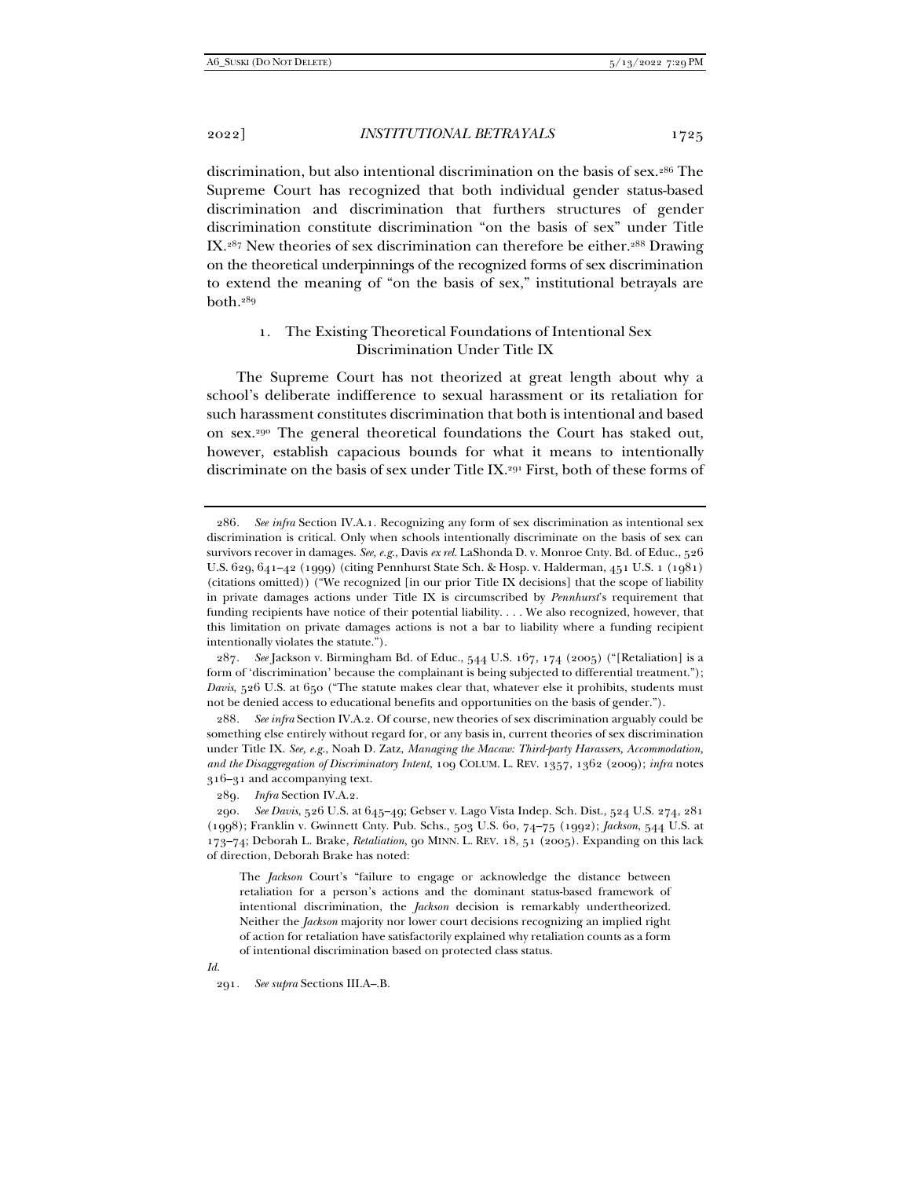discrimination, but also intentional discrimination on the basis of sex.[286] The Supreme Court has recognized that both individual gender status-based discrimination and discrimination that furthers structures of gender discrimination constitute discrimination "on the basis of sex" under Title IX.[287] New theories of sex discrimination can therefore be either.[288] Drawing on the theoretical underpinnings of the recognized forms of sex discrimination to extend the meaning of "on the basis of sex," institutional betrayals are both.[289]

### 1. The Existing Theoretical Foundations of Intentional Sex Discrimination Under Title IX

The Supreme Court has not theorized at great length about why a school's deliberate indifference to sexual harassment or its retaliation for such harassment constitutes discrimination that both is intentional and based on sex.[290] The general theoretical foundations the Court has staked out, however, establish capacious bounds for what it means to intentionally discriminate on the basis of sex under Title IX.[291] First, both of these forms of

---

286. *See infra* Section IV.A.1. Recognizing any form of sex discrimination as intentional sex discrimination is critical. Only when schools intentionally discriminate on the basis of sex can survivors recover in damages. *See, e.g.*, Davis *ex rel.* LaShonda D. v. Monroe Cnty. Bd. of Educ., 526 U.S. 629, 641–42 (1999) (citing Pennhurst State Sch. & Hosp. v. Halderman, 451 U.S. 1 (1981) (citations omitted)) ("We recognized [in our prior Title IX decisions] that the scope of liability in private damages actions under Title IX is circumscribed by *Pennhurst*'s requirement that funding recipients have notice of their potential liability. . . . We also recognized, however, that this limitation on private damages actions is not a bar to liability where a funding recipient intentionally violates the statute.").

287. *See* Jackson v. Birmingham Bd. of Educ., 544 U.S. 167, 174 (2005) ("[Retaliation] is a form of 'discrimination' because the complainant is being subjected to differential treatment."); *Davis*, 526 U.S. at 650 ("The statute makes clear that, whatever else it prohibits, students must not be denied access to educational benefits and opportunities on the basis of gender.").

288. *See infra* Section IV.A.2. Of course, new theories of sex discrimination arguably could be something else entirely without regard for, or any basis in, current theories of sex discrimination under Title IX. *See, e.g.*, Noah D. Zatz, *Managing the Macaw: Third-party Harassers, Accommodation, and the Disaggregation of Discriminatory Intent*, 109 COLUM. L. REV. 1357, 1362 (2009); *infra* notes 316–31 and accompanying text.

289. *Infra* Section IV.A.2.

290. *See Davis*, 526 U.S. at 645–49; Gebser v. Lago Vista Indep. Sch. Dist., 524 U.S. 274, 281 (1998); Franklin v. Gwinnett Cnty. Pub. Schs., 503 U.S. 60, 74–75 (1992); *Jackson*, 544 U.S. at 173–74; Deborah L. Brake, *Retaliation*, 90 MINN. L. REV. 18, 51 (2005). Expanding on this lack of direction, Deborah Brake has noted:

> The *Jackson* Court's "failure to engage or acknowledge the distance between retaliation for a person's actions and the dominant status-based framework of intentional discrimination, the *Jackson* decision is remarkably undertheorized. Neither the *Jackson* majority nor lower court decisions recognizing an implied right of action for retaliation have satisfactorily explained why retaliation counts as a form of intentional discrimination based on protected class status.

*Id.*

291. *See supra* Sections III.A–.B.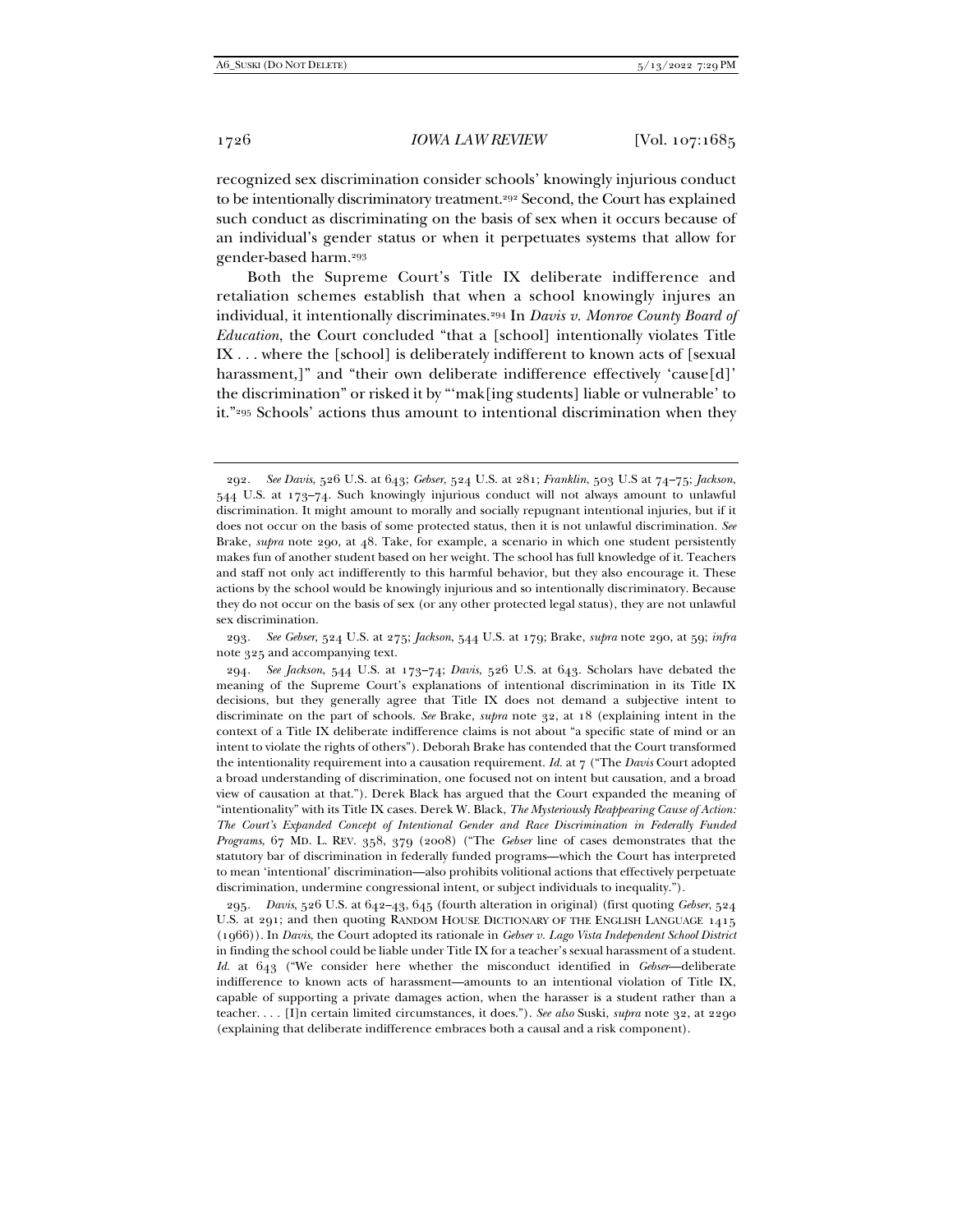recognized sex discrimination consider schools' knowingly injurious conduct to be intentionally discriminatory treatment.[292] Second, the Court has explained such conduct as discriminating on the basis of sex when it occurs because of an individual's gender status or when it perpetuates systems that allow for gender-based harm.[293]

Both the Supreme Court's Title IX deliberate indifference and retaliation schemes establish that when a school knowingly injures an individual, it intentionally discriminates.[294] In *Davis v. Monroe County Board of Education*, the Court concluded "that a [school] intentionally violates Title IX . . . where the [school] is deliberately indifferent to known acts of [sexual harassment,]" and "their own deliberate indifference effectively 'cause[d]' the discrimination" or risked it by "'mak[ing students] liable or vulnerable' to it."[295] Schools' actions thus amount to intentional discrimination when they

---

292. *See Davis*, 526 U.S. at 643; *Gebser*, 524 U.S. at 281; *Franklin*, 503 U.S at 74–75; *Jackson*, 544 U.S. at 173–74. Such knowingly injurious conduct will not always amount to unlawful discrimination. It might amount to morally and socially repugnant intentional injuries, but if it does not occur on the basis of some protected status, then it is not unlawful discrimination. *See* Brake, *supra* note 290, at 48. Take, for example, a scenario in which one student persistently makes fun of another student based on her weight. The school has full knowledge of it. Teachers and staff not only act indifferently to this harmful behavior, but they also encourage it. These actions by the school would be knowingly injurious and so intentionally discriminatory. Because they do not occur on the basis of sex (or any other protected legal status), they are not unlawful sex discrimination.

293. *See Gebser*, 524 U.S. at 275; *Jackson*, 544 U.S. at 179; Brake, *supra* note 290, at 59; *infra* note 325 and accompanying text.

294. *See Jackson*, 544 U.S. at 173–74; *Davis*, 526 U.S. at 643. Scholars have debated the meaning of the Supreme Court's explanations of intentional discrimination in its Title IX decisions, but they generally agree that Title IX does not demand a subjective intent to discriminate on the part of schools. *See* Brake, *supra* note 32, at 18 (explaining intent in the context of a Title IX deliberate indifference claims is not about "a specific state of mind or an intent to violate the rights of others"). Deborah Brake has contended that the Court transformed the intentionality requirement into a causation requirement. *Id.* at 7 ("The *Davis* Court adopted a broad understanding of discrimination, one focused not on intent but causation, and a broad view of causation at that."). Derek Black has argued that the Court expanded the meaning of "intentionality" with its Title IX cases. Derek W. Black, *The Mysteriously Reappearing Cause of Action: The Court's Expanded Concept of Intentional Gender and Race Discrimination in Federally Funded Programs*, 67 MD. L. REV. 358, 379 (2008) ("The *Gebser* line of cases demonstrates that the statutory bar of discrimination in federally funded programs—which the Court has interpreted to mean 'intentional' discrimination—also prohibits volitional actions that effectively perpetuate discrimination, undermine congressional intent, or subject individuals to inequality.").

295. *Davis*, 526 U.S. at 642–43, 645 (fourth alteration in original) (first quoting *Gebser*, 524 U.S. at 291; and then quoting RANDOM HOUSE DICTIONARY OF THE ENGLISH LANGUAGE 1415 (1966)). In *Davis*, the Court adopted its rationale in *Gebser v. Lago Vista Independent School District* in finding the school could be liable under Title IX for a teacher's sexual harassment of a student. *Id.* at 643 ("We consider here whether the misconduct identified in *Gebser*—deliberate indifference to known acts of harassment—amounts to an intentional violation of Title IX, capable of supporting a private damages action, when the harasser is a student rather than a teacher. . . . [I]n certain limited circumstances, it does."). *See also* Suski, *supra* note 32, at 2290 (explaining that deliberate indifference embraces both a causal and a risk component).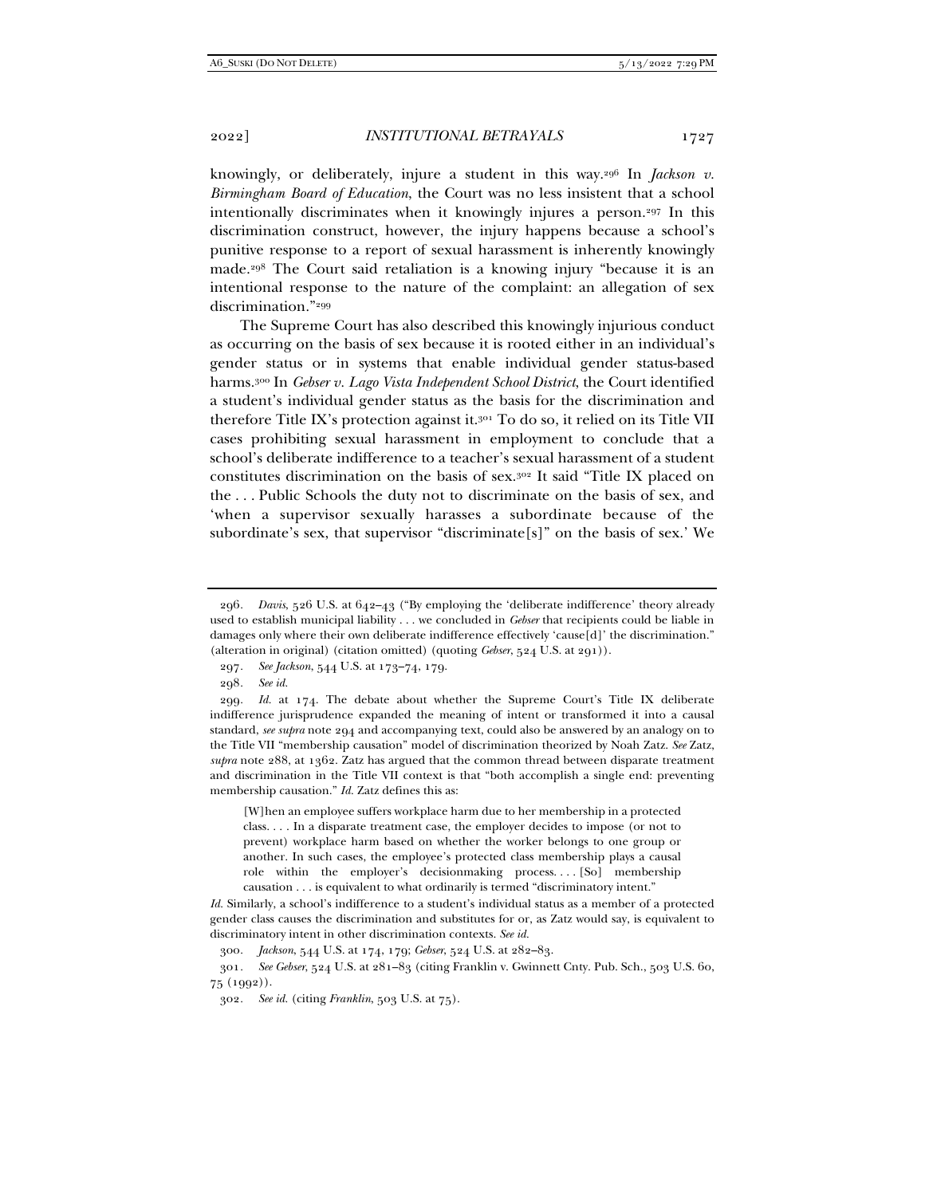knowingly, or deliberately, injure a student in this way.[296] In *Jackson v. Birmingham Board of Education*, the Court was no less insistent that a school intentionally discriminates when it knowingly injures a person.[297] In this discrimination construct, however, the injury happens because a school's punitive response to a report of sexual harassment is inherently knowingly made.[298] The Court said retaliation is a knowing injury "because it is an intentional response to the nature of the complaint: an allegation of sex discrimination."[299]

The Supreme Court has also described this knowingly injurious conduct as occurring on the basis of sex because it is rooted either in an individual's gender status or in systems that enable individual gender status-based harms.[300] In *Gebser v. Lago Vista Independent School District*, the Court identified a student's individual gender status as the basis for the discrimination and therefore Title IX's protection against it.[301] To do so, it relied on its Title VII cases prohibiting sexual harassment in employment to conclude that a school's deliberate indifference to a teacher's sexual harassment of a student constitutes discrimination on the basis of sex.[302] It said "Title IX placed on the . . . Public Schools the duty not to discriminate on the basis of sex, and 'when a supervisor sexually harasses a subordinate because of the subordinate's sex, that supervisor "discriminate[s]" on the basis of sex.' We

---

296. *Davis*, 526 U.S. at 642–43 ("By employing the 'deliberate indifference' theory already used to establish municipal liability . . . we concluded in *Gebser* that recipients could be liable in damages only where their own deliberate indifference effectively 'cause[d]' the discrimination." (alteration in original) (citation omitted) (quoting *Gebser*, 524 U.S. at 291)).

297. *See Jackson*, 544 U.S. at 173–74, 179.

298. *See id.*

299. *Id.* at 174. The debate about whether the Supreme Court's Title IX deliberate indifference jurisprudence expanded the meaning of intent or transformed it into a causal standard, *see supra* note 294 and accompanying text, could also be answered by an analogy on to the Title VII "membership causation" model of discrimination theorized by Noah Zatz. *See* Zatz, *supra* note 288, at 1362. Zatz has argued that the common thread between disparate treatment and discrimination in the Title VII context is that "both accomplish a single end: preventing membership causation." *Id.* Zatz defines this as:

> [W]hen an employee suffers workplace harm due to her membership in a protected class. . . . In a disparate treatment case, the employer decides to impose (or not to prevent) workplace harm based on whether the worker belongs to one group or another. In such cases, the employee's protected class membership plays a causal role within the employer's decisionmaking process. . . . [So] membership causation . . . is equivalent to what ordinarily is termed "discriminatory intent."

*Id.* Similarly, a school's indifference to a student's individual status as a member of a protected gender class causes the discrimination and substitutes for or, as Zatz would say, is equivalent to discriminatory intent in other discrimination contexts. *See id.*

300. *Jackson*, 544 U.S. at 174, 179; *Gebser*, 524 U.S. at 282–83.

301. *See Gebser*, 524 U.S. at 281–83 (citing Franklin v. Gwinnett Cnty. Pub. Sch., 503 U.S. 60, 75 (1992)).

302. *See id.* (citing *Franklin*, 503 U.S. at 75).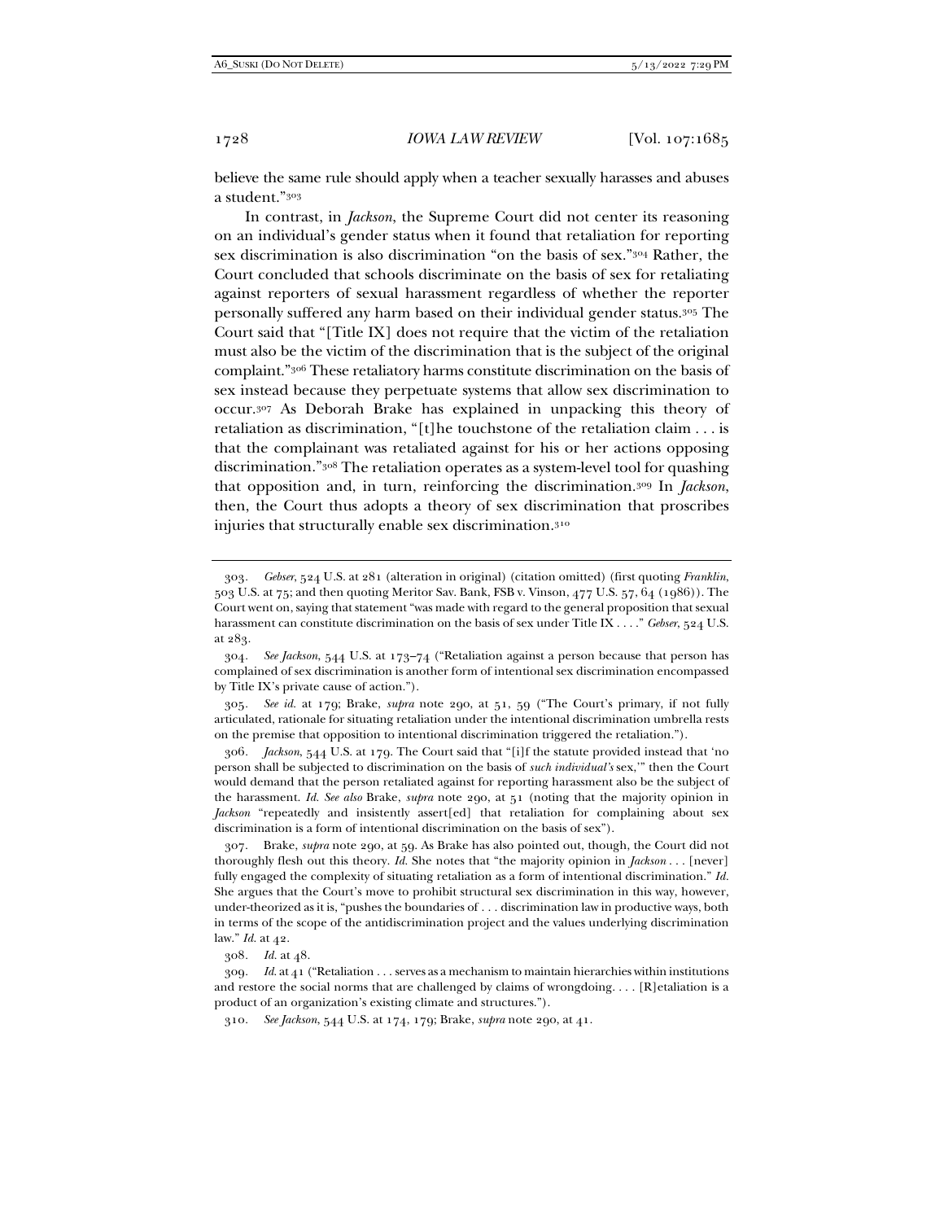believe the same rule should apply when a teacher sexually harasses and abuses a student."[303]

In contrast, in *Jackson*, the Supreme Court did not center its reasoning on an individual's gender status when it found that retaliation for reporting sex discrimination is also discrimination "on the basis of sex."[304] Rather, the Court concluded that schools discriminate on the basis of sex for retaliating against reporters of sexual harassment regardless of whether the reporter personally suffered any harm based on their individual gender status.[305] The Court said that "[Title IX] does not require that the victim of the retaliation must also be the victim of the discrimination that is the subject of the original complaint."[306] These retaliatory harms constitute discrimination on the basis of sex instead because they perpetuate systems that allow sex discrimination to occur.[307] As Deborah Brake has explained in unpacking this theory of retaliation as discrimination, "[t]he touchstone of the retaliation claim . . . is that the complainant was retaliated against for his or her actions opposing discrimination."[308] The retaliation operates as a system-level tool for quashing that opposition and, in turn, reinforcing the discrimination.[309] In *Jackson*, then, the Court thus adopts a theory of sex discrimination that proscribes injuries that structurally enable sex discrimination.[310]

---

303. *Gebser*, 524 U.S. at 281 (alteration in original) (citation omitted) (first quoting *Franklin*, 503 U.S. at 75; and then quoting Meritor Sav. Bank, FSB v. Vinson, 477 U.S. 57, 64 (1986)). The Court went on, saying that statement "was made with regard to the general proposition that sexual harassment can constitute discrimination on the basis of sex under Title IX . . . ." *Gebser*, 524 U.S. at 283.

304. *See Jackson*, 544 U.S. at 173–74 ("Retaliation against a person because that person has complained of sex discrimination is another form of intentional sex discrimination encompassed by Title IX's private cause of action.").

305. *See id.* at 179; Brake, *supra* note 290, at 51, 59 ("The Court's primary, if not fully articulated, rationale for situating retaliation under the intentional discrimination umbrella rests on the premise that opposition to intentional discrimination triggered the retaliation.").

306. *Jackson*, 544 U.S. at 179. The Court said that "[i]f the statute provided instead that 'no person shall be subjected to discrimination on the basis of *such individual's* sex,'" then the Court would demand that the person retaliated against for reporting harassment also be the subject of the harassment. *Id. See also* Brake, *supra* note 290, at 51 (noting that the majority opinion in *Jackson* "repeatedly and insistently assert[ed] that retaliation for complaining about sex discrimination is a form of intentional discrimination on the basis of sex").

307. Brake, *supra* note 290, at 59. As Brake has also pointed out, though, the Court did not thoroughly flesh out this theory. *Id.* She notes that "the majority opinion in *Jackson* . . . [never] fully engaged the complexity of situating retaliation as a form of intentional discrimination." *Id.* She argues that the Court's move to prohibit structural sex discrimination in this way, however, under-theorized as it is, "pushes the boundaries of . . . discrimination law in productive ways, both in terms of the scope of the antidiscrimination project and the values underlying discrimination law." *Id.* at 42.

308. *Id.* at 48.

309. *Id.* at 41 ("Retaliation . . . serves as a mechanism to maintain hierarchies within institutions and restore the social norms that are challenged by claims of wrongdoing. . . . [R]etaliation is a product of an organization's existing climate and structures.").

310. *See Jackson*, 544 U.S. at 174, 179; Brake, *supra* note 290, at 41.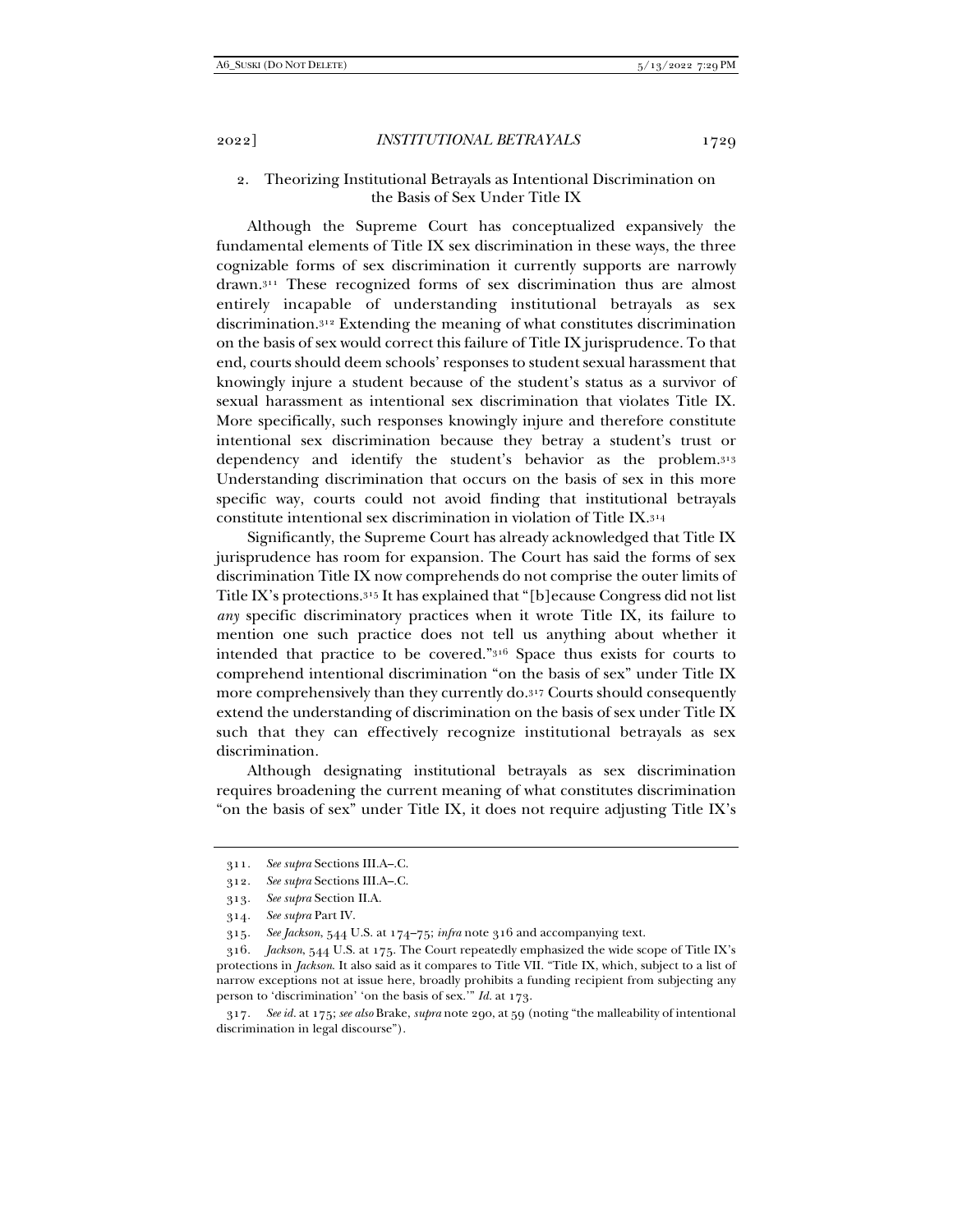### 2. Theorizing Institutional Betrayals as Intentional Discrimination on the Basis of Sex Under Title IX

Although the Supreme Court has conceptualized expansively the fundamental elements of Title IX sex discrimination in these ways, the three cognizable forms of sex discrimination it currently supports are narrowly drawn.[311] These recognized forms of sex discrimination thus are almost entirely incapable of understanding institutional betrayals as sex discrimination.[312] Extending the meaning of what constitutes discrimination on the basis of sex would correct this failure of Title IX jurisprudence. To that end, courts should deem schools' responses to student sexual harassment that knowingly injure a student because of the student's status as a survivor of sexual harassment as intentional sex discrimination that violates Title IX. More specifically, such responses knowingly injure and therefore constitute intentional sex discrimination because they betray a student's trust or dependency and identify the student's behavior as the problem.[313] Understanding discrimination that occurs on the basis of sex in this more specific way, courts could not avoid finding that institutional betrayals constitute intentional sex discrimination in violation of Title IX.[314]

Significantly, the Supreme Court has already acknowledged that Title IX jurisprudence has room for expansion. The Court has said the forms of sex discrimination Title IX now comprehends do not comprise the outer limits of Title IX's protections.[315] It has explained that "[b]ecause Congress did not list *any* specific discriminatory practices when it wrote Title IX, its failure to mention one such practice does not tell us anything about whether it intended that practice to be covered."[316] Space thus exists for courts to comprehend intentional discrimination "on the basis of sex" under Title IX more comprehensively than they currently do.[317] Courts should consequently extend the understanding of discrimination on the basis of sex under Title IX such that they can effectively recognize institutional betrayals as sex discrimination.

Although designating institutional betrayals as sex discrimination requires broadening the current meaning of what constitutes discrimination "on the basis of sex" under Title IX, it does not require adjusting Title IX's

---

311. *See supra* Sections III.A–.C.

312. *See supra* Sections III.A–.C.

313. *See supra* Section II.A.

314. *See supra* Part IV.

315. *See Jackson*, 544 U.S. at 174–75; *infra* note 316 and accompanying text.

316. *Jackson*, 544 U.S. at 175. The Court repeatedly emphasized the wide scope of Title IX's protections in *Jackson*. It also said as it compares to Title VII. "Title IX, which, subject to a list of narrow exceptions not at issue here, broadly prohibits a funding recipient from subjecting any person to 'discrimination' 'on the basis of sex.'" *Id.* at 173.

317. *See id.* at 175; *see also* Brake, *supra* note 290, at 59 (noting "the malleability of intentional discrimination in legal discourse").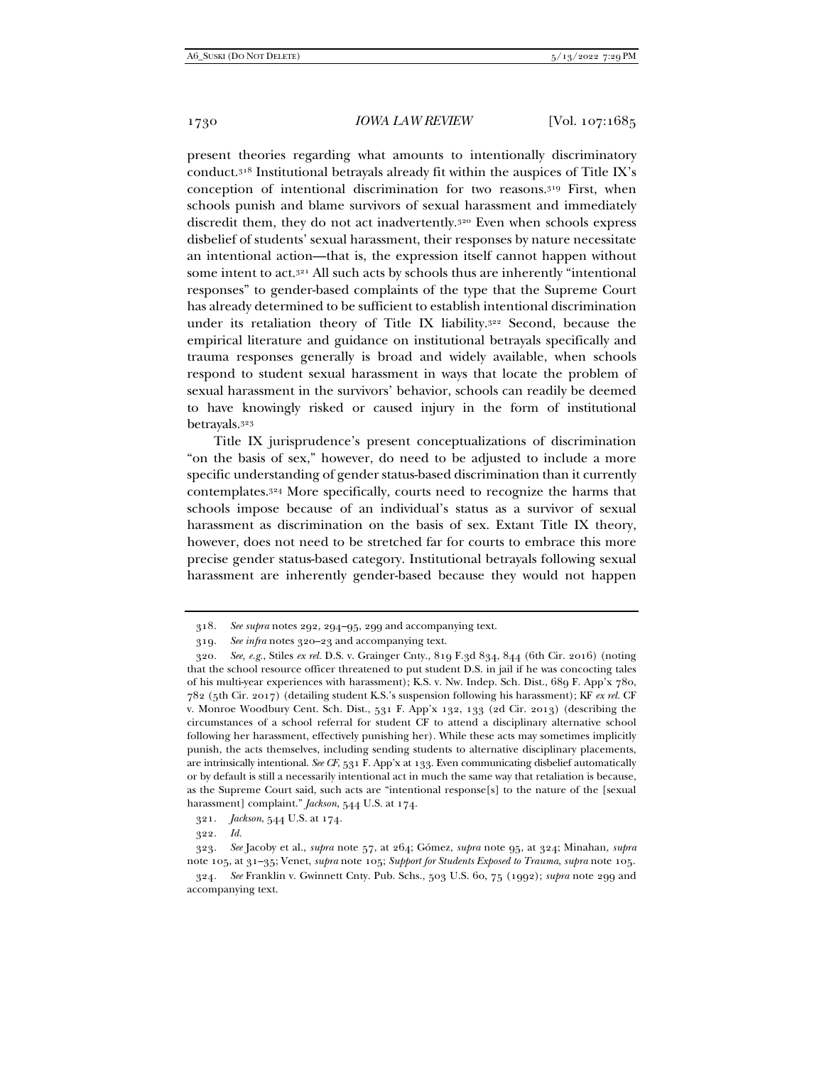present theories regarding what amounts to intentionally discriminatory conduct.[318] Institutional betrayals already fit within the auspices of Title IX's conception of intentional discrimination for two reasons.[319] First, when schools punish and blame survivors of sexual harassment and immediately discredit them, they do not act inadvertently.[320] Even when schools express disbelief of students' sexual harassment, their responses by nature necessitate an intentional action—that is, the expression itself cannot happen without some intent to act.[321] All such acts by schools thus are inherently "intentional responses" to gender-based complaints of the type that the Supreme Court has already determined to be sufficient to establish intentional discrimination under its retaliation theory of Title IX liability.[322] Second, because the empirical literature and guidance on institutional betrayals specifically and trauma responses generally is broad and widely available, when schools respond to student sexual harassment in ways that locate the problem of sexual harassment in the survivors' behavior, schools can readily be deemed to have knowingly risked or caused injury in the form of institutional betrayals.[323]

Title IX jurisprudence's present conceptualizations of discrimination "on the basis of sex," however, do need to be adjusted to include a more specific understanding of gender status-based discrimination than it currently contemplates.[324] More specifically, courts need to recognize the harms that schools impose because of an individual's status as a survivor of sexual harassment as discrimination on the basis of sex. Extant Title IX theory, however, does not need to be stretched far for courts to embrace this more precise gender status-based category. Institutional betrayals following sexual harassment are inherently gender-based because they would not happen

---

318. *See supra* notes 292, 294–95, 299 and accompanying text.

319. *See infra* notes 320–23 and accompanying text.

320. *See, e.g.*, Stiles *ex rel.* D.S. v. Grainger Cnty., 819 F.3d 834, 844 (6th Cir. 2016) (noting that the school resource officer threatened to put student D.S. in jail if he was concocting tales of his multi-year experiences with harassment); K.S. v. Nw. Indep. Sch. Dist., 689 F. App'x 780, 782 (5th Cir. 2017) (detailing student K.S.'s suspension following his harassment); KF *ex rel.* CF v. Monroe Woodbury Cent. Sch. Dist., 531 F. App'x 132, 133 (2d Cir. 2013) (describing the circumstances of a school referral for student CF to attend a disciplinary alternative school following her harassment, effectively punishing her). While these acts may sometimes implicitly punish, the acts themselves, including sending students to alternative disciplinary placements, are intrinsically intentional. *See CF*, 531 F. App'x at 133. Even communicating disbelief automatically or by default is still a necessarily intentional act in much the same way that retaliation is because, as the Supreme Court said, such acts are "intentional response[s] to the nature of the [sexual harassment] complaint." *Jackson*, 544 U.S. at 174.

321. *Jackson*, 544 U.S. at 174.

322. *Id.*

323. *See* Jacoby et al., *supra* note 57, at 264; Gómez, *supra* note 95, at 324; Minahan, *supra* note 105, at 31–35; Venet, *supra* note 105; *Support for Students Exposed to Trauma*, *supra* note 105.

324. *See* Franklin v. Gwinnett Cnty. Pub. Schs., 503 U.S. 60, 75 (1992); *supra* note 299 and accompanying text.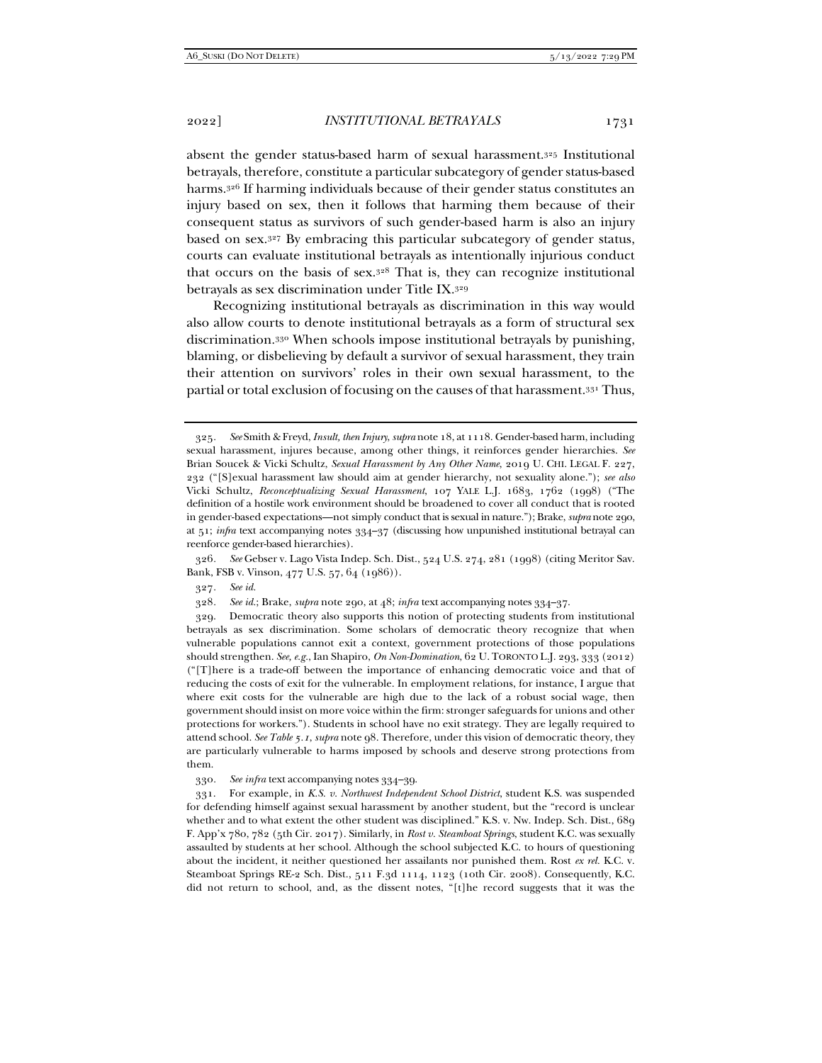absent the gender status-based harm of sexual harassment.[325] Institutional betrayals, therefore, constitute a particular subcategory of gender status-based harms.[326] If harming individuals because of their gender status constitutes an injury based on sex, then it follows that harming them because of their consequent status as survivors of such gender-based harm is also an injury based on sex.[327] By embracing this particular subcategory of gender status, courts can evaluate institutional betrayals as intentionally injurious conduct that occurs on the basis of sex.[328] That is, they can recognize institutional betrayals as sex discrimination under Title IX.[329]

Recognizing institutional betrayals as discrimination in this way would also allow courts to denote institutional betrayals as a form of structural sex discrimination.[330] When schools impose institutional betrayals by punishing, blaming, or disbelieving by default a survivor of sexual harassment, they train their attention on survivors' roles in their own sexual harassment, to the partial or total exclusion of focusing on the causes of that harassment.[331] Thus,

---

325. *See* Smith & Freyd, *Insult, then Injury*, *supra* note 18, at 1118. Gender-based harm, including sexual harassment, injures because, among other things, it reinforces gender hierarchies. *See* Brian Soucek & Vicki Schultz, *Sexual Harassment by Any Other Name*, 2019 U. CHI. LEGAL F. 227, 232 ("[S]exual harassment law should aim at gender hierarchy, not sexuality alone."); *see also* Vicki Schultz, *Reconceptualizing Sexual Harassment*, 107 YALE L.J. 1683, 1762 (1998) ("The definition of a hostile work environment should be broadened to cover all conduct that is rooted in gender-based expectations—not simply conduct that is sexual in nature."); Brake, *supra* note 290, at 51; *infra* text accompanying notes 334–37 (discussing how unpunished institutional betrayal can reenforce gender-based hierarchies).

326. *See* Gebser v. Lago Vista Indep. Sch. Dist., 524 U.S. 274, 281 (1998) (citing Meritor Sav. Bank, FSB v. Vinson, 477 U.S. 57, 64 (1986)).

327. *See id.*

328. *See id.*; Brake, *supra* note 290, at 48; *infra* text accompanying notes 334–37.

329. Democratic theory also supports this notion of protecting students from institutional betrayals as sex discrimination. Some scholars of democratic theory recognize that when vulnerable populations cannot exit a context, government protections of those populations should strengthen. *See, e.g.*, Ian Shapiro, *On Non-Domination*, 62 U. TORONTO L.J. 293, 333 (2012) ("[T]here is a trade-off between the importance of enhancing democratic voice and that of reducing the costs of exit for the vulnerable. In employment relations, for instance, I argue that where exit costs for the vulnerable are high due to the lack of a robust social wage, then government should insist on more voice within the firm: stronger safeguards for unions and other protections for workers."). Students in school have no exit strategy. They are legally required to attend school. *See Table 5.1*, *supra* note 98. Therefore, under this vision of democratic theory, they are particularly vulnerable to harms imposed by schools and deserve strong protections from them.

330. *See infra* text accompanying notes 334–39.

331. For example, in *K.S. v. Northwest Independent School District*, student K.S. was suspended for defending himself against sexual harassment by another student, but the "record is unclear whether and to what extent the other student was disciplined." K.S. v. Nw. Indep. Sch. Dist., 689 F. App'x 780, 782 (5th Cir. 2017). Similarly, in *Rost v. Steamboat Springs*, student K.C. was sexually assaulted by students at her school. Although the school subjected K.C. to hours of questioning about the incident, it neither questioned her assailants nor punished them. Rost *ex rel.* K.C. v. Steamboat Springs RE-2 Sch. Dist., 511 F.3d 1114, 1123 (10th Cir. 2008). Consequently, K.C. did not return to school, and, as the dissent notes, "[t]he record suggests that it was the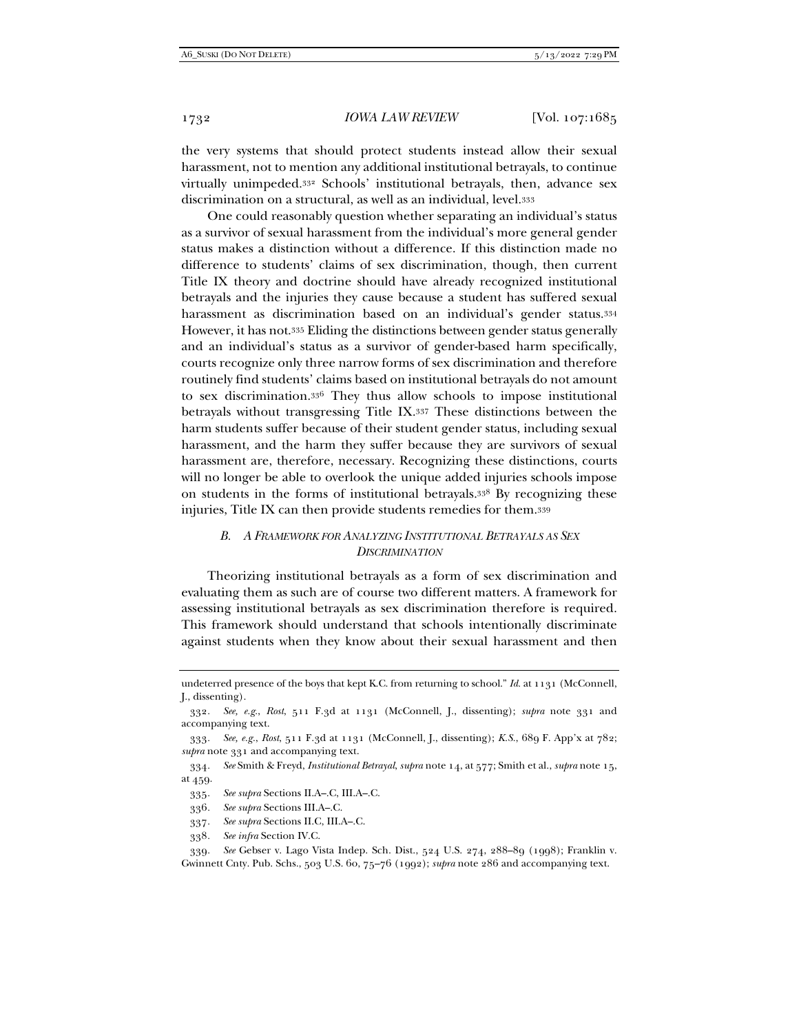the very systems that should protect students instead allow their sexual harassment, not to mention any additional institutional betrayals, to continue virtually unimpeded.[332] Schools' institutional betrayals, then, advance sex discrimination on a structural, as well as an individual, level.[333]

One could reasonably question whether separating an individual's status as a survivor of sexual harassment from the individual's more general gender status makes a distinction without a difference. If this distinction made no difference to students' claims of sex discrimination, though, then current Title IX theory and doctrine should have already recognized institutional betrayals and the injuries they cause because a student has suffered sexual harassment as discrimination based on an individual's gender status.[334] However, it has not.[335] Eliding the distinctions between gender status generally and an individual's status as a survivor of gender-based harm specifically, courts recognize only three narrow forms of sex discrimination and therefore routinely find students' claims based on institutional betrayals do not amount to sex discrimination.[336] They thus allow schools to impose institutional betrayals without transgressing Title IX.[337] These distinctions between the harm students suffer because of their student gender status, including sexual harassment, and the harm they suffer because they are survivors of sexual harassment are, therefore, necessary. Recognizing these distinctions, courts will no longer be able to overlook the unique added injuries schools impose on students in the forms of institutional betrayals.[338] By recognizing these injuries, Title IX can then provide students remedies for them.[339]

### *B. A Framework for Analyzing Institutional Betrayals as Sex Discrimination*

Theorizing institutional betrayals as a form of sex discrimination and evaluating them as such are of course two different matters. A framework for assessing institutional betrayals as sex discrimination therefore is required. This framework should understand that schools intentionally discriminate against students when they know about their sexual harassment and then

---

undeterred presence of the boys that kept K.C. from returning to school." *Id.* at 1131 (McConnell, J., dissenting).

332. *See, e.g.*, *Rost*, 511 F.3d at 1131 (McConnell, J., dissenting); *supra* note 331 and accompanying text.

333. *See, e.g.*, *Rost*, 511 F.3d at 1131 (McConnell, J., dissenting); *K.S.*, 689 F. App'x at 782; *supra* note 331 and accompanying text.

334. *See* Smith & Freyd, *Institutional Betrayal*, *supra* note 14, at 577; Smith et al., *supra* note 15, at 459.

335. *See supra* Sections II.A–.C, III.A–.C.

336. *See supra* Sections III.A–.C.

337. *See supra* Sections II.C, III.A–.C.

338. *See infra* Section IV.C.

339. *See* Gebser v. Lago Vista Indep. Sch. Dist., 524 U.S. 274, 288–89 (1998); Franklin v. Gwinnett Cnty. Pub. Schs., 503 U.S. 60, 75–76 (1992); *supra* note 286 and accompanying text.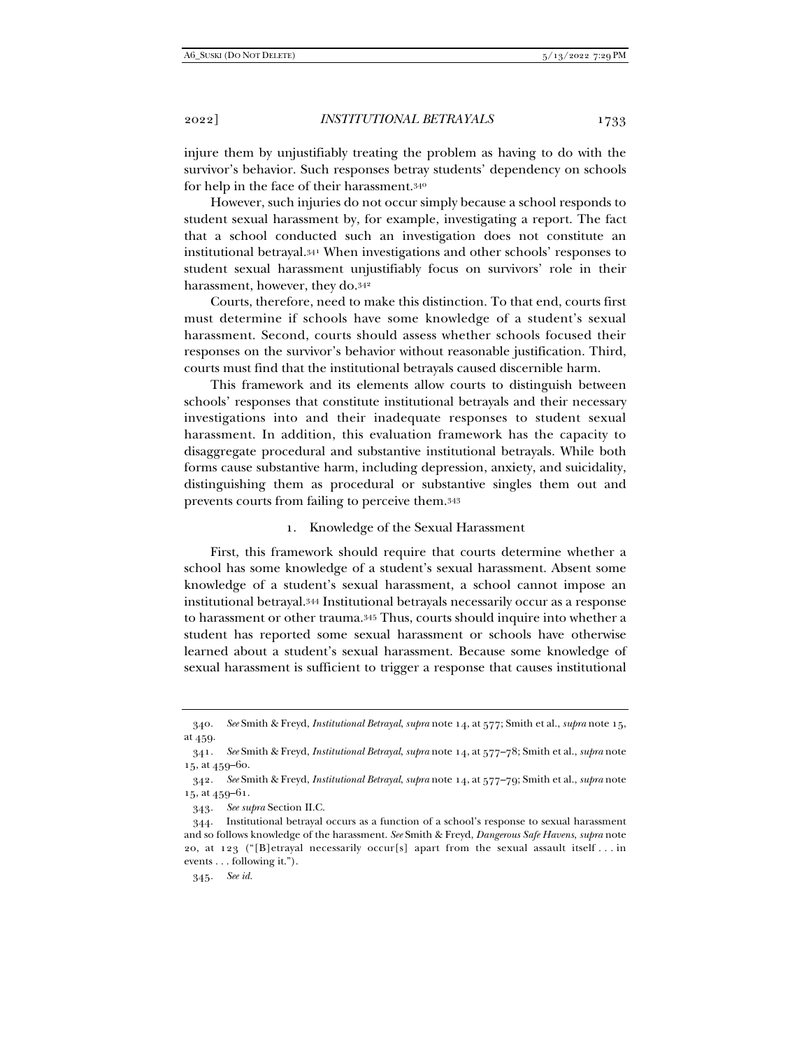injure them by unjustifiably treating the problem as having to do with the survivor's behavior. Such responses betray students' dependency on schools for help in the face of their harassment.[340]

However, such injuries do not occur simply because a school responds to student sexual harassment by, for example, investigating a report. The fact that a school conducted such an investigation does not constitute an institutional betrayal.[341] When investigations and other schools' responses to student sexual harassment unjustifiably focus on survivors' role in their harassment, however, they do.[342]

Courts, therefore, need to make this distinction. To that end, courts first must determine if schools have some knowledge of a student's sexual harassment. Second, courts should assess whether schools focused their responses on the survivor's behavior without reasonable justification. Third, courts must find that the institutional betrayals caused discernible harm.

This framework and its elements allow courts to distinguish between schools' responses that constitute institutional betrayals and their necessary investigations into and their inadequate responses to student sexual harassment. In addition, this evaluation framework has the capacity to disaggregate procedural and substantive institutional betrayals. While both forms cause substantive harm, including depression, anxiety, and suicidality, distinguishing them as procedural or substantive singles them out and prevents courts from failing to perceive them.[343]

### 1. Knowledge of the Sexual Harassment

First, this framework should require that courts determine whether a school has some knowledge of a student's sexual harassment. Absent some knowledge of a student's sexual harassment, a school cannot impose an institutional betrayal.[344] Institutional betrayals necessarily occur as a response to harassment or other trauma.[345] Thus, courts should inquire into whether a student has reported some sexual harassment or schools have otherwise learned about a student's sexual harassment. Because some knowledge of sexual harassment is sufficient to trigger a response that causes institutional

---

340. *See* Smith & Freyd, *Institutional Betrayal*, *supra* note 14, at 577; Smith et al., *supra* note 15, at 459.

341. *See* Smith & Freyd, *Institutional Betrayal*, *supra* note 14, at 577–78; Smith et al., *supra* note 15, at 459–60.

342. *See* Smith & Freyd, *Institutional Betrayal*, *supra* note 14, at 577–79; Smith et al., *supra* note 15, at 459–61.

343. *See supra* Section II.C.

344. Institutional betrayal occurs as a function of a school's response to sexual harassment and so follows knowledge of the harassment. *See* Smith & Freyd, *Dangerous Safe Havens*, *supra* note 20, at 123 ("[B]etrayal necessarily occur[s] apart from the sexual assault itself . . . in events . . . following it.").

345. *See id.*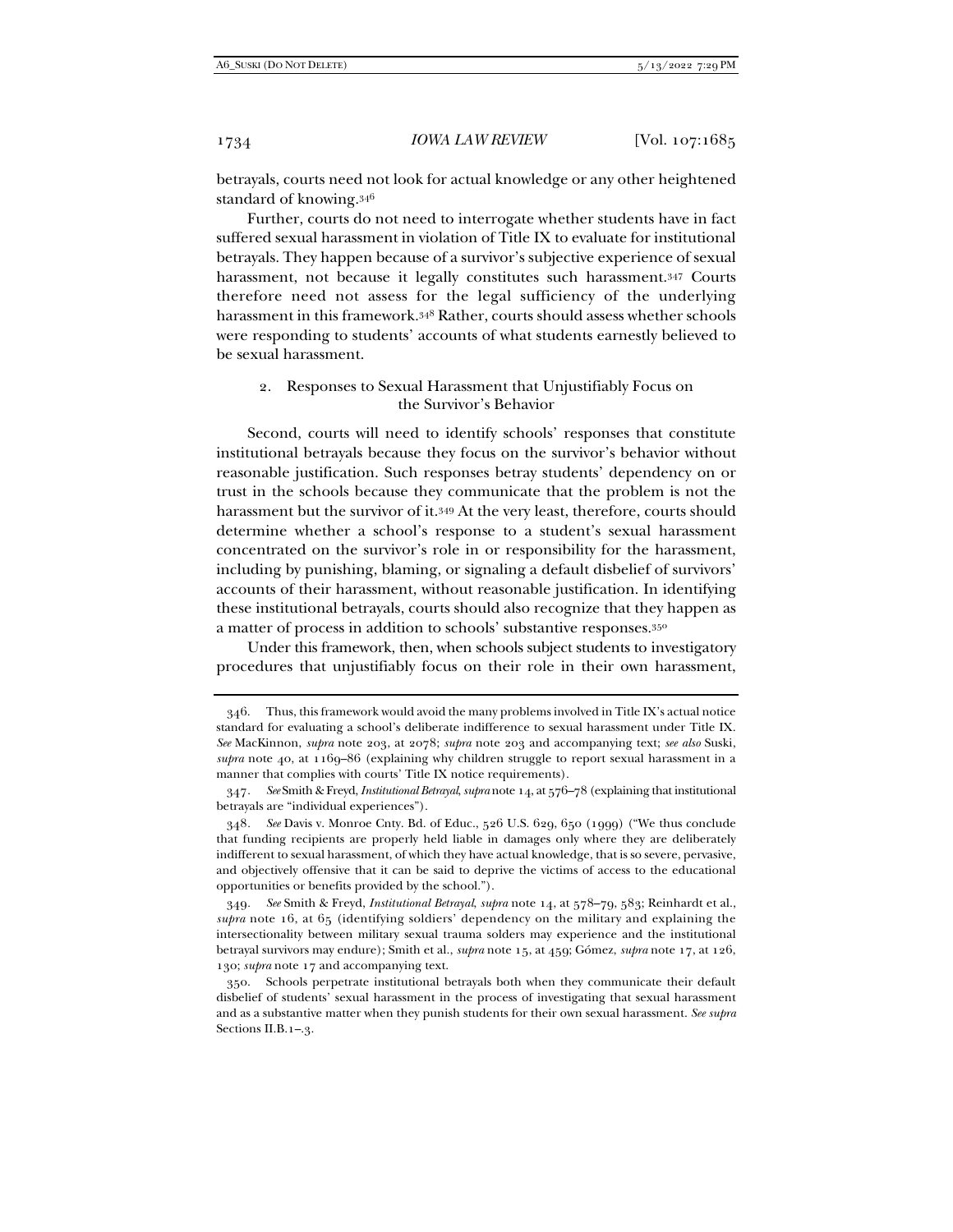betrayals, courts need not look for actual knowledge or any other heightened standard of knowing.[346]

Further, courts do not need to interrogate whether students have in fact suffered sexual harassment in violation of Title IX to evaluate for institutional betrayals. They happen because of a survivor's subjective experience of sexual harassment, not because it legally constitutes such harassment.[347] Courts therefore need not assess for the legal sufficiency of the underlying harassment in this framework.[348] Rather, courts should assess whether schools were responding to students' accounts of what students earnestly believed to be sexual harassment.

### 2. Responses to Sexual Harassment that Unjustifiably Focus on the Survivor's Behavior

Second, courts will need to identify schools' responses that constitute institutional betrayals because they focus on the survivor's behavior without reasonable justification. Such responses betray students' dependency on or trust in the schools because they communicate that the problem is not the harassment but the survivor of it.[349] At the very least, therefore, courts should determine whether a school's response to a student's sexual harassment concentrated on the survivor's role in or responsibility for the harassment, including by punishing, blaming, or signaling a default disbelief of survivors' accounts of their harassment, without reasonable justification. In identifying these institutional betrayals, courts should also recognize that they happen as a matter of process in addition to schools' substantive responses.[350]

Under this framework, then, when schools subject students to investigatory procedures that unjustifiably focus on their role in their own harassment,

---

346. Thus, this framework would avoid the many problems involved in Title IX's actual notice standard for evaluating a school's deliberate indifference to sexual harassment under Title IX. *See* MacKinnon, *supra* note 203, at 2078; *supra* note 203 and accompanying text; *see also* Suski, *supra* note 40, at 1169–86 (explaining why children struggle to report sexual harassment in a manner that complies with courts' Title IX notice requirements).

347. *See* Smith & Freyd, *Institutional Betrayal*, *supra* note 14, at 576–78 (explaining that institutional betrayals are "individual experiences").

348. *See* Davis v. Monroe Cnty. Bd. of Educ., 526 U.S. 629, 650 (1999) ("We thus conclude that funding recipients are properly held liable in damages only where they are deliberately indifferent to sexual harassment, of which they have actual knowledge, that is so severe, pervasive, and objectively offensive that it can be said to deprive the victims of access to the educational opportunities or benefits provided by the school.").

349. *See* Smith & Freyd, *Institutional Betrayal*, *supra* note 14, at 578–79, 583; Reinhardt et al., *supra* note 16, at 65 (identifying soldiers' dependency on the military and explaining the intersectionality between military sexual trauma solders may experience and the institutional betrayal survivors may endure); Smith et al., *supra* note 15, at 459; Gómez, *supra* note 17, at 126, 130; *supra* note 17 and accompanying text.

350. Schools perpetrate institutional betrayals both when they communicate their default disbelief of students' sexual harassment in the process of investigating that sexual harassment and as a substantive matter when they punish students for their own sexual harassment. *See supra* Sections II.B.1–.3.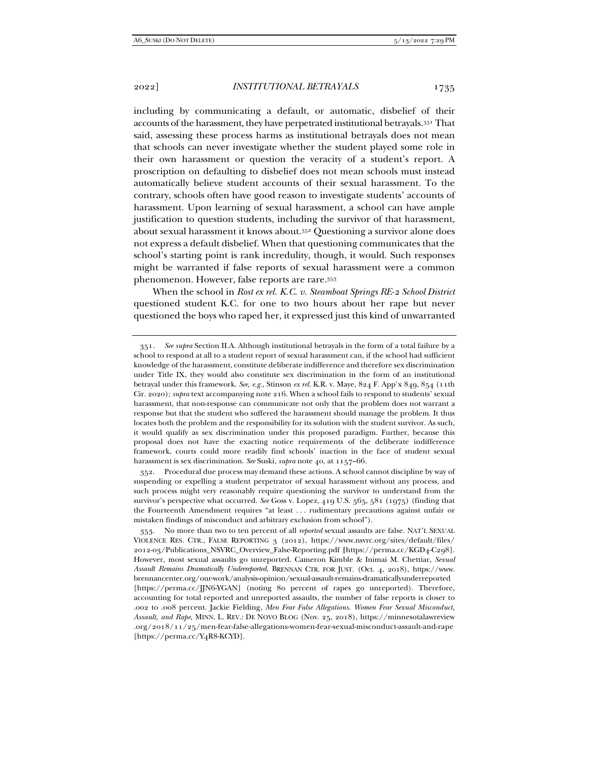including by communicating a default, or automatic, disbelief of their accounts of the harassment, they have perpetrated institutional betrayals.[351] That said, assessing these process harms as institutional betrayals does not mean that schools can never investigate whether the student played some role in their own harassment or question the veracity of a student's report. A proscription on defaulting to disbelief does not mean schools must instead automatically believe student accounts of their sexual harassment. To the contrary, schools often have good reason to investigate students' accounts of harassment. Upon learning of sexual harassment, a school can have ample justification to question students, including the survivor of that harassment, about sexual harassment it knows about.[352] Questioning a survivor alone does not express a default disbelief. When that questioning communicates that the school's starting point is rank incredulity, though, it would. Such responses might be warranted if false reports of sexual harassment were a common phenomenon. However, false reports are rare.[353]

When the school in *Rost ex rel. K.C. v. Steamboat Springs RE-2 School District* questioned student K.C. for one to two hours about her rape but never questioned the boys who raped her, it expressed just this kind of unwarranted

---

351. *See supra* Section II.A. Although institutional betrayals in the form of a total failure by a school to respond at all to a student report of sexual harassment can, if the school had sufficient knowledge of the harassment, constitute deliberate indifference and therefore sex discrimination under Title IX, they would also constitute sex discrimination in the form of an institutional betrayal under this framework. *See, e.g.*, Stinson *ex rel.* K.R. v. Maye, 824 F. App'x 849, 854 (11th Cir. 2020); *supra* text accompanying note 216. When a school fails to respond to students' sexual harassment, that non-response can communicate not only that the problem does not warrant a response but that the student who suffered the harassment should manage the problem. It thus locates both the problem and the responsibility for its solution with the student survivor. As such, it would qualify as sex discrimination under this proposed paradigm. Further, because this proposal does not have the exacting notice requirements of the deliberate indifference framework, courts could more readily find schools' inaction in the face of student sexual harassment is sex discrimination. *See* Suski, *supra* note 40, at 1157–66.

352. Procedural due process may demand these actions. A school cannot discipline by way of suspending or expelling a student perpetrator of sexual harassment without any process, and such process might very reasonably require questioning the survivor to understand from the survivor's perspective what occurred. *See* Goss v. Lopez, 419 U.S. 565, 581 (1975) (finding that the Fourteenth Amendment requires "at least . . . rudimentary precautions against unfair or mistaken findings of misconduct and arbitrary exclusion from school").

353. No more than two to ten percent of all *reported* sexual assaults are false. NAT'L SEXUAL VIOLENCE RES. CTR., FALSE REPORTING 3 (2012), https://www.nsvrc.org/sites/default/files/2012-03/Publications_NSVRC_Overview_False-Reporting.pdf [https://perma.cc/KGD4-C298]. However, most sexual assaults go unreported. Cameron Kimble & Inimai M. Chettiar, *Sexual Assault Remains Dramatically Underreported*, BRENNAN CTR. FOR JUST. (Oct. 4, 2018), https://www.brennancenter.org/our-work/analysis-opinion/sexual-assault-remains-dramaticallyunderreported [https://perma.cc/JJN6-YGAN] (noting 80 percent of rapes go unreported). Therefore, accounting for total reported and unreported assaults, the number of false reports is closer to .002 to .008 percent. Jackie Fielding, *Men Fear False Allegations. Women Fear Sexual Misconduct, Assault, and Rape*, MINN. L. REV.: DE NOVO BLOG (Nov. 25, 2018), https://minnesotalawreview.org/2018/11/25/men-fear-false-allegations-women-fear-sexual-misconduct-assault-and-rape [https://perma.cc/Y4R8-KCYD].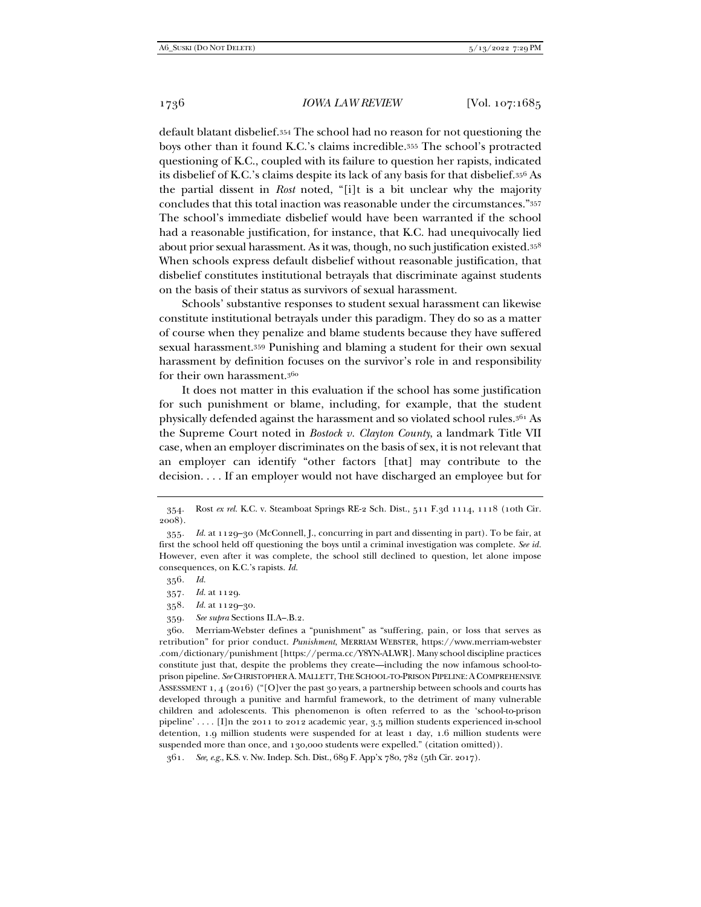default blatant disbelief.[354] The school had no reason for not questioning the boys other than it found K.C.'s claims incredible.[355] The school's protracted questioning of K.C., coupled with its failure to question her rapists, indicated its disbelief of K.C.'s claims despite its lack of any basis for that disbelief.[356] As the partial dissent in *Rost* noted, "[i]t is a bit unclear why the majority concludes that this total inaction was reasonable under the circumstances."[357] The school's immediate disbelief would have been warranted if the school had a reasonable justification, for instance, that K.C. had unequivocally lied about prior sexual harassment. As it was, though, no such justification existed.[358] When schools express default disbelief without reasonable justification, that disbelief constitutes institutional betrayals that discriminate against students on the basis of their status as survivors of sexual harassment.

Schools' substantive responses to student sexual harassment can likewise constitute institutional betrayals under this paradigm. They do so as a matter of course when they penalize and blame students because they have suffered sexual harassment.[359] Punishing and blaming a student for their own sexual harassment by definition focuses on the survivor's role in and responsibility for their own harassment.[360]

It does not matter in this evaluation if the school has some justification for such punishment or blame, including, for example, that the student physically defended against the harassment and so violated school rules.[361] As the Supreme Court noted in *Bostock v. Clayton County*, a landmark Title VII case, when an employer discriminates on the basis of sex, it is not relevant that an employer can identify "other factors [that] may contribute to the decision. . . . If an employer would not have discharged an employee but for

---

354. Rost *ex rel.* K.C. v. Steamboat Springs RE-2 Sch. Dist., 511 F.3d 1114, 1118 (10th Cir. 2008).

355. *Id.* at 1129–30 (McConnell, J., concurring in part and dissenting in part). To be fair, at first the school held off questioning the boys until a criminal investigation was complete. *See id.* However, even after it was complete, the school still declined to question, let alone impose consequences, on K.C.'s rapists. *Id.*

356. *Id.*

357. *Id.* at 1129.

358. *Id.* at 1129–30.

359. *See supra* Sections II.A–.B.2.

360. Merriam-Webster defines a "punishment" as "suffering, pain, or loss that serves as retribution" for prior conduct. *Punishment*, MERRIAM WEBSTER, https://www.merriam-webster.com/dictionary/punishment [https://perma.cc/Y8YN-ALWR]. Many school discipline practices constitute just that, despite the problems they create—including the now infamous school-to-prison pipeline. *See* CHRISTOPHER A. MALLETT, THE SCHOOL-TO-PRISON PIPELINE: A COMPREHENSIVE ASSESSMENT 1, 4 (2016) ("[O]ver the past 30 years, a partnership between schools and courts has developed through a punitive and harmful framework, to the detriment of many vulnerable children and adolescents. This phenomenon is often referred to as the 'school-to-prison pipeline' . . . . [I]n the 2011 to 2012 academic year, 3.5 million students experienced in-school detention, 1.9 million students were suspended for at least 1 day, 1.6 million students were suspended more than once, and 130,000 students were expelled." (citation omitted)).

361. *See, e.g.*, K.S. v. Nw. Indep. Sch. Dist., 689 F. App'x 780, 782 (5th Cir. 2017).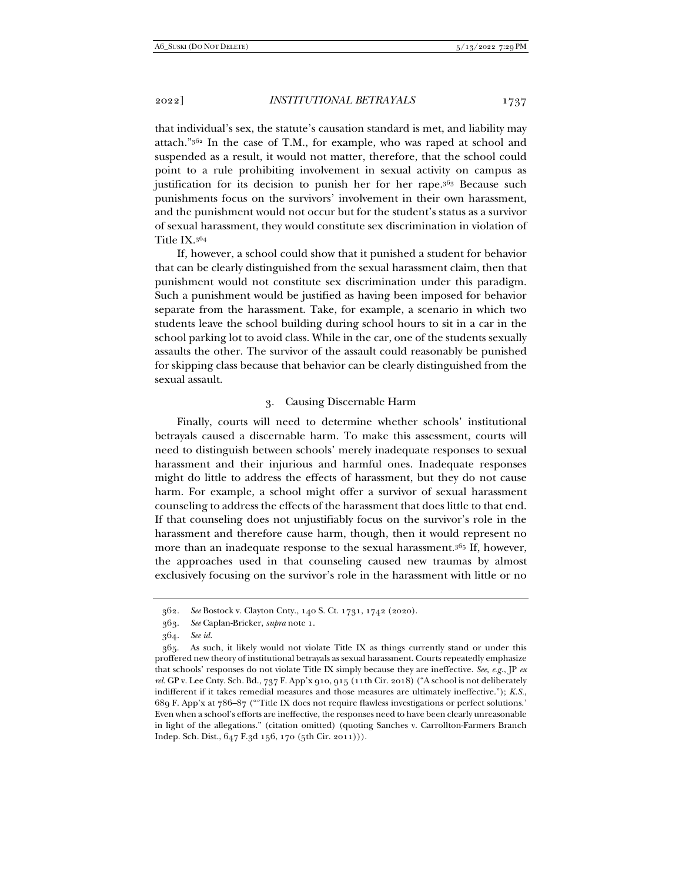that individual's sex, the statute's causation standard is met, and liability may attach."[362] In the case of T.M., for example, who was raped at school and suspended as a result, it would not matter, therefore, that the school could point to a rule prohibiting involvement in sexual activity on campus as justification for its decision to punish her for her rape.[363] Because such punishments focus on the survivors' involvement in their own harassment, and the punishment would not occur but for the student's status as a survivor of sexual harassment, they would constitute sex discrimination in violation of Title IX.[364]

If, however, a school could show that it punished a student for behavior that can be clearly distinguished from the sexual harassment claim, then that punishment would not constitute sex discrimination under this paradigm. Such a punishment would be justified as having been imposed for behavior separate from the harassment. Take, for example, a scenario in which two students leave the school building during school hours to sit in a car in the school parking lot to avoid class. While in the car, one of the students sexually assaults the other. The survivor of the assault could reasonably be punished for skipping class because that behavior can be clearly distinguished from the sexual assault.

### 3. Causing Discernable Harm

Finally, courts will need to determine whether schools' institutional betrayals caused a discernable harm. To make this assessment, courts will need to distinguish between schools' merely inadequate responses to sexual harassment and their injurious and harmful ones. Inadequate responses might do little to address the effects of harassment, but they do not cause harm. For example, a school might offer a survivor of sexual harassment counseling to address the effects of the harassment that does little to that end. If that counseling does not unjustifiably focus on the survivor's role in the harassment and therefore cause harm, though, then it would represent no more than an inadequate response to the sexual harassment.[365] If, however, the approaches used in that counseling caused new traumas by almost exclusively focusing on the survivor's role in the harassment with little or no

---

362. *See* Bostock v. Clayton Cnty., 140 S. Ct. 1731, 1742 (2020).

363. *See* Caplan-Bricker, *supra* note 1.

364. *See id.*

365. As such, it likely would not violate Title IX as things currently stand or under this proffered new theory of institutional betrayals as sexual harassment. Courts repeatedly emphasize that schools' responses do not violate Title IX simply because they are ineffective. *See, e.g.*, JP *ex rel.* GP v. Lee Cnty. Sch. Bd., 737 F. App'x 910, 915 (11th Cir. 2018) ("A school is not deliberately indifferent if it takes remedial measures and those measures are ultimately ineffective."); *K.S.*, 689 F. App'x at 786–87 ("'Title IX does not require flawless investigations or perfect solutions.' Even when a school's efforts are ineffective, the responses need to have been clearly unreasonable in light of the allegations." (citation omitted) (quoting Sanches v. Carrollton-Farmers Branch Indep. Sch. Dist., 647 F.3d 156, 170 (5th Cir. 2011))).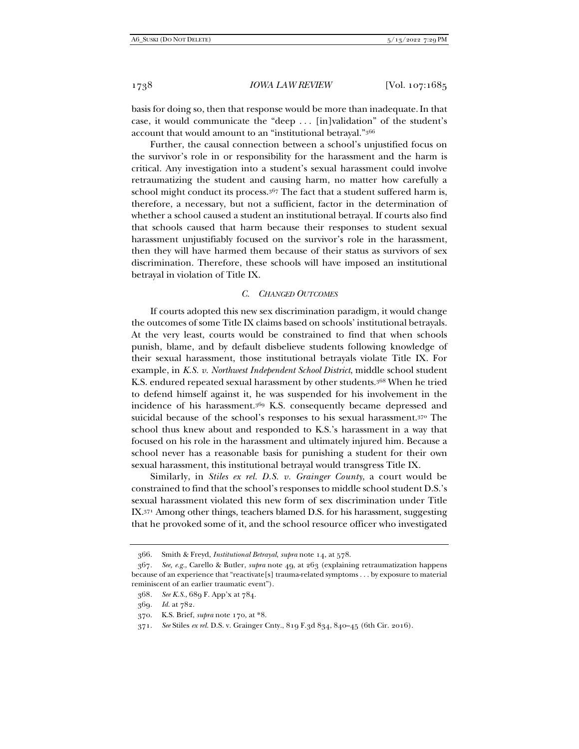basis for doing so, then that response would be more than inadequate. In that case, it would communicate the "deep . . . [in]validation" of the student's account that would amount to an "institutional betrayal."[366]

Further, the causal connection between a school's unjustified focus on the survivor's role in or responsibility for the harassment and the harm is critical. Any investigation into a student's sexual harassment could involve retraumatizing the student and causing harm, no matter how carefully a school might conduct its process.[367] The fact that a student suffered harm is, therefore, a necessary, but not a sufficient, factor in the determination of whether a school caused a student an institutional betrayal. If courts also find that schools caused that harm because their responses to student sexual harassment unjustifiably focused on the survivor's role in the harassment, then they will have harmed them because of their status as survivors of sex discrimination. Therefore, these schools will have imposed an institutional betrayal in violation of Title IX.

### *C. Changed Outcomes*

If courts adopted this new sex discrimination paradigm, it would change the outcomes of some Title IX claims based on schools' institutional betrayals. At the very least, courts would be constrained to find that when schools punish, blame, and by default disbelieve students following knowledge of their sexual harassment, those institutional betrayals violate Title IX. For example, in *K.S. v. Northwest Independent School District*, middle school student K.S. endured repeated sexual harassment by other students.[368] When he tried to defend himself against it, he was suspended for his involvement in the incidence of his harassment.[369] K.S. consequently became depressed and suicidal because of the school's responses to his sexual harassment.[370] The school thus knew about and responded to K.S.'s harassment in a way that focused on his role in the harassment and ultimately injured him. Because a school never has a reasonable basis for punishing a student for their own sexual harassment, this institutional betrayal would transgress Title IX.

Similarly, in *Stiles ex rel. D.S. v. Grainger County*, a court would be constrained to find that the school's responses to middle school student D.S.'s sexual harassment violated this new form of sex discrimination under Title IX.[371] Among other things, teachers blamed D.S. for his harassment, suggesting that he provoked some of it, and the school resource officer who investigated

---

366. Smith & Freyd, *Institutional Betrayal*, *supra* note 14, at 578.

367. *See, e.g.*, Carello & Butler, *supra* note 49, at 263 (explaining retraumatization happens because of an experience that "reactivate[s] trauma-related symptoms . . . by exposure to material reminiscent of an earlier traumatic event").

368. *See K.S.*, 689 F. App'x at 784.

369. *Id.* at 782.

370. K.S. Brief, *supra* note 170, at *8.

371. *See* Stiles *ex rel.* D.S. v. Grainger Cnty., 819 F.3d 834, 840–45 (6th Cir. 2016).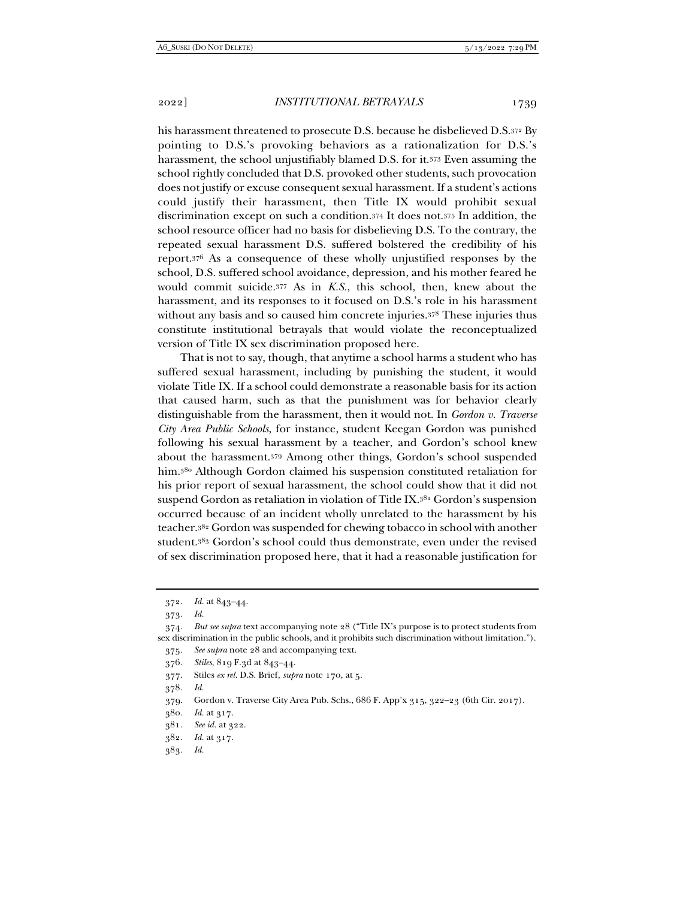his harassment threatened to prosecute D.S. because he disbelieved D.S.[372] By pointing to D.S.'s provoking behaviors as a rationalization for D.S.'s harassment, the school unjustifiably blamed D.S. for it.[373] Even assuming the school rightly concluded that D.S. provoked other students, such provocation does not justify or excuse consequent sexual harassment. If a student's actions could justify their harassment, then Title IX would prohibit sexual discrimination except on such a condition.[374] It does not.[375] In addition, the school resource officer had no basis for disbelieving D.S. To the contrary, the repeated sexual harassment D.S. suffered bolstered the credibility of his report.[376] As a consequence of these wholly unjustified responses by the school, D.S. suffered school avoidance, depression, and his mother feared he would commit suicide.[377] As in *K.S.*, this school, then, knew about the harassment, and its responses to it focused on D.S.'s role in his harassment without any basis and so caused him concrete injuries.[378] These injuries thus constitute institutional betrayals that would violate the reconceptualized version of Title IX sex discrimination proposed here.

That is not to say, though, that anytime a school harms a student who has suffered sexual harassment, including by punishing the student, it would violate Title IX. If a school could demonstrate a reasonable basis for its action that caused harm, such as that the punishment was for behavior clearly distinguishable from the harassment, then it would not. In *Gordon v. Traverse City Area Public Schools*, for instance, student Keegan Gordon was punished following his sexual harassment by a teacher, and Gordon's school knew about the harassment.[379] Among other things, Gordon's school suspended him.[380] Although Gordon claimed his suspension constituted retaliation for his prior report of sexual harassment, the school could show that it did not suspend Gordon as retaliation in violation of Title IX.[381] Gordon's suspension occurred because of an incident wholly unrelated to the harassment by his teacher.[382] Gordon was suspended for chewing tobacco in school with another student.[383] Gordon's school could thus demonstrate, even under the revised of sex discrimination proposed here, that it had a reasonable justification for

---

372. *Id.* at 843–44.

373. *Id.*

374. *But see supra* text accompanying note 28 ("Title IX's purpose is to protect students from sex discrimination in the public schools, and it prohibits such discrimination without limitation.").

375. *See supra* note 28 and accompanying text.

376. *Stiles*, 819 F.3d at 843–44.

377. Stiles *ex rel.* D.S. Brief, *supra* note 170, at 5.

378. *Id.*

379. Gordon v. Traverse City Area Pub. Schs., 686 F. App'x 315, 322–23 (6th Cir. 2017).

380. *Id.* at 317.

381. *See id.* at 322.

382. *Id.* at 317.

383. *Id.*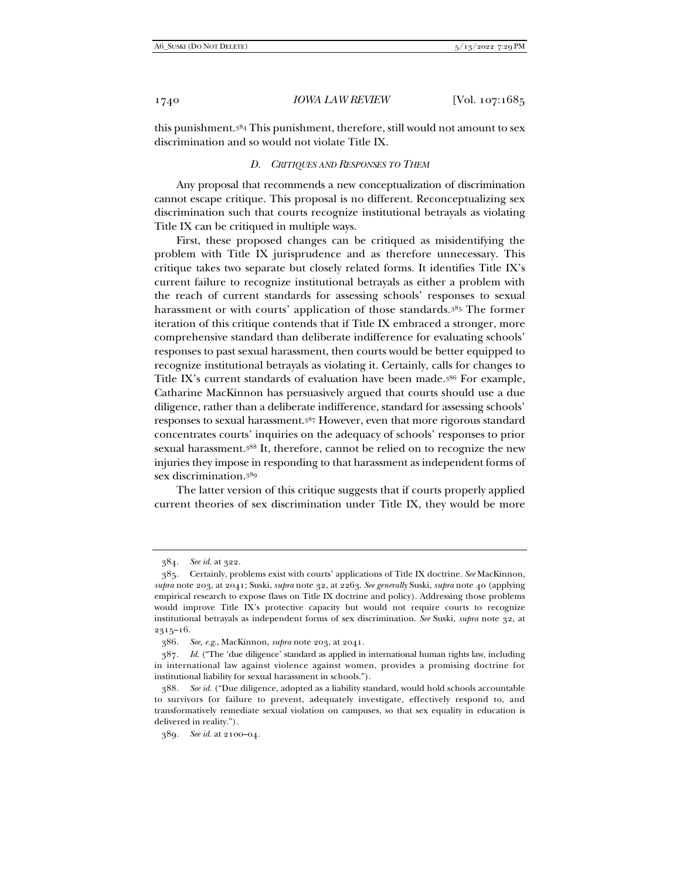this punishment.[384] This punishment, therefore, still would not amount to sex discrimination and so would not violate Title IX.

### D. *Critiques and Responses to Them*

Any proposal that recommends a new conceptualization of discrimination cannot escape critique. This proposal is no different. Reconceptualizing sex discrimination such that courts recognize institutional betrayals as violating Title IX can be critiqued in multiple ways.

First, these proposed changes can be critiqued as misidentifying the problem with Title IX jurisprudence and as therefore unnecessary. This critique takes two separate but closely related forms. It identifies Title IX's current failure to recognize institutional betrayals as either a problem with the reach of current standards for assessing schools' responses to sexual harassment or with courts' application of those standards.[385] The former iteration of this critique contends that if Title IX embraced a stronger, more comprehensive standard than deliberate indifference for evaluating schools' responses to past sexual harassment, then courts would be better equipped to recognize institutional betrayals as violating it. Certainly, calls for changes to Title IX's current standards of evaluation have been made.[386] For example, Catharine MacKinnon has persuasively argued that courts should use a due diligence, rather than a deliberate indifference, standard for assessing schools' responses to sexual harassment.[387] However, even that more rigorous standard concentrates courts' inquiries on the adequacy of schools' responses to prior sexual harassment.[388] It, therefore, cannot be relied on to recognize the new injuries they impose in responding to that harassment as independent forms of sex discrimination.[389]

The latter version of this critique suggests that if courts properly applied current theories of sex discrimination under Title IX, they would be more

---

384. *See id.* at 322.

385. Certainly, problems exist with courts' applications of Title IX doctrine. *See* MacKinnon, *supra* note 203, at 2041; Suski, *supra* note 32, at 2263. *See generally* Suski, *supra* note 40 (applying empirical research to expose flaws on Title IX doctrine and policy). Addressing those problems would improve Title IX's protective capacity but would not require courts to recognize institutional betrayals as independent forms of sex discrimination. *See* Suski, *supra* note 32, at 2315–16.

386. *See, e.g.*, MacKinnon, *supra* note 203, at 2041.

387. *Id.* ("The 'due diligence' standard as applied in international human rights law, including in international law against violence against women, provides a promising doctrine for institutional liability for sexual harassment in schools.").

388. *See id.* ("Due diligence, adopted as a liability standard, would hold schools accountable to survivors for failure to prevent, adequately investigate, effectively respond to, and transformatively remediate sexual violation on campuses, so that sex equality in education is delivered in reality.").

389. *See id.* at 2100–04.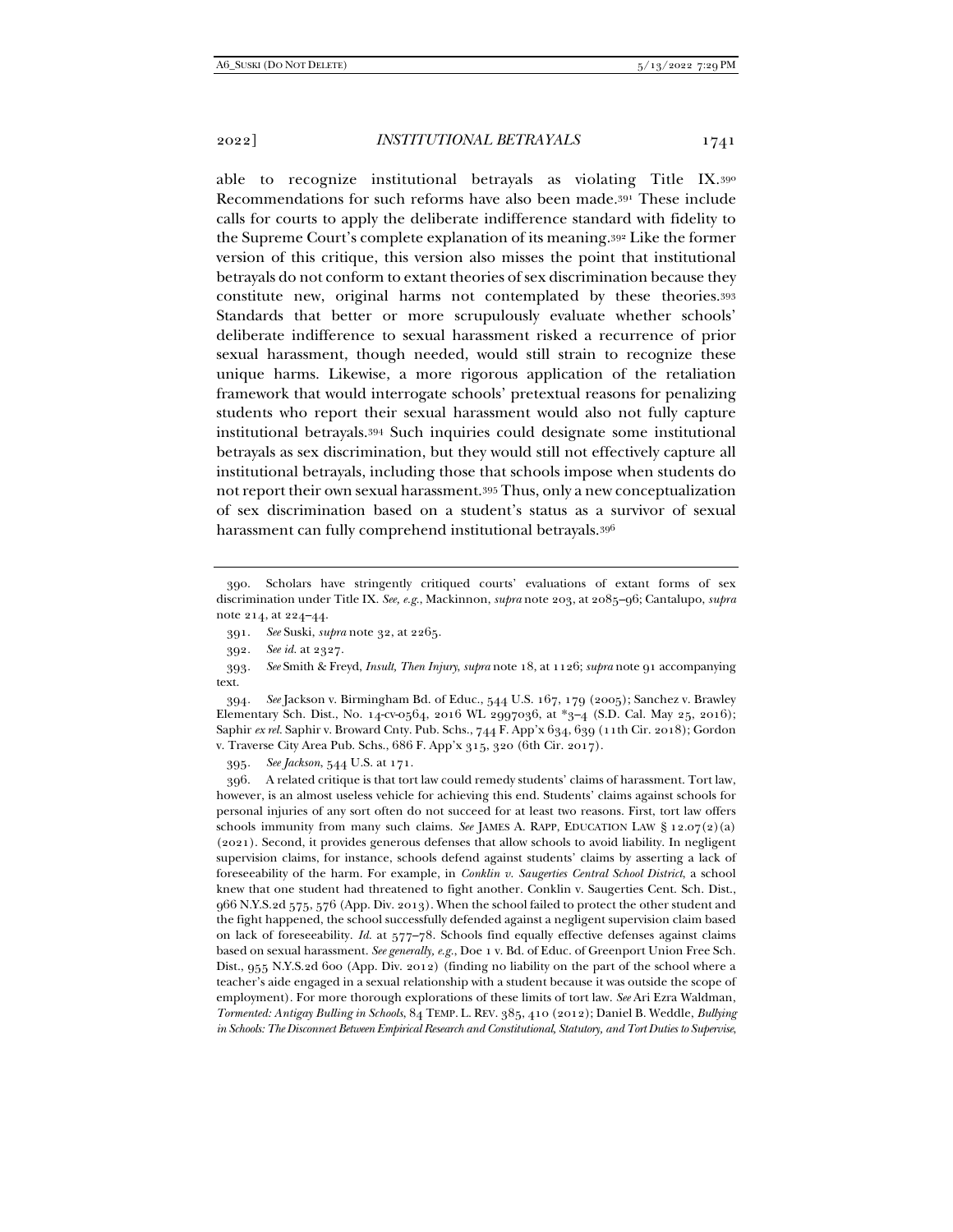able to recognize institutional betrayals as violating Title IX.[390] Recommendations for such reforms have also been made.[391] These include calls for courts to apply the deliberate indifference standard with fidelity to the Supreme Court's complete explanation of its meaning.[392] Like the former version of this critique, this version also misses the point that institutional betrayals do not conform to extant theories of sex discrimination because they constitute new, original harms not contemplated by these theories.[393] Standards that better or more scrupulously evaluate whether schools' deliberate indifference to sexual harassment risked a recurrence of prior sexual harassment, though needed, would still strain to recognize these unique harms. Likewise, a more rigorous application of the retaliation framework that would interrogate schools' pretextual reasons for penalizing students who report their sexual harassment would also not fully capture institutional betrayals.[394] Such inquiries could designate some institutional betrayals as sex discrimination, but they would still not effectively capture all institutional betrayals, including those that schools impose when students do not report their own sexual harassment.[395] Thus, only a new conceptualization of sex discrimination based on a student's status as a survivor of sexual harassment can fully comprehend institutional betrayals.[396]

---

390. Scholars have stringently critiqued courts' evaluations of extant forms of sex discrimination under Title IX. *See, e.g.*, Mackinnon, *supra* note 203, at 2085–96; Cantalupo, *supra* note 214, at 224–44.

391. *See* Suski, *supra* note 32, at 2265.

392. *See id.* at 2327.

393. *See* Smith & Freyd, *Insult, Then Injury*, *supra* note 18, at 1126; *supra* note 91 accompanying text.

394. *See* Jackson v. Birmingham Bd. of Educ., 544 U.S. 167, 179 (2005); Sanchez v. Brawley Elementary Sch. Dist., No. 14-cv-0564, 2016 WL 2997036, at *3–4 (S.D. Cal. May 25, 2016); Saphir *ex rel.* Saphir v. Broward Cnty. Pub. Schs., 744 F. App'x 634, 639 (11th Cir. 2018); Gordon v. Traverse City Area Pub. Schs., 686 F. App'x 315, 320 (6th Cir. 2017).

395. *See Jackson*, 544 U.S. at 171.

396. A related critique is that tort law could remedy students' claims of harassment. Tort law, however, is an almost useless vehicle for achieving this end. Students' claims against schools for personal injuries of any sort often do not succeed for at least two reasons. First, tort law offers schools immunity from many such claims. *See* JAMES A. RAPP, EDUCATION LAW § 12.07(2)(a) (2021). Second, it provides generous defenses that allow schools to avoid liability. In negligent supervision claims, for instance, schools defend against students' claims by asserting a lack of foreseeability of the harm. For example, in *Conklin v. Saugerties Central School District*, a school knew that one student had threatened to fight another. Conklin v. Saugerties Cent. Sch. Dist., 966 N.Y.S.2d 575, 576 (App. Div. 2013). When the school failed to protect the other student and the fight happened, the school successfully defended against a negligent supervision claim based on lack of foreseeability. *Id.* at 577–78. Schools find equally effective defenses against claims based on sexual harassment. *See generally, e.g.*, Doe 1 v. Bd. of Educ. of Greenport Union Free Sch. Dist., 955 N.Y.S.2d 600 (App. Div. 2012) (finding no liability on the part of the school where a teacher's aide engaged in a sexual relationship with a student because it was outside the scope of employment). For more thorough explorations of these limits of tort law. *See* Ari Ezra Waldman, *Tormented: Antigay Bulling in Schools*, 84 TEMP. L. REV. 385, 410 (2012); Daniel B. Weddle, *Bullying in Schools: The Disconnect Between Empirical Research and Constitutional, Statutory, and Tort Duties to Supervise*,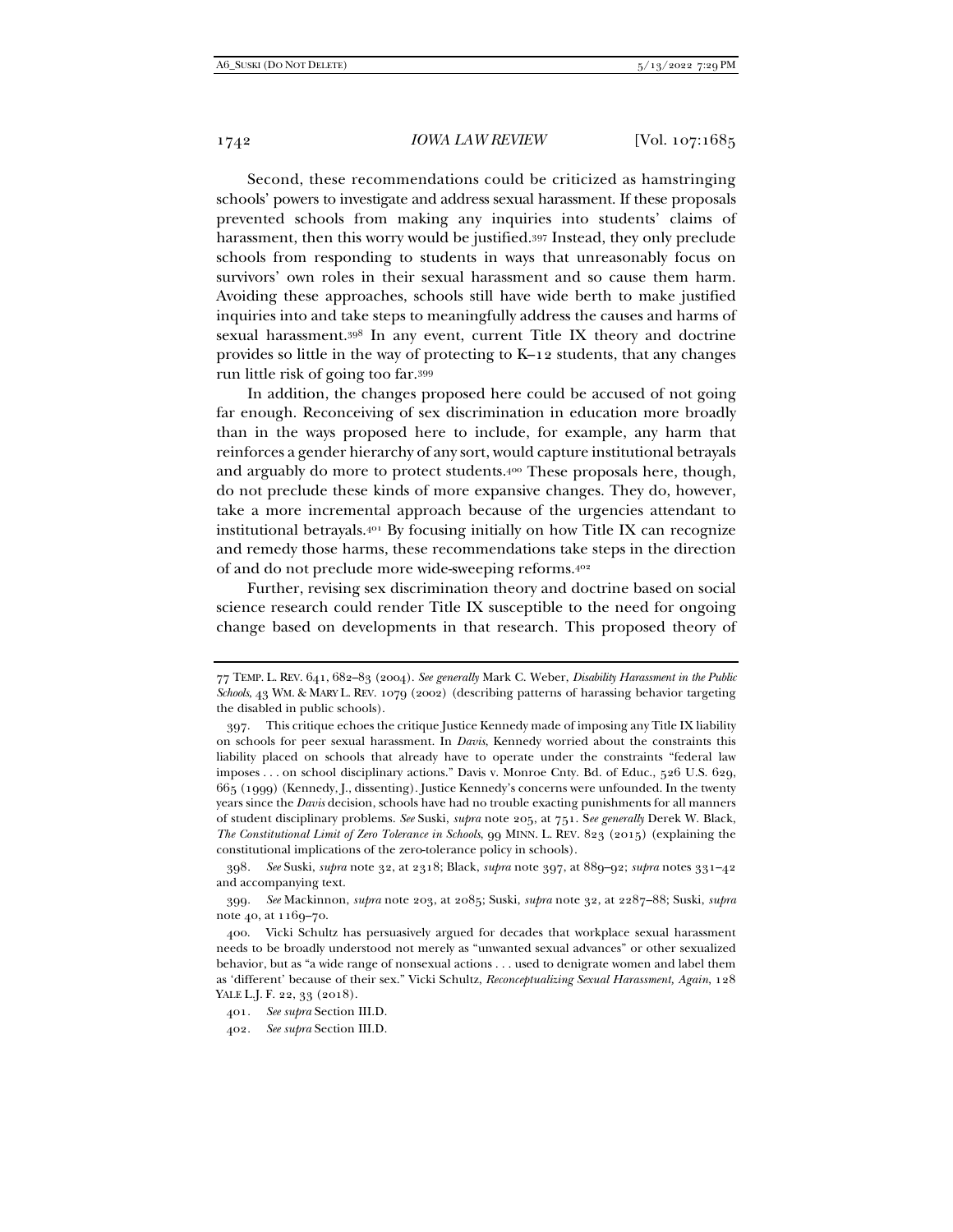Second, these recommendations could be criticized as hamstringing schools' powers to investigate and address sexual harassment. If these proposals prevented schools from making any inquiries into students' claims of harassment, then this worry would be justified.[397] Instead, they only preclude schools from responding to students in ways that unreasonably focus on survivors' own roles in their sexual harassment and so cause them harm. Avoiding these approaches, schools still have wide berth to make justified inquiries into and take steps to meaningfully address the causes and harms of sexual harassment.[398] In any event, current Title IX theory and doctrine provides so little in the way of protecting to K–12 students, that any changes run little risk of going too far.[399]

In addition, the changes proposed here could be accused of not going far enough. Reconceiving of sex discrimination in education more broadly than in the ways proposed here to include, for example, any harm that reinforces a gender hierarchy of any sort, would capture institutional betrayals and arguably do more to protect students.[400] These proposals here, though, do not preclude these kinds of more expansive changes. They do, however, take a more incremental approach because of the urgencies attendant to institutional betrayals.[401] By focusing initially on how Title IX can recognize and remedy those harms, these recommendations take steps in the direction of and do not preclude more wide-sweeping reforms.[402]

Further, revising sex discrimination theory and doctrine based on social science research could render Title IX susceptible to the need for ongoing change based on developments in that research. This proposed theory of

---

77 TEMP. L. REV. 641, 682–83 (2004). *See generally* Mark C. Weber, *Disability Harassment in the Public Schools*, 43 WM. & MARY L. REV. 1079 (2002) (describing patterns of harassing behavior targeting the disabled in public schools).

397. This critique echoes the critique Justice Kennedy made of imposing any Title IX liability on schools for peer sexual harassment. In *Davis*, Kennedy worried about the constraints this liability placed on schools that already have to operate under the constraints "federal law imposes . . . on school disciplinary actions." Davis v. Monroe Cnty. Bd. of Educ., 526 U.S. 629, 665 (1999) (Kennedy, J., dissenting). Justice Kennedy's concerns were unfounded. In the twenty years since the *Davis* decision, schools have had no trouble exacting punishments for all manners of student disciplinary problems. *See* Suski, *supra* note 205, at 751. *See generally* Derek W. Black, *The Constitutional Limit of Zero Tolerance in Schools*, 99 MINN. L. REV. 823 (2015) (explaining the constitutional implications of the zero-tolerance policy in schools).

398. *See* Suski, *supra* note 32, at 2318; Black, *supra* note 397, at 889–92; *supra* notes 331–42 and accompanying text.

399. *See* Mackinnon, *supra* note 203, at 2085; Suski, *supra* note 32, at 2287–88; Suski, *supra* note 40, at 1169–70.

400. Vicki Schultz has persuasively argued for decades that workplace sexual harassment needs to be broadly understood not merely as "unwanted sexual advances" or other sexualized behavior, but as "a wide range of nonsexual actions . . . used to denigrate women and label them as 'different' because of their sex." Vicki Schultz, *Reconceptualizing Sexual Harassment, Again*, 128 YALE L.J. F. 22, 33 (2018).

401. *See supra* Section III.D.

402. *See supra* Section III.D.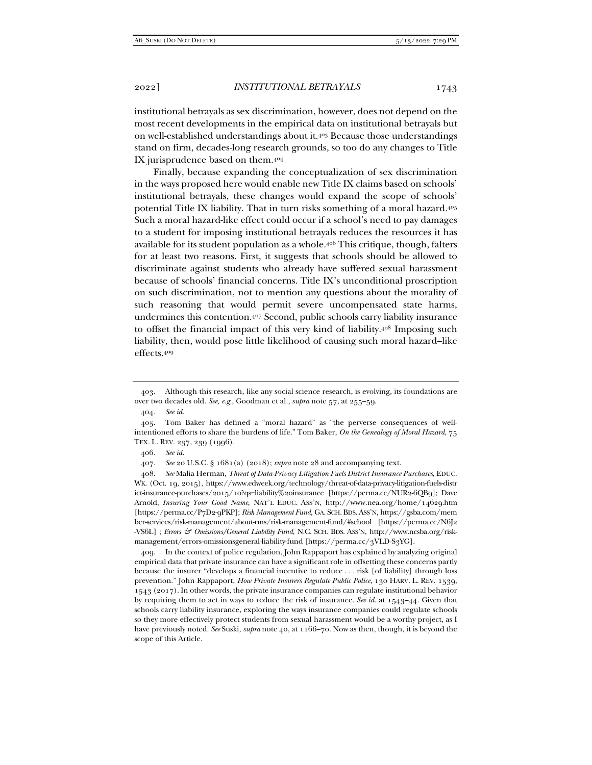institutional betrayals as sex discrimination, however, does not depend on the most recent developments in the empirical data on institutional betrayals but on well-established understandings about it.[403] Because those understandings stand on firm, decades-long research grounds, so too do any changes to Title IX jurisprudence based on them.[404]

Finally, because expanding the conceptualization of sex discrimination in the ways proposed here would enable new Title IX claims based on schools' institutional betrayals, these changes would expand the scope of schools' potential Title IX liability. That in turn risks something of a moral hazard.[405] Such a moral hazard-like effect could occur if a school's need to pay damages to a student for imposing institutional betrayals reduces the resources it has available for its student population as a whole.[406] This critique, though, falters for at least two reasons. First, it suggests that schools should be allowed to discriminate against students who already have suffered sexual harassment because of schools' financial concerns. Title IX's unconditional proscription on such discrimination, not to mention any questions about the morality of such reasoning that would permit severe uncompensated state harms, undermines this contention.[407] Second, public schools carry liability insurance to offset the financial impact of this very kind of liability.[408] Imposing such liability, then, would pose little likelihood of causing such moral hazard–like effects.[409]

---

403. Although this research, like any social science research, is evolving, its foundations are over two decades old. *See, e.g.*, Goodman et al., *supra* note 57, at 255–59.

404. *See id.*

405. Tom Baker has defined a "moral hazard" as "the perverse consequences of well-intentioned efforts to share the burdens of life." Tom Baker, *On the Genealogy of Moral Hazard*, 75 TEX. L. REV. 237, 239 (1996).

406. *See id.*

407. *See* 20 U.S.C. § 1681(a) (2018); *supra* note 28 and accompanying text.

408. *See* Malia Herman, *Threat of Data-Privacy Litigation Fuels District Insurance Purchases*, EDUC. WK. (Oct. 19, 2015), https://www.edweek.org/technology/threat-of-data-privacy-litigation-fuels-district-insurance-purchases/2015/10?qs=liability%20insurance [https://perma.cc/NUR2-6QB9]; Dave Arnold, *Insuring Your Good Name*, NAT'L EDUC. ASS'N, http://www.nea.org/home/14629.htm [https://perma.cc/P7D2-9PKP]; *Risk Management Fund*, GA. SCH. BDS. ASS'N, https://gsba.com/member-services/risk-management/about-rms/risk-management-fund/#school [https://perma.cc/N6J2-VS6L] ; *Errors & Omissions/General Liability Fund*, N.C. SCH. BDS. ASS'N, http://www.ncsba.org/risk-management/errors-omissionsgeneral-liability-fund [https://perma.cc/3VLD-S3YG].

409. In the context of police regulation, John Rappaport has explained by analyzing original empirical data that private insurance can have a significant role in offsetting these concerns partly because the insurer "develops a financial incentive to reduce . . . risk [of liability] through loss prevention." John Rappaport, *How Private Insurers Regulate Public Police*, 130 HARV. L. REV. 1539, 1543 (2017). In other words, the private insurance companies can regulate institutional behavior by requiring them to act in ways to reduce the risk of insurance. *See id.* at 1543–44. Given that schools carry liability insurance, exploring the ways insurance companies could regulate schools so they more effectively protect students from sexual harassment would be a worthy project, as I have previously noted. *See* Suski, *supra* note 40, at 1166–70. Now as then, though, it is beyond the scope of this Article.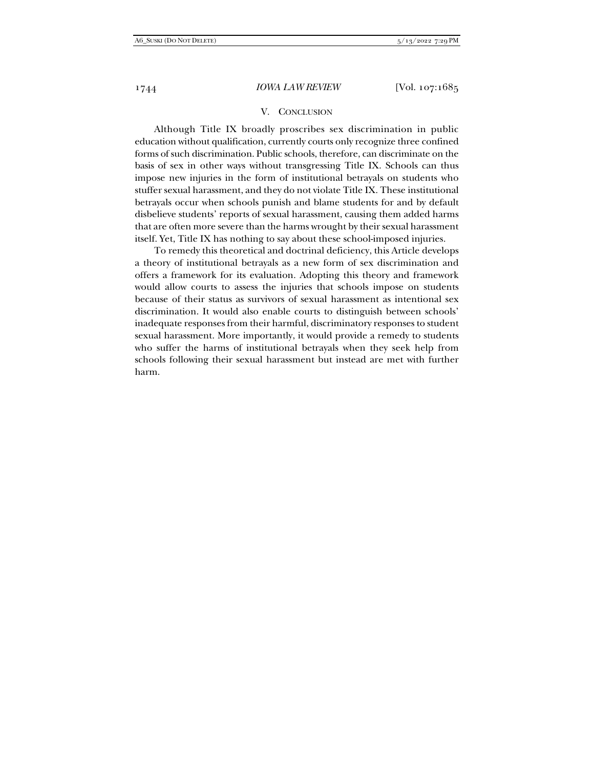## V. CONCLUSION

Although Title IX broadly proscribes sex discrimination in public education without qualification, currently courts only recognize three confined forms of such discrimination. Public schools, therefore, can discriminate on the basis of sex in other ways without transgressing Title IX. Schools can thus impose new injuries in the form of institutional betrayals on students who stuffer sexual harassment, and they do not violate Title IX. These institutional betrayals occur when schools punish and blame students for and by default disbelieve students' reports of sexual harassment, causing them added harms that are often more severe than the harms wrought by their sexual harassment itself. Yet, Title IX has nothing to say about these school-imposed injuries.

To remedy this theoretical and doctrinal deficiency, this Article develops a theory of institutional betrayals as a new form of sex discrimination and offers a framework for its evaluation. Adopting this theory and framework would allow courts to assess the injuries that schools impose on students because of their status as survivors of sexual harassment as intentional sex discrimination. It would also enable courts to distinguish between schools' inadequate responses from their harmful, discriminatory responses to student sexual harassment. More importantly, it would provide a remedy to students who suffer the harms of institutional betrayals when they seek help from schools following their sexual harassment but instead are met with further harm.